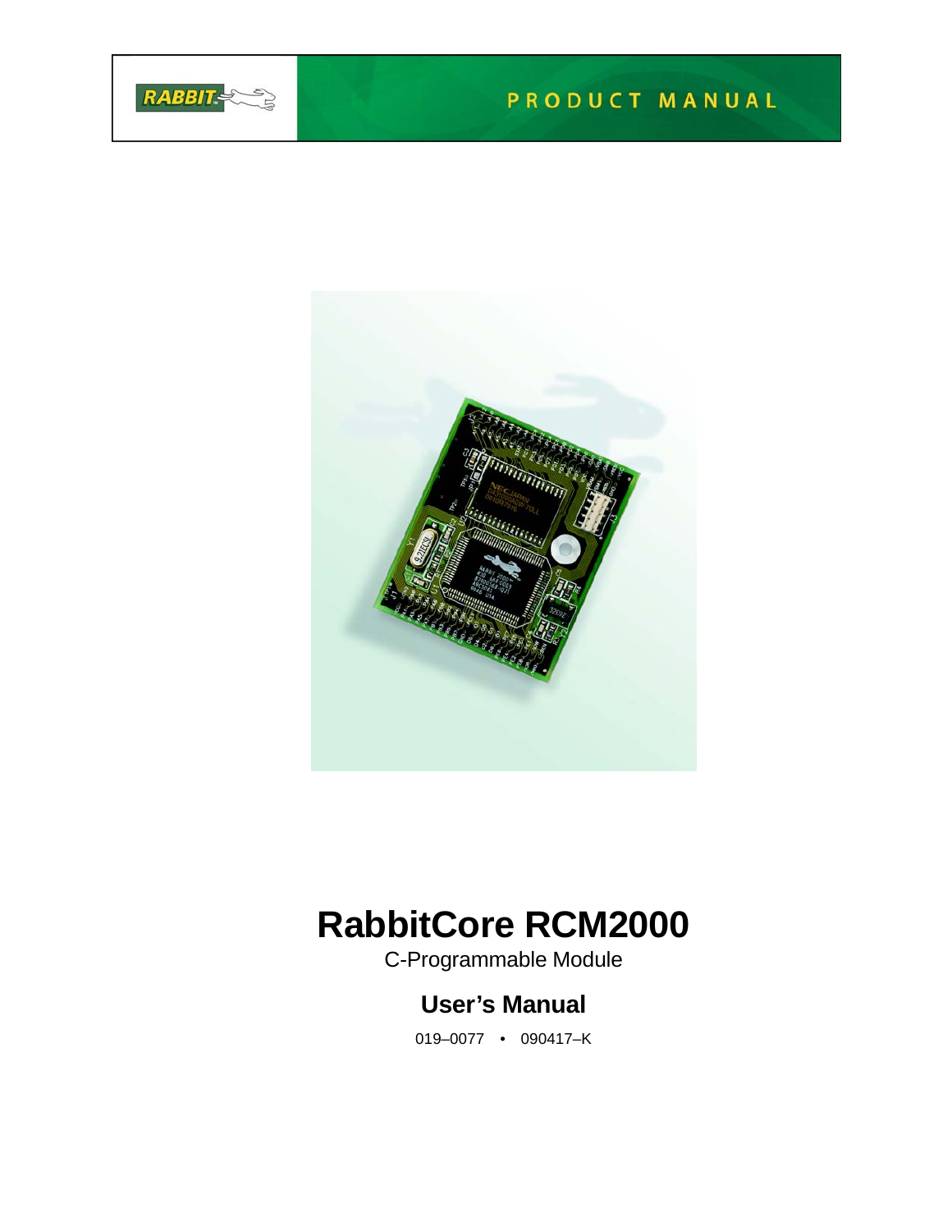PRODUCT MANUAL

# RabbitCore RCM2000

C-Programmable Module

## User's Manual

019–0077 • 090417–K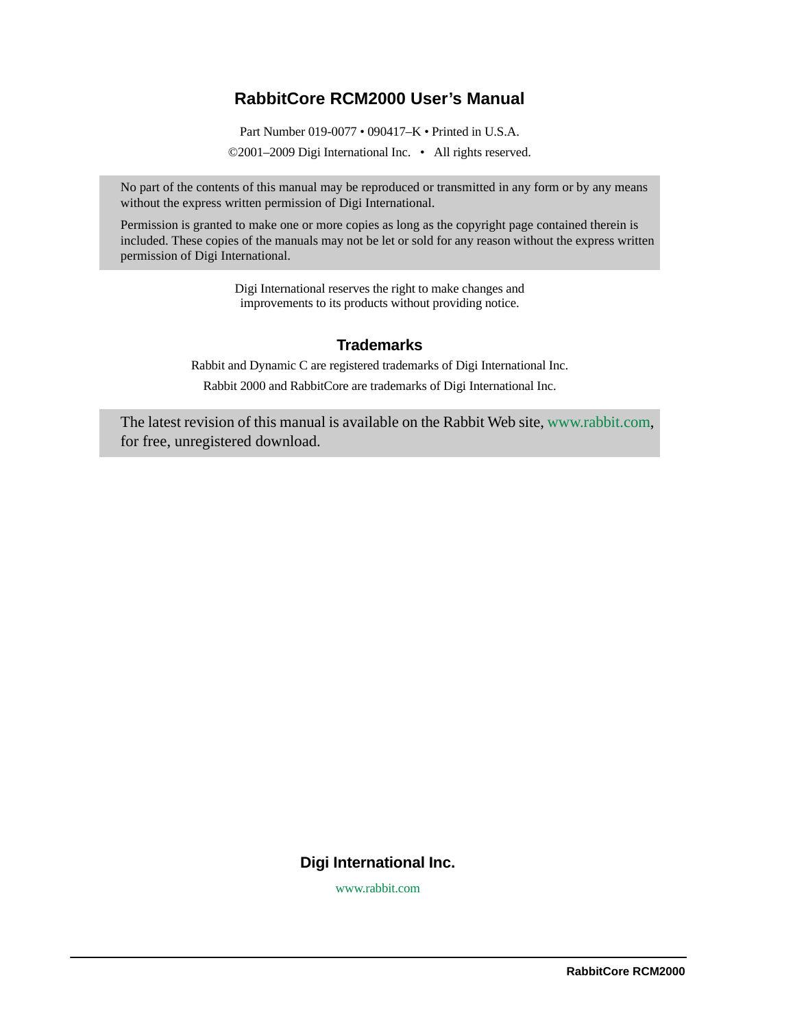# RabbitCore RCM2000 User's Manual

Part Number 019-0077 • 090417–K • Printed in U.S.A.

©2001–2009 Digi International Inc. • All rights reserved.

No part of the contents of this manual may be reproduced or transmitted in any form or by any means without the express written permission of Digi International.

Permission is granted to make one or more copies as long as the copyright page contained therein is included. These copies of the manuals may not be let or sold for any reason without the express written permission of Digi International.

Digi International reserves the right to make changes and improvements to its products without providing notice.

## Trademarks

Rabbit and Dynamic C are registered trademarks of Digi International Inc.

Rabbit 2000 and RabbitCore are trademarks of Digi International Inc.

The latest revision of this manual is available on the Rabbit Web site, www.rabbit.com, for free, unregistered download.

**Digi International Inc.**

www.rabbit.com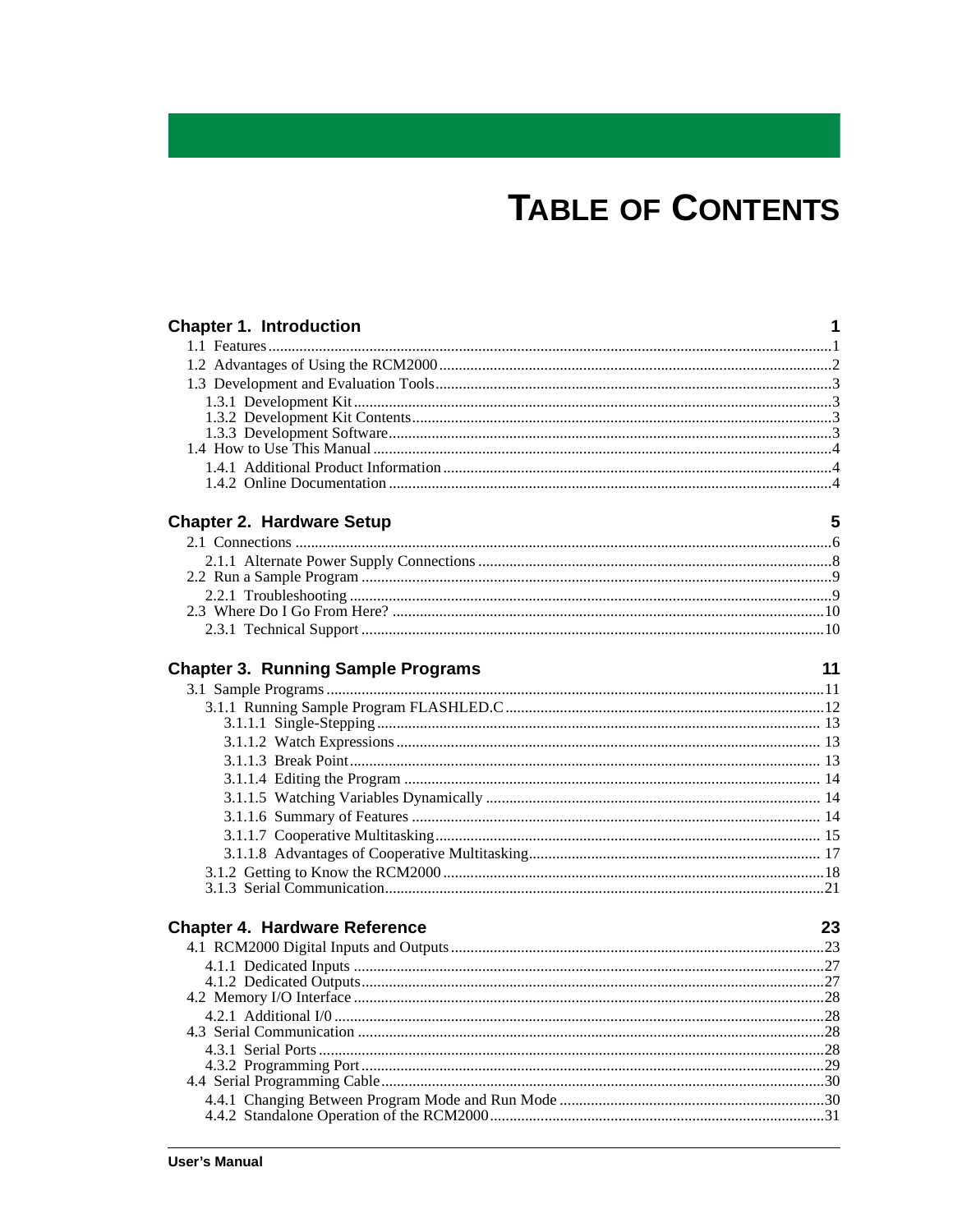# Table of Contents

**Chapter 1. Introduction** 1

1.1 Features ....1
1.2 Advantages of Using the RCM2000 ....2
1.3 Development and Evaluation Tools ....3
- 1.3.1 Development Kit ....3
- 1.3.2 Development Kit Contents ....3
- 1.3.3 Development Software ....3

1.4 How to Use This Manual ....4
- 1.4.1 Additional Product Information ....4
- 1.4.2 Online Documentation ....4

**Chapter 2. Hardware Setup** 5

2.1 Connections ....6
- 2.1.1 Alternate Power Supply Connections ....8

2.2 Run a Sample Program ....9
- 2.2.1 Troubleshooting ....9

2.3 Where Do I Go From Here? ....10
- 2.3.1 Technical Support ....10

**Chapter 3. Running Sample Programs** 11

3.1 Sample Programs ....11
- 3.1.1 Running Sample Program FLASHLED.C ....12
  - 3.1.1.1 Single-Stepping .... 13
  - 3.1.1.2 Watch Expressions .... 13
  - 3.1.1.3 Break Point .... 13
  - 3.1.1.4 Editing the Program .... 14
  - 3.1.1.5 Watching Variables Dynamically .... 14
  - 3.1.1.6 Summary of Features .... 14
  - 3.1.1.7 Cooperative Multitasking .... 15
  - 3.1.1.8 Advantages of Cooperative Multitasking .... 17
- 3.1.2 Getting to Know the RCM2000 ....18
- 3.1.3 Serial Communication ....21

**Chapter 4. Hardware Reference** 23

4.1 RCM2000 Digital Inputs and Outputs ....23
- 4.1.1 Dedicated Inputs ....27
- 4.1.2 Dedicated Outputs ....27

4.2 Memory I/O Interface ....28
- 4.2.1 Additional I/0 ....28

4.3 Serial Communication ....28
- 4.3.1 Serial Ports ....28
- 4.3.2 Programming Port ....29

4.4 Serial Programming Cable ....30
- 4.4.1 Changing Between Program Mode and Run Mode ....30
- 4.4.2 Standalone Operation of the RCM2000 ....31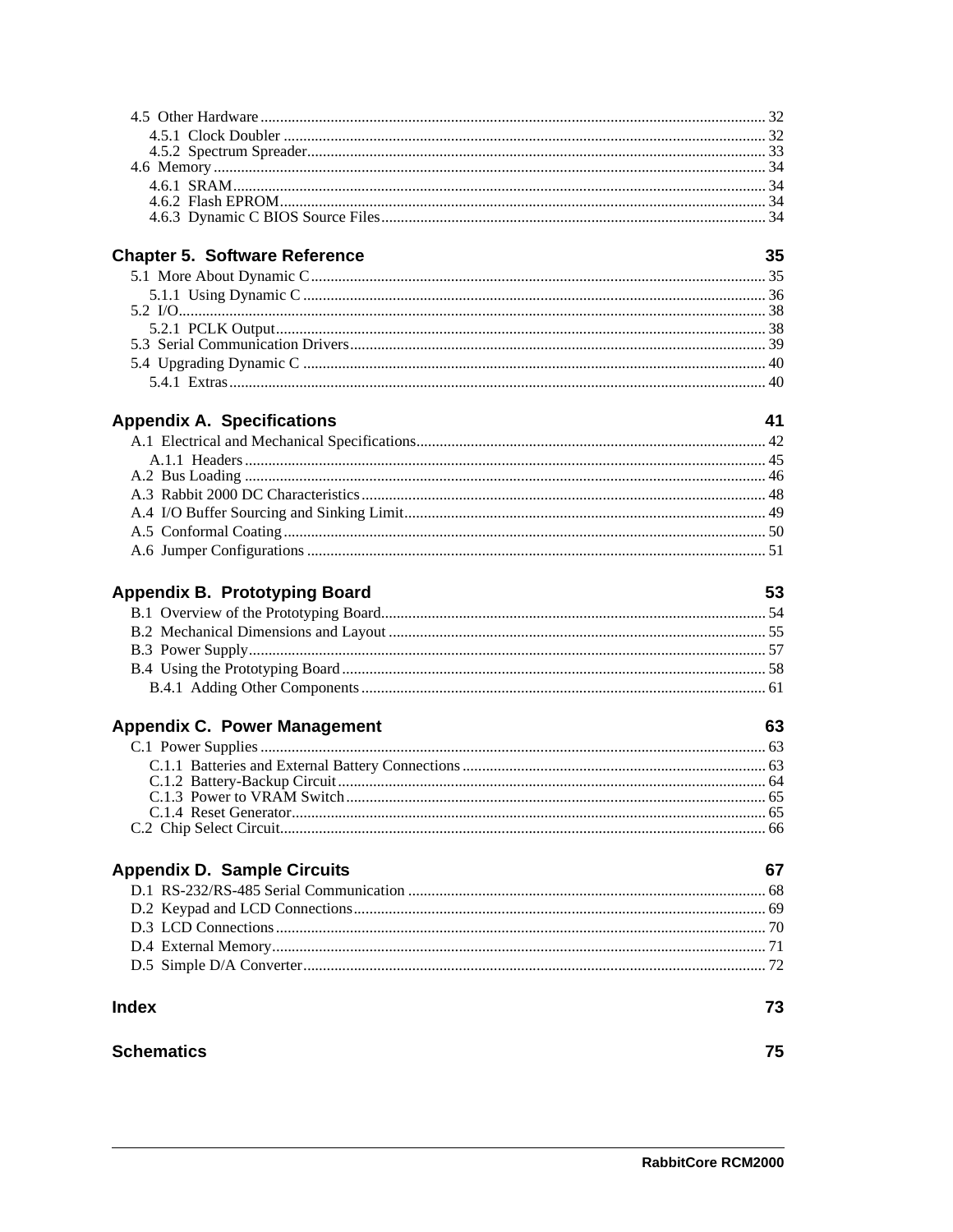4.5 Other Hardware ................................................................................................................................ 32
4.5.1 Clock Doubler ................................................................................................................................ 32
4.5.2 Spectrum Spreader........................................................................................................................ 33
4.6 Memory ................................................................................................................................ 34
4.6.1 SRAM ................................................................................................................................ 34
4.6.2 Flash EPROM ................................................................................................................................ 34
4.6.3 Dynamic C BIOS Source Files ................................................................................................ 34

**Chapter 5. Software Reference** **35**

5.1 More About Dynamic C ................................................................................................................ 35
5.1.1 Using Dynamic C ........................................................................................................................ 36
5.2 I/O ................................................................................................................................ 38
5.2.1 PCLK Output ................................................................................................................................ 38
5.3 Serial Communication Drivers ................................................................................................ 39
5.4 Upgrading Dynamic C ................................................................................................................ 40
5.4.1 Extras ................................................................................................................................ 40

**Appendix A. Specifications** **41**

A.1 Electrical and Mechanical Specifications ................................................................................ 42
A.1.1 Headers ................................................................................................................................ 45
A.2 Bus Loading ................................................................................................................................ 46
A.3 Rabbit 2000 DC Characteristics ................................................................................................ 48
A.4 I/O Buffer Sourcing and Sinking Limit ................................................................................ 49
A.5 Conformal Coating ................................................................................................................ 50
A.6 Jumper Configurations ................................................................................................................ 51

**Appendix B. Prototyping Board** **53**

B.1 Overview of the Prototyping Board ................................................................................................ 54
B.2 Mechanical Dimensions and Layout ................................................................................................ 55
B.3 Power Supply ................................................................................................................................ 57
B.4 Using the Prototyping Board ................................................................................................ 58
B.4.1 Adding Other Components ................................................................................................ 61

**Appendix C. Power Management** **63**

C.1 Power Supplies ................................................................................................................................ 63
C.1.1 Batteries and External Battery Connections ................................................................................ 63
C.1.2 Battery-Backup Circuit ................................................................................................................ 64
C.1.3 Power to VRAM Switch ................................................................................................................ 65
C.1.4 Reset Generator ................................................................................................................................ 65
C.2 Chip Select Circuit ................................................................................................................................ 66

**Appendix D. Sample Circuits** **67**

D.1 RS-232/RS-485 Serial Communication ................................................................................ 68
D.2 Keypad and LCD Connections ................................................................................................ 69
D.3 LCD Connections ................................................................................................................................ 70
D.4 External Memory ................................................................................................................................ 71
D.5 Simple D/A Converter ................................................................................................................ 72

**Index** **73**

**Schematics** **75**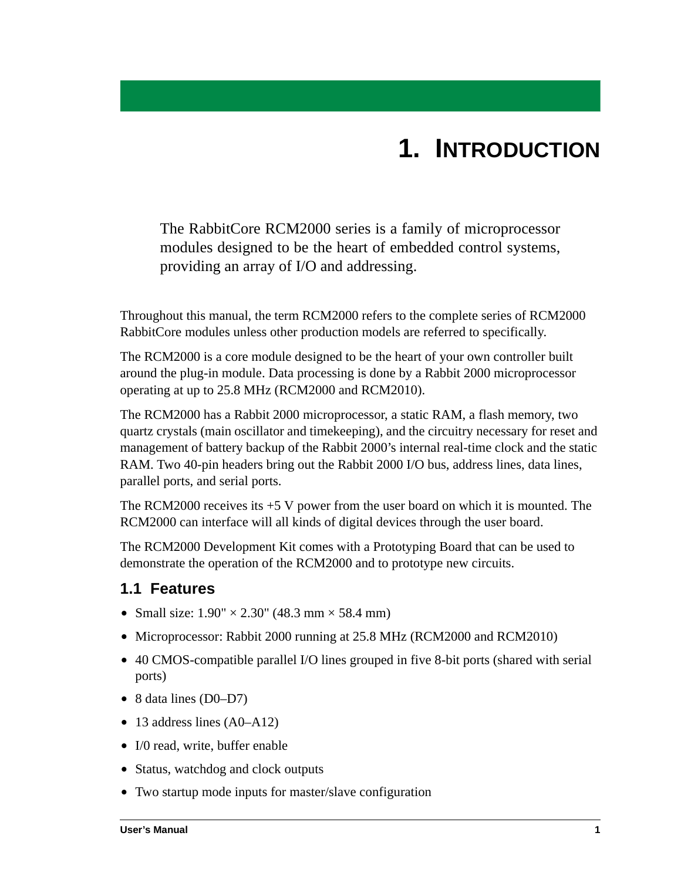# 1. INTRODUCTION

The RabbitCore RCM2000 series is a family of microprocessor modules designed to be the heart of embedded control systems, providing an array of I/O and addressing.

Throughout this manual, the term RCM2000 refers to the complete series of RCM2000 RabbitCore modules unless other production models are referred to specifically.

The RCM2000 is a core module designed to be the heart of your own controller built around the plug-in module. Data processing is done by a Rabbit 2000 microprocessor operating at up to 25.8 MHz (RCM2000 and RCM2010).

The RCM2000 has a Rabbit 2000 microprocessor, a static RAM, a flash memory, two quartz crystals (main oscillator and timekeeping), and the circuitry necessary for reset and management of battery backup of the Rabbit 2000's internal real-time clock and the static RAM. Two 40-pin headers bring out the Rabbit 2000 I/O bus, address lines, data lines, parallel ports, and serial ports.

The RCM2000 receives its +5 V power from the user board on which it is mounted. The RCM2000 can interface will all kinds of digital devices through the user board.

The RCM2000 Development Kit comes with a Prototyping Board that can be used to demonstrate the operation of the RCM2000 and to prototype new circuits.

## 1.1 Features

- Small size: 1.90" × 2.30" (48.3 mm × 58.4 mm)
- Microprocessor: Rabbit 2000 running at 25.8 MHz (RCM2000 and RCM2010)
- 40 CMOS-compatible parallel I/O lines grouped in five 8-bit ports (shared with serial ports)
- 8 data lines (D0–D7)
- 13 address lines (A0–A12)
- I/0 read, write, buffer enable
- Status, watchdog and clock outputs
- Two startup mode inputs for master/slave configuration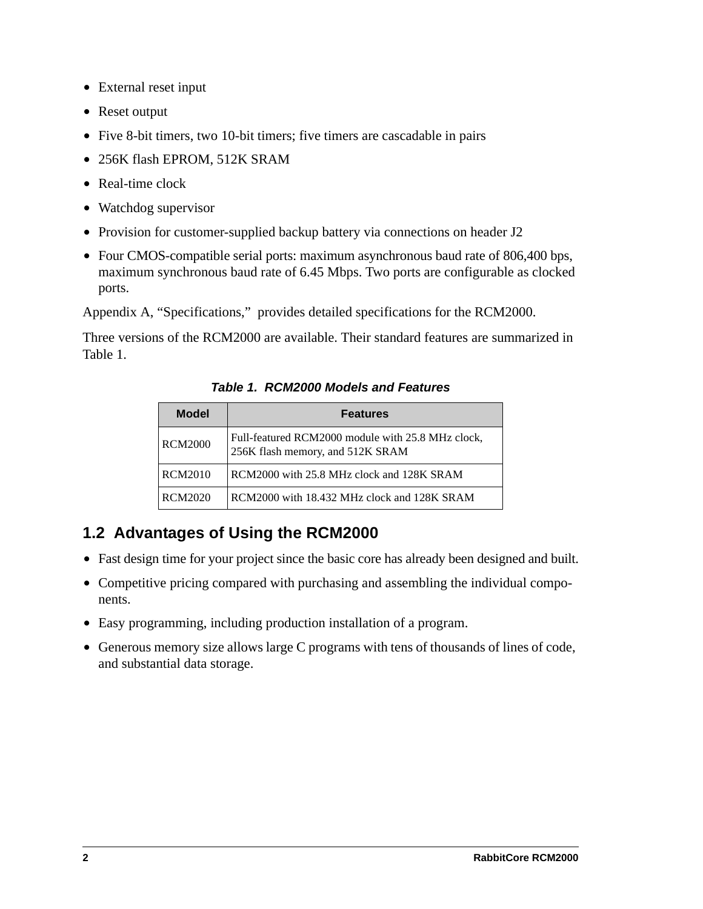- External reset input
- Reset output
- Five 8-bit timers, two 10-bit timers; five timers are cascadable in pairs
- 256K flash EPROM, 512K SRAM
- Real-time clock
- Watchdog supervisor
- Provision for customer-supplied backup battery via connections on header J2
- Four CMOS-compatible serial ports: maximum asynchronous baud rate of 806,400 bps, maximum synchronous baud rate of 6.45 Mbps. Two ports are configurable as clocked ports.

Appendix A, "Specifications," provides detailed specifications for the RCM2000.

Three versions of the RCM2000 are available. Their standard features are summarized in Table 1.

***Table 1. RCM2000 Models and Features***

| Model | Features |
|---|---|
| RCM2000 | Full-featured RCM2000 module with 25.8 MHz clock, 256K flash memory, and 512K SRAM |
| RCM2010 | RCM2000 with 25.8 MHz clock and 128K SRAM |
| RCM2020 | RCM2000 with 18.432 MHz clock and 128K SRAM |

## 1.2 Advantages of Using the RCM2000

- Fast design time for your project since the basic core has already been designed and built.
- Competitive pricing compared with purchasing and assembling the individual components.
- Easy programming, including production installation of a program.
- Generous memory size allows large C programs with tens of thousands of lines of code, and substantial data storage.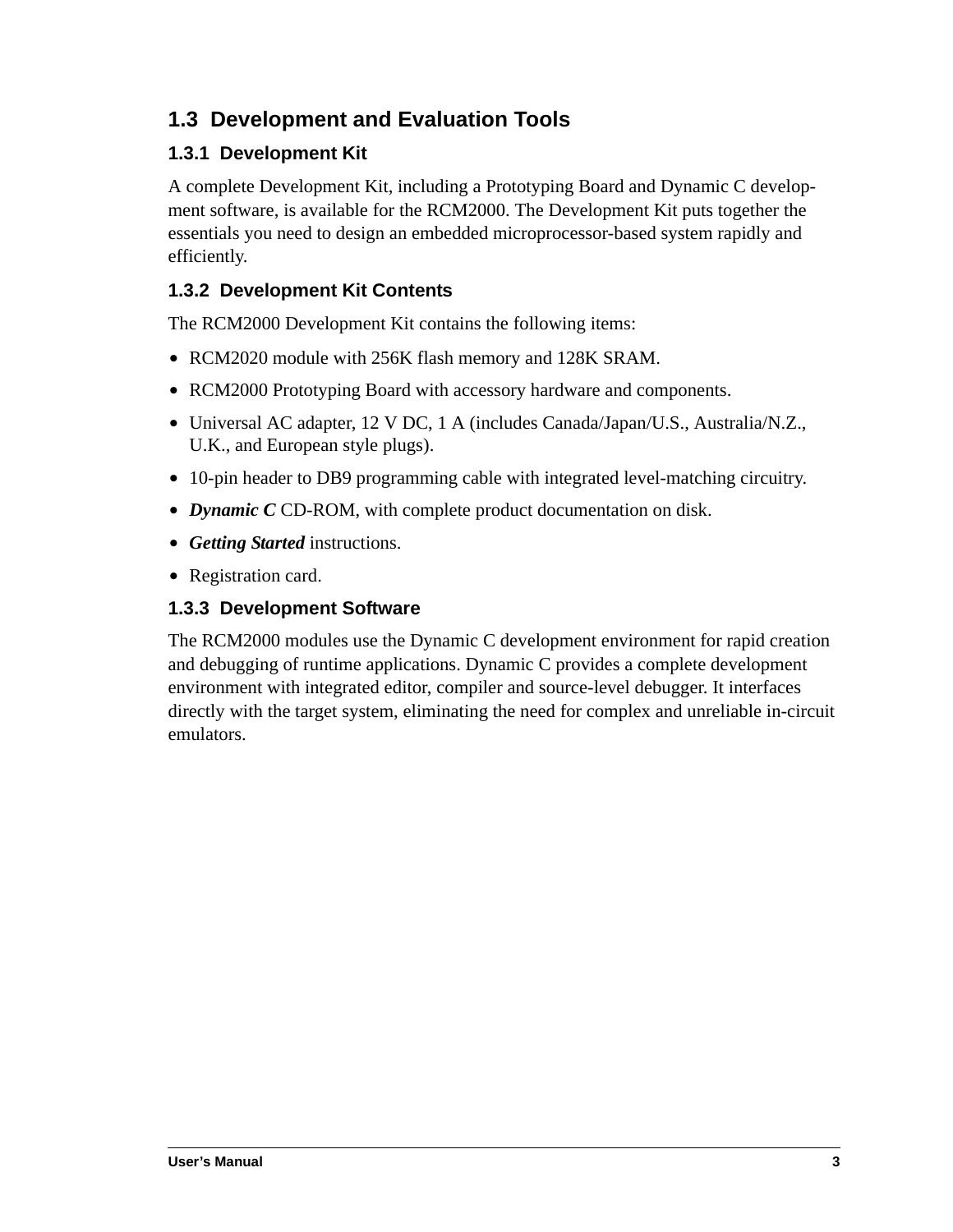## 1.3 Development and Evaluation Tools

### 1.3.1 Development Kit

A complete Development Kit, including a Prototyping Board and Dynamic C development software, is available for the RCM2000. The Development Kit puts together the essentials you need to design an embedded microprocessor-based system rapidly and efficiently.

### 1.3.2 Development Kit Contents

The RCM2000 Development Kit contains the following items:

- RCM2020 module with 256K flash memory and 128K SRAM.
- RCM2000 Prototyping Board with accessory hardware and components.
- Universal AC adapter, 12 V DC, 1 A (includes Canada/Japan/U.S., Australia/N.Z., U.K., and European style plugs).
- 10-pin header to DB9 programming cable with integrated level-matching circuitry.
- ***Dynamic C*** CD-ROM, with complete product documentation on disk.
- ***Getting Started*** instructions.
- Registration card.

### 1.3.3 Development Software

The RCM2000 modules use the Dynamic C development environment for rapid creation and debugging of runtime applications. Dynamic C provides a complete development environment with integrated editor, compiler and source-level debugger. It interfaces directly with the target system, eliminating the need for complex and unreliable in-circuit emulators.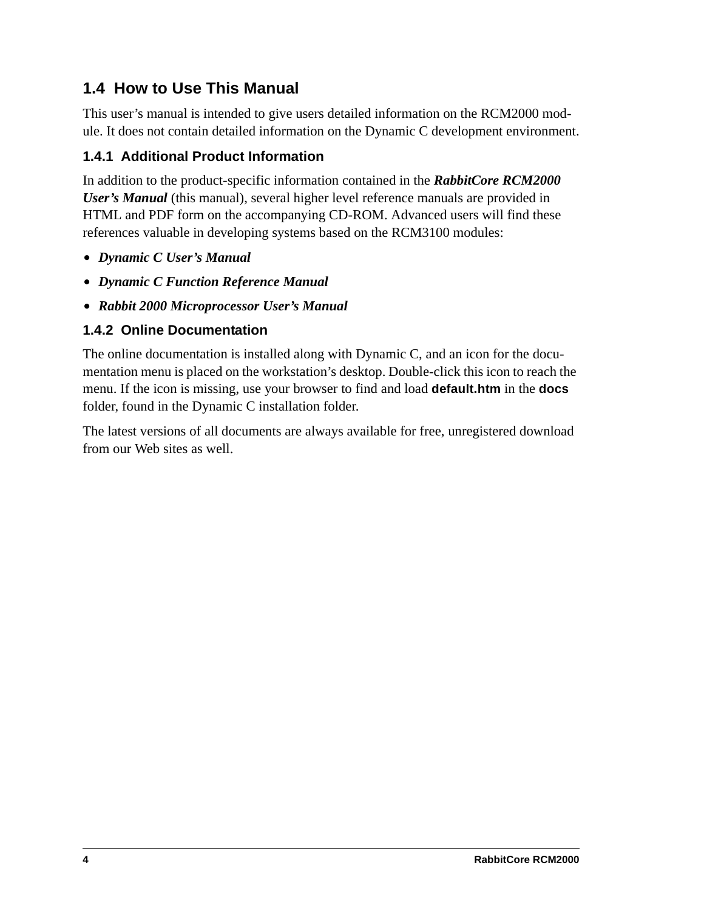## 1.4 How to Use This Manual

This user's manual is intended to give users detailed information on the RCM2000 module. It does not contain detailed information on the Dynamic C development environment.

### 1.4.1 Additional Product Information

In addition to the product-specific information contained in the ***RabbitCore RCM2000 User's Manual*** (this manual), several higher level reference manuals are provided in HTML and PDF form on the accompanying CD-ROM. Advanced users will find these references valuable in developing systems based on the RCM3100 modules:

- ***Dynamic C User's Manual***
- ***Dynamic C Function Reference Manual***
- ***Rabbit 2000 Microprocessor User's Manual***

### 1.4.2 Online Documentation

The online documentation is installed along with Dynamic C, and an icon for the documentation menu is placed on the workstation's desktop. Double-click this icon to reach the menu. If the icon is missing, use your browser to find and load **default.htm** in the **docs** folder, found in the Dynamic C installation folder.

The latest versions of all documents are always available for free, unregistered download from our Web sites as well.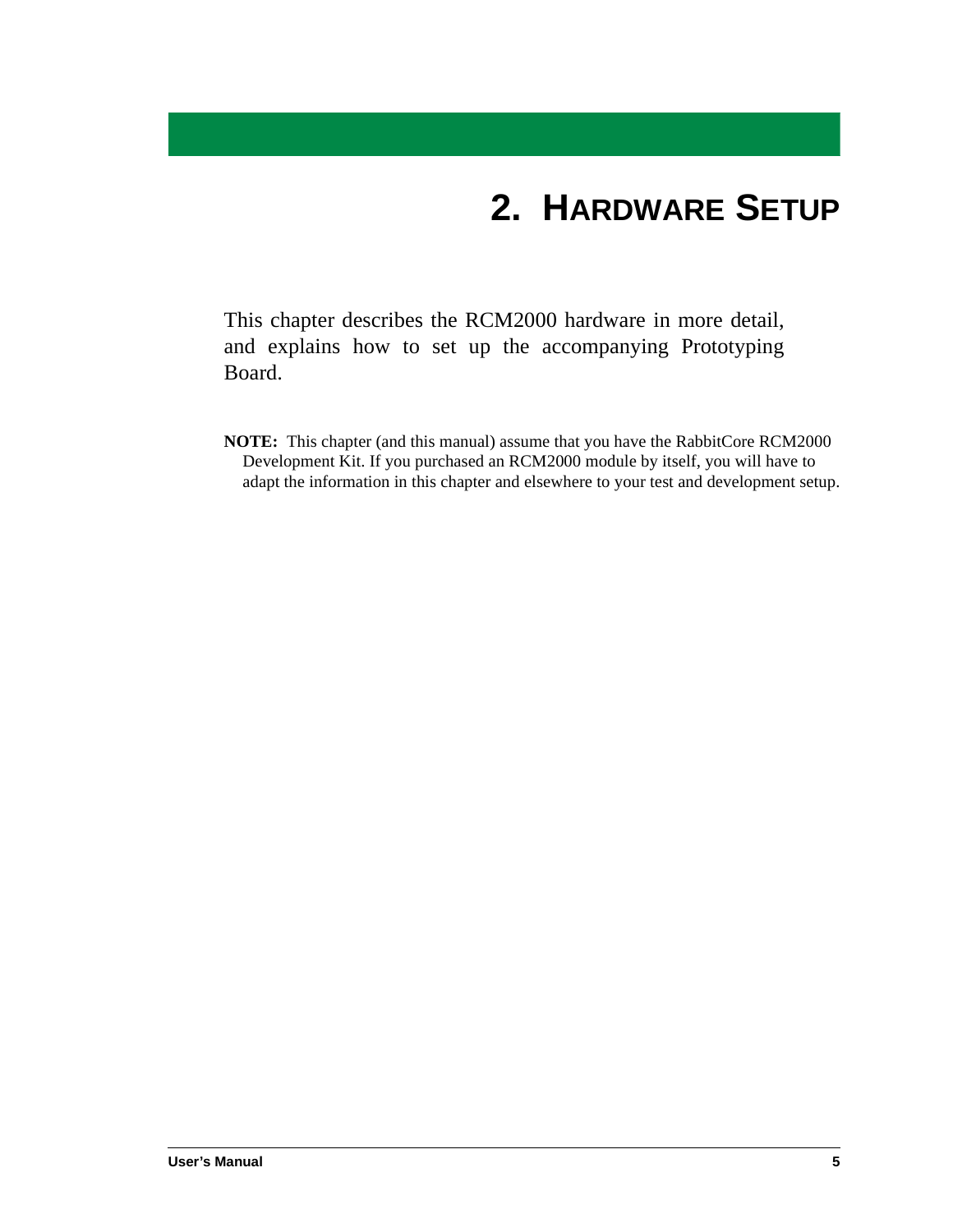# 2. Hardware Setup

This chapter describes the RCM2000 hardware in more detail, and explains how to set up the accompanying Prototyping Board.

**NOTE:** This chapter (and this manual) assume that you have the RabbitCore RCM2000 Development Kit. If you purchased an RCM2000 module by itself, you will have to adapt the information in this chapter and elsewhere to your test and development setup.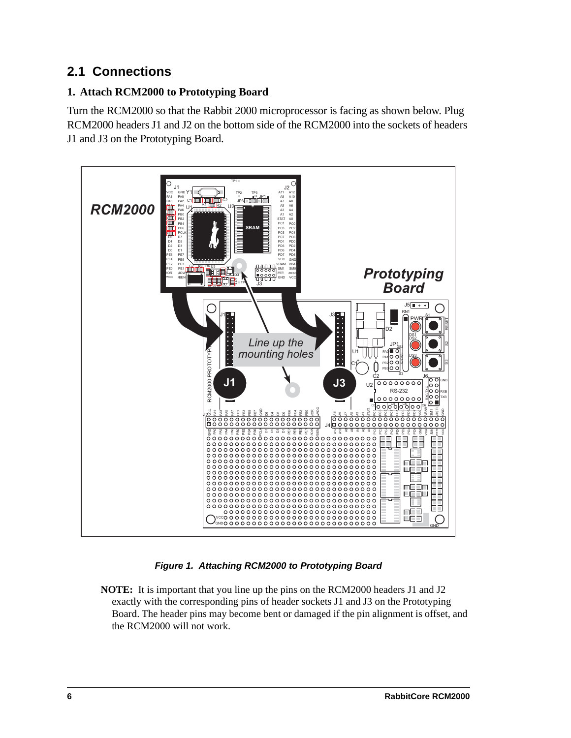## 2.1 Connections

### 1. Attach RCM2000 to Prototyping Board

Turn the RCM2000 so that the Rabbit 2000 microprocessor is facing as shown below. Plug RCM2000 headers J1 and J2 on the bottom side of the RCM2000 into the sockets of headers J1 and J3 on the Prototyping Board.

***Figure 1. Attaching RCM2000 to Prototyping Board***

**NOTE:** It is important that you line up the pins on the RCM2000 headers J1 and J2 exactly with the corresponding pins of header sockets J1 and J3 on the Prototyping Board. The header pins may become bent or damaged if the pin alignment is offset, and the RCM2000 will not work.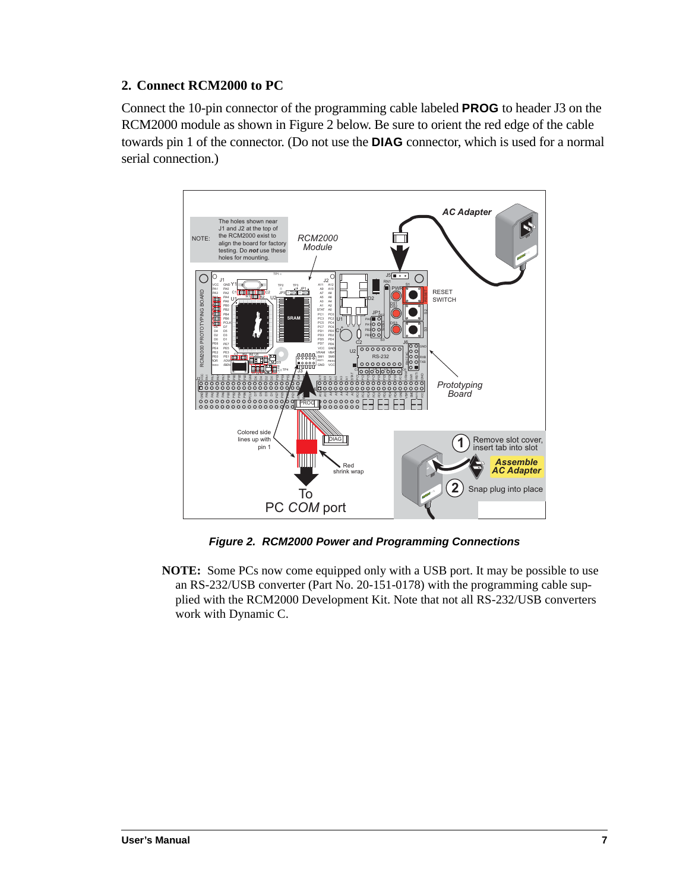## 2. Connect RCM2000 to PC

Connect the 10-pin connector of the programming cable labeled **PROG** to header J3 on the RCM2000 module as shown in Figure 2 below. Be sure to orient the red edge of the cable towards pin 1 of the connector. (Do not use the **DIAG** connector, which is used for a normal serial connection.)

***Figure 2. RCM2000 Power and Programming Connections***

**NOTE:** Some PCs now come equipped only with a USB port. It may be possible to use an RS-232/USB converter (Part No. 20-151-0178) with the programming cable supplied with the RCM2000 Development Kit. Note that not all RS-232/USB converters work with Dynamic C.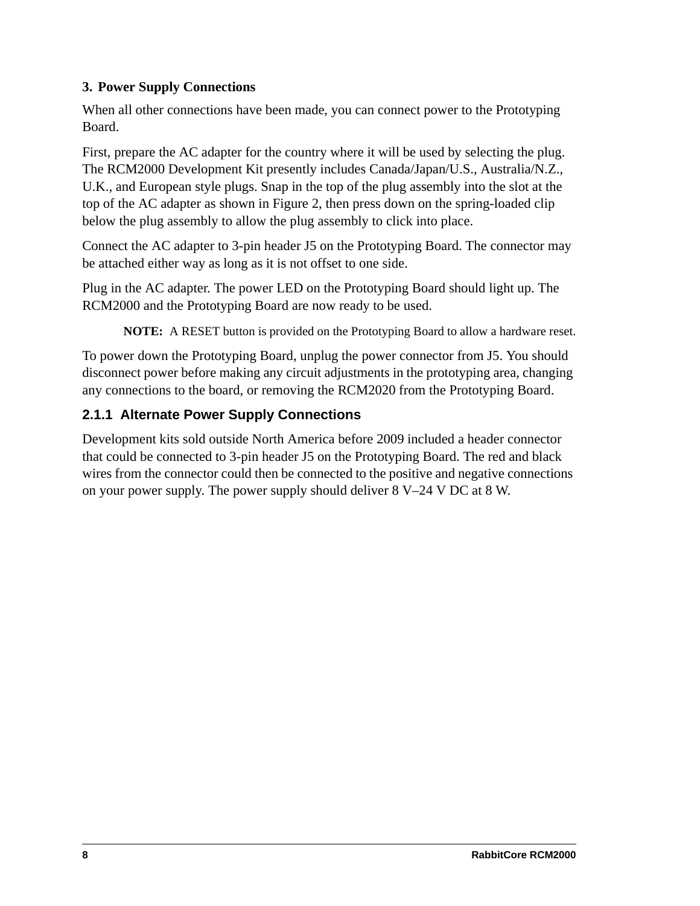**3. Power Supply Connections**

When all other connections have been made, you can connect power to the Prototyping Board.

First, prepare the AC adapter for the country where it will be used by selecting the plug. The RCM2000 Development Kit presently includes Canada/Japan/U.S., Australia/N.Z., U.K., and European style plugs. Snap in the top of the plug assembly into the slot at the top of the AC adapter as shown in Figure 2, then press down on the spring-loaded clip below the plug assembly to allow the plug assembly to click into place.

Connect the AC adapter to 3-pin header J5 on the Prototyping Board. The connector may be attached either way as long as it is not offset to one side.

Plug in the AC adapter. The power LED on the Prototyping Board should light up. The RCM2000 and the Prototyping Board are now ready to be used.

> **NOTE:** A RESET button is provided on the Prototyping Board to allow a hardware reset.

To power down the Prototyping Board, unplug the power connector from J5. You should disconnect power before making any circuit adjustments in the prototyping area, changing any connections to the board, or removing the RCM2020 from the Prototyping Board.

### 2.1.1 Alternate Power Supply Connections

Development kits sold outside North America before 2009 included a header connector that could be connected to 3-pin header J5 on the Prototyping Board. The red and black wires from the connector could then be connected to the positive and negative connections on your power supply. The power supply should deliver 8 V–24 V DC at 8 W.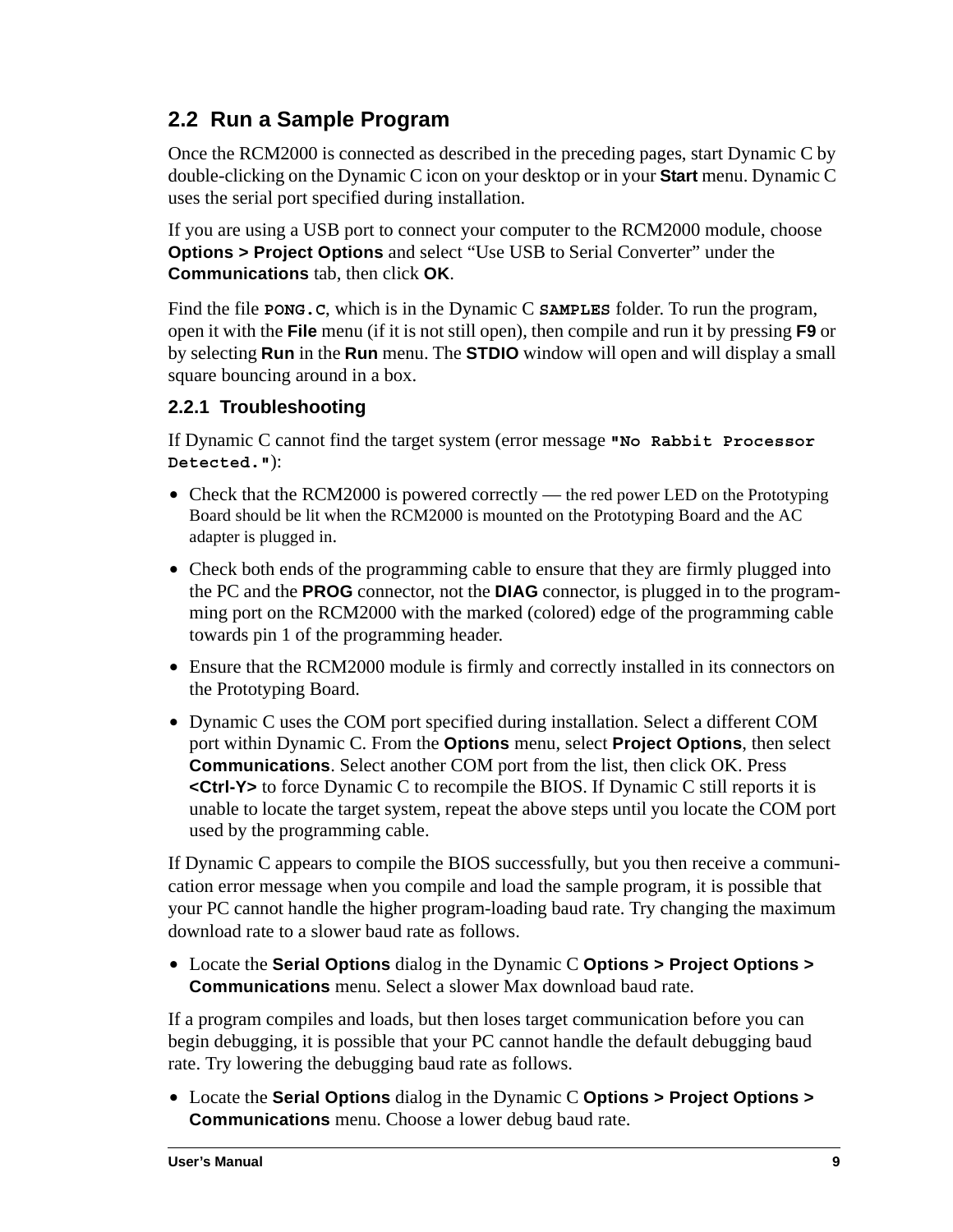## 2.2 Run a Sample Program

Once the RCM2000 is connected as described in the preceding pages, start Dynamic C by double-clicking on the Dynamic C icon on your desktop or in your **Start** menu. Dynamic C uses the serial port specified during installation.

If you are using a USB port to connect your computer to the RCM2000 module, choose **Options > Project Options** and select “Use USB to Serial Converter” under the **Communications** tab, then click **OK**.

Find the file `PONG.C`, which is in the Dynamic C `SAMPLES` folder. To run the program, open it with the **File** menu (if it is not still open), then compile and run it by pressing **F9** or by selecting **Run** in the **Run** menu. The **STDIO** window will open and will display a small square bouncing around in a box.

### 2.2.1 Troubleshooting

If Dynamic C cannot find the target system (error message `"No Rabbit Processor Detected."`):

- Check that the RCM2000 is powered correctly — the red power LED on the Prototyping Board should be lit when the RCM2000 is mounted on the Prototyping Board and the AC adapter is plugged in.
- Check both ends of the programming cable to ensure that they are firmly plugged into the PC and the **PROG** connector, not the **DIAG** connector, is plugged in to the programming port on the RCM2000 with the marked (colored) edge of the programming cable towards pin 1 of the programming header.
- Ensure that the RCM2000 module is firmly and correctly installed in its connectors on the Prototyping Board.
- Dynamic C uses the COM port specified during installation. Select a different COM port within Dynamic C. From the **Options** menu, select **Project Options**, then select **Communications**. Select another COM port from the list, then click OK. Press **<Ctrl-Y>** to force Dynamic C to recompile the BIOS. If Dynamic C still reports it is unable to locate the target system, repeat the above steps until you locate the COM port used by the programming cable.

If Dynamic C appears to compile the BIOS successfully, but you then receive a communication error message when you compile and load the sample program, it is possible that your PC cannot handle the higher program-loading baud rate. Try changing the maximum download rate to a slower baud rate as follows.

- Locate the **Serial Options** dialog in the Dynamic C **Options > Project Options > Communications** menu. Select a slower Max download baud rate.

If a program compiles and loads, but then loses target communication before you can begin debugging, it is possible that your PC cannot handle the default debugging baud rate. Try lowering the debugging baud rate as follows.

- Locate the **Serial Options** dialog in the Dynamic C **Options > Project Options > Communications** menu. Choose a lower debug baud rate.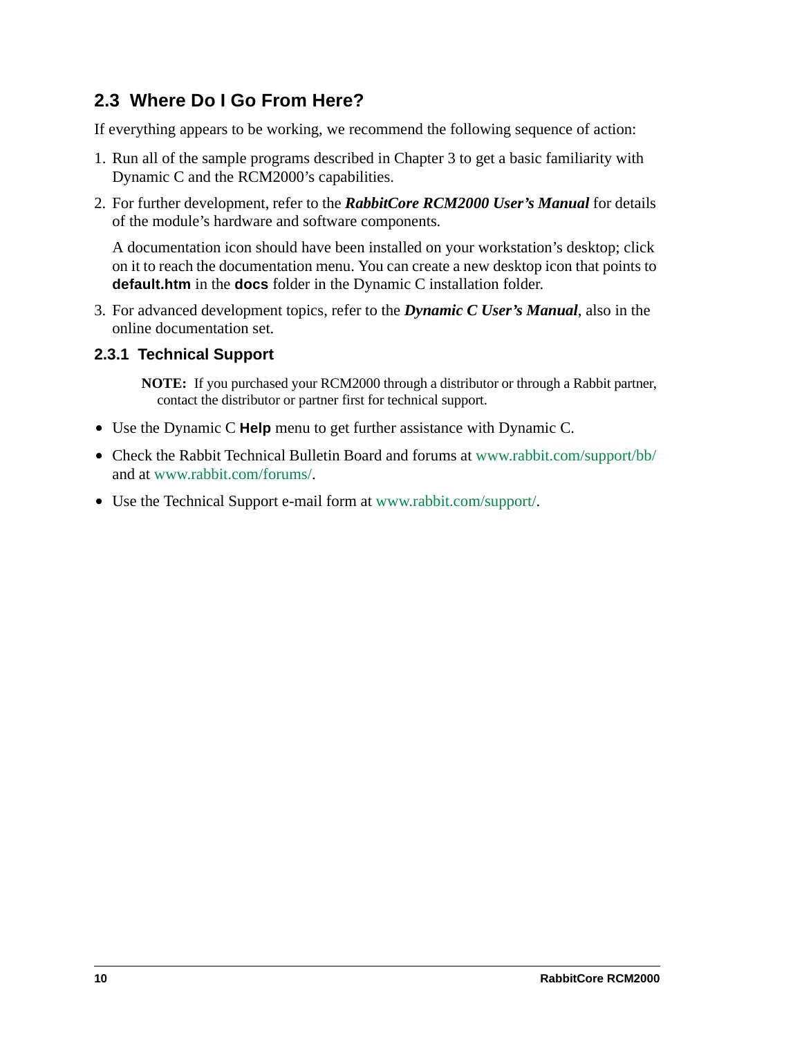## 2.3 Where Do I Go From Here?

If everything appears to be working, we recommend the following sequence of action:

1. Run all of the sample programs described in Chapter 3 to get a basic familiarity with Dynamic C and the RCM2000's capabilities.
2. For further development, refer to the ***RabbitCore RCM2000 User's Manual*** for details of the module's hardware and software components.

   A documentation icon should have been installed on your workstation's desktop; click on it to reach the documentation menu. You can create a new desktop icon that points to **default.htm** in the **docs** folder in the Dynamic C installation folder.
3. For advanced development topics, refer to the ***Dynamic C User's Manual***, also in the online documentation set.

### 2.3.1 Technical Support

> **NOTE:** If you purchased your RCM2000 through a distributor or through a Rabbit partner, contact the distributor or partner first for technical support.

- Use the Dynamic C **Help** menu to get further assistance with Dynamic C.
- Check the Rabbit Technical Bulletin Board and forums at www.rabbit.com/support/bb/ and at www.rabbit.com/forums/.
- Use the Technical Support e-mail form at www.rabbit.com/support/.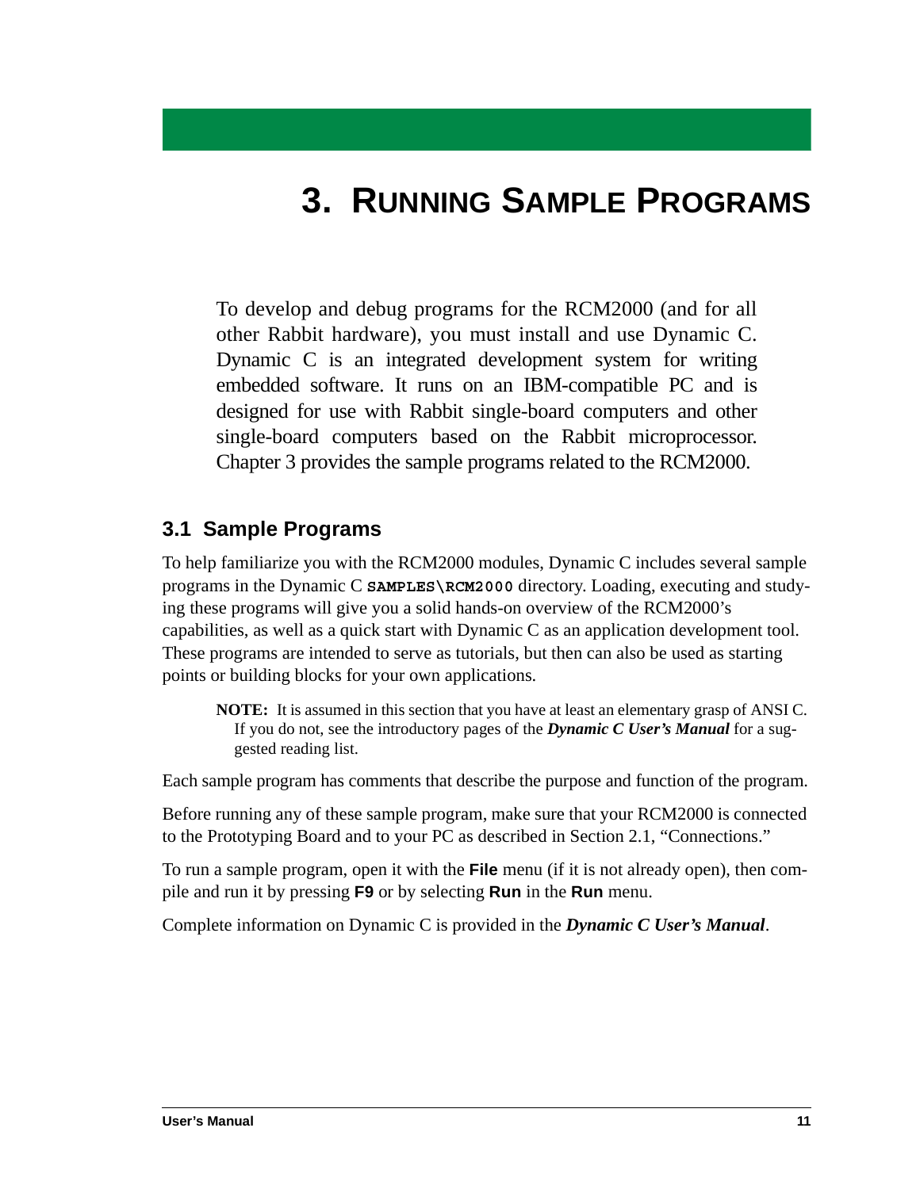# 3. Running Sample Programs

To develop and debug programs for the RCM2000 (and for all other Rabbit hardware), you must install and use Dynamic C. Dynamic C is an integrated development system for writing embedded software. It runs on an IBM-compatible PC and is designed for use with Rabbit single-board computers and other single-board computers based on the Rabbit microprocessor. Chapter 3 provides the sample programs related to the RCM2000.

## 3.1 Sample Programs

To help familiarize you with the RCM2000 modules, Dynamic C includes several sample programs in the Dynamic C **`SAMPLES\RCM2000`** directory. Loading, executing and studying these programs will give you a solid hands-on overview of the RCM2000's capabilities, as well as a quick start with Dynamic C as an application development tool. These programs are intended to serve as tutorials, but then can also be used as starting points or building blocks for your own applications.

> **NOTE:** It is assumed in this section that you have at least an elementary grasp of ANSI C. If you do not, see the introductory pages of the ***Dynamic C User's Manual*** for a suggested reading list.

Each sample program has comments that describe the purpose and function of the program.

Before running any of these sample program, make sure that your RCM2000 is connected to the Prototyping Board and to your PC as described in Section 2.1, "Connections."

To run a sample program, open it with the **File** menu (if it is not already open), then compile and run it by pressing **F9** or by selecting **Run** in the **Run** menu.

Complete information on Dynamic C is provided in the ***Dynamic C User's Manual***.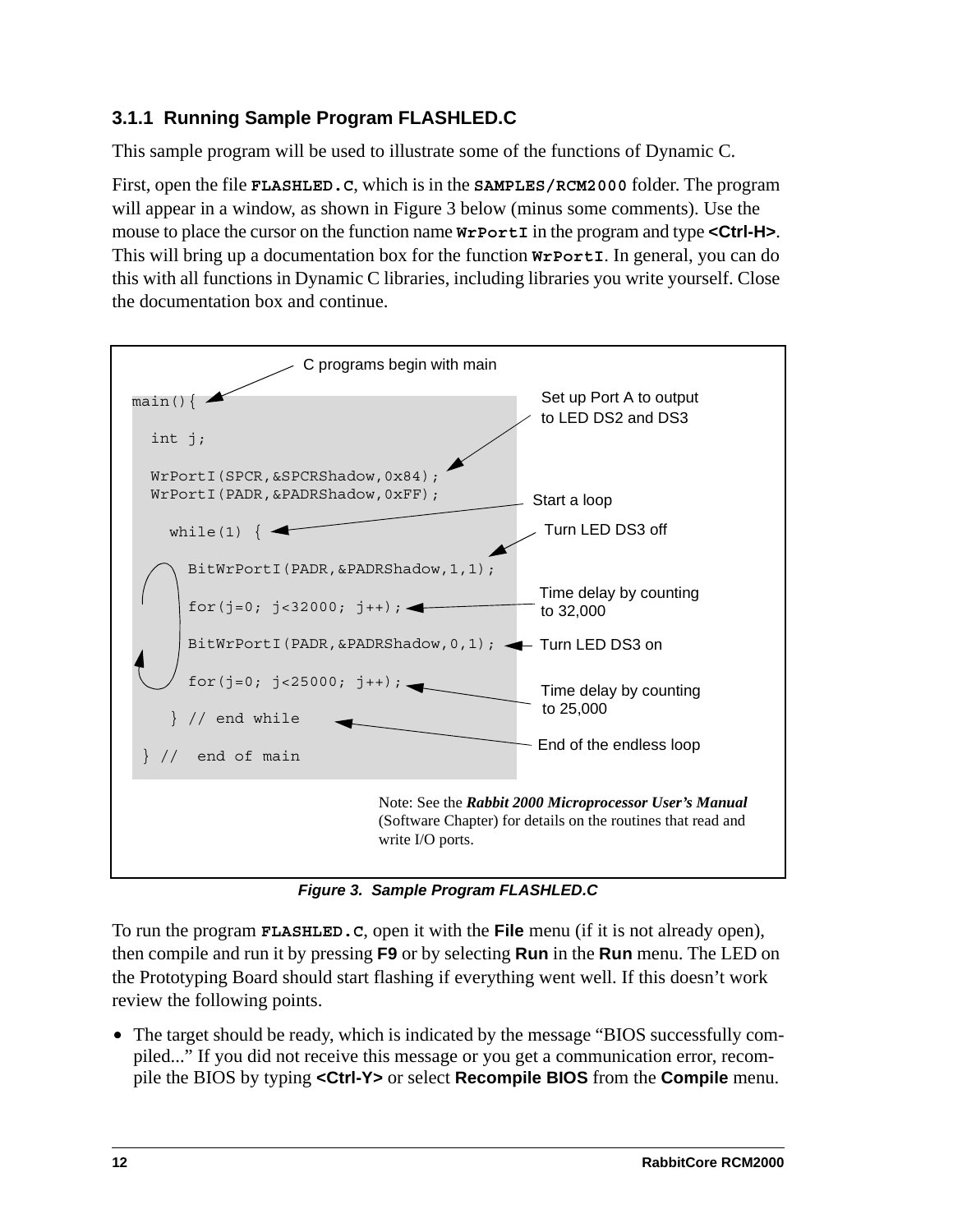### 3.1.1 Running Sample Program FLASHLED.C

This sample program will be used to illustrate some of the functions of Dynamic C.

First, open the file **FLASHLED.C**, which is in the **SAMPLES/RCM2000** folder. The program will appear in a window, as shown in Figure 3 below (minus some comments). Use the mouse to place the cursor on the function name **WrPortI** in the program and type **<Ctrl-H>**. This will bring up a documentation box for the function **WrPortI**. In general, you can do this with all functions in Dynamic C libraries, including libraries you write yourself. Close the documentation box and continue.

```
main(){                                      <- C programs begin with main

  int j;

  WrPortI(SPCR,&SPCRShadow,0x84);            <- Set up Port A to output
  WrPortI(PADR,&PADRShadow,0xFF);               to LED DS2 and DS3

    while(1) {                               <- Start a loop

      BitWrPortI(PADR,&PADRShadow,1,1);      <- Turn LED DS3 off

      for(j=0; j<32000; j++);                <- Time delay by counting to 32,000

      BitWrPortI(PADR,&PADRShadow,0,1);      <- Turn LED DS3 on

      for(j=0; j<25000; j++);                <- Time delay by counting to 25,000

    } // end while                           <- End of the endless loop

 } //  end of main
```

Note: See the ***Rabbit 2000 Microprocessor User's Manual*** (Software Chapter) for details on the routines that read and write I/O ports.

***Figure 3. Sample Program FLASHLED.C***

To run the program **FLASHLED.C**, open it with the **File** menu (if it is not already open), then compile and run it by pressing **F9** or by selecting **Run** in the **Run** menu. The LED on the Prototyping Board should start flashing if everything went well. If this doesn't work review the following points.

- The target should be ready, which is indicated by the message "BIOS successfully compiled..." If you did not receive this message or you get a communication error, recompile the BIOS by typing **<Ctrl-Y>** or select **Recompile BIOS** from the **Compile** menu.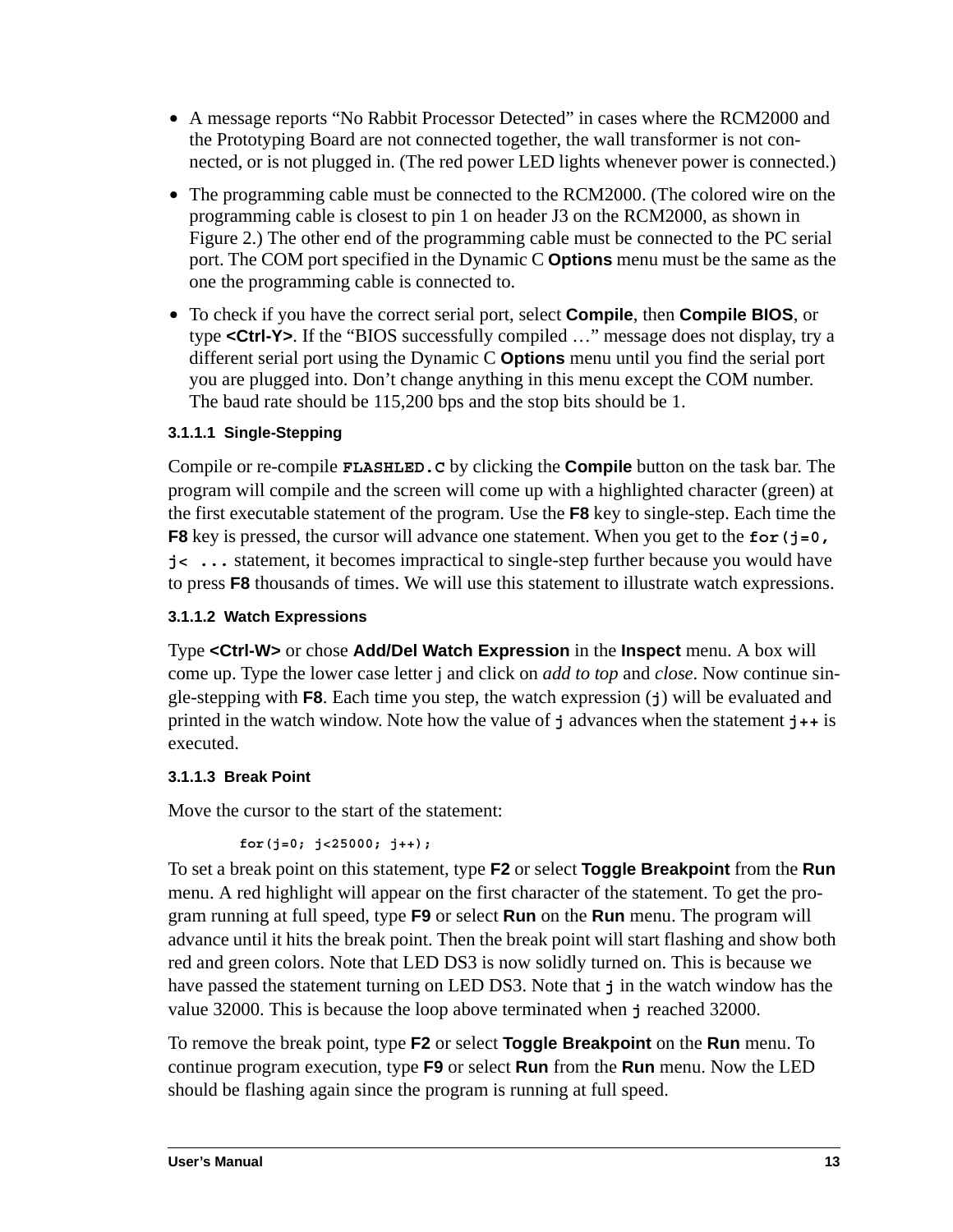- A message reports “No Rabbit Processor Detected” in cases where the RCM2000 and the Prototyping Board are not connected together, the wall transformer is not connected, or is not plugged in. (The red power LED lights whenever power is connected.)
- The programming cable must be connected to the RCM2000. (The colored wire on the programming cable is closest to pin 1 on header J3 on the RCM2000, as shown in Figure 2.) The other end of the programming cable must be connected to the PC serial port. The COM port specified in the Dynamic C **Options** menu must be the same as the one the programming cable is connected to.
- To check if you have the correct serial port, select **Compile**, then **Compile BIOS**, or type **<Ctrl-Y>**. If the “BIOS successfully compiled …” message does not display, try a different serial port using the Dynamic C **Options** menu until you find the serial port you are plugged into. Don’t change anything in this menu except the COM number. The baud rate should be 115,200 bps and the stop bits should be 1.

#### 3.1.1.1 Single-Stepping

Compile or re-compile `FLASHLED.C` by clicking the **Compile** button on the task bar. The program will compile and the screen will come up with a highlighted character (green) at the first executable statement of the program. Use the **F8** key to single-step. Each time the **F8** key is pressed, the cursor will advance one statement. When you get to the `for(j=0, j< ...` statement, it becomes impractical to single-step further because you would have to press **F8** thousands of times. We will use this statement to illustrate watch expressions.

#### 3.1.1.2 Watch Expressions

Type **<Ctrl-W>** or chose **Add/Del Watch Expression** in the **Inspect** menu. A box will come up. Type the lower case letter j and click on *add to top* and *close*. Now continue single-stepping with **F8**. Each time you step, the watch expression (`j`) will be evaluated and printed in the watch window. Note how the value of `j` advances when the statement `j++` is executed.

#### 3.1.1.3 Break Point

Move the cursor to the start of the statement:

```
for(j=0; j<25000; j++);
```

To set a break point on this statement, type **F2** or select **Toggle Breakpoint** from the **Run** menu. A red highlight will appear on the first character of the statement. To get the program running at full speed, type **F9** or select **Run** on the **Run** menu. The program will advance until it hits the break point. Then the break point will start flashing and show both red and green colors. Note that LED DS3 is now solidly turned on. This is because we have passed the statement turning on LED DS3. Note that `j` in the watch window has the value 32000. This is because the loop above terminated when `j` reached 32000.

To remove the break point, type **F2** or select **Toggle Breakpoint** on the **Run** menu. To continue program execution, type **F9** or select **Run** from the **Run** menu. Now the LED should be flashing again since the program is running at full speed.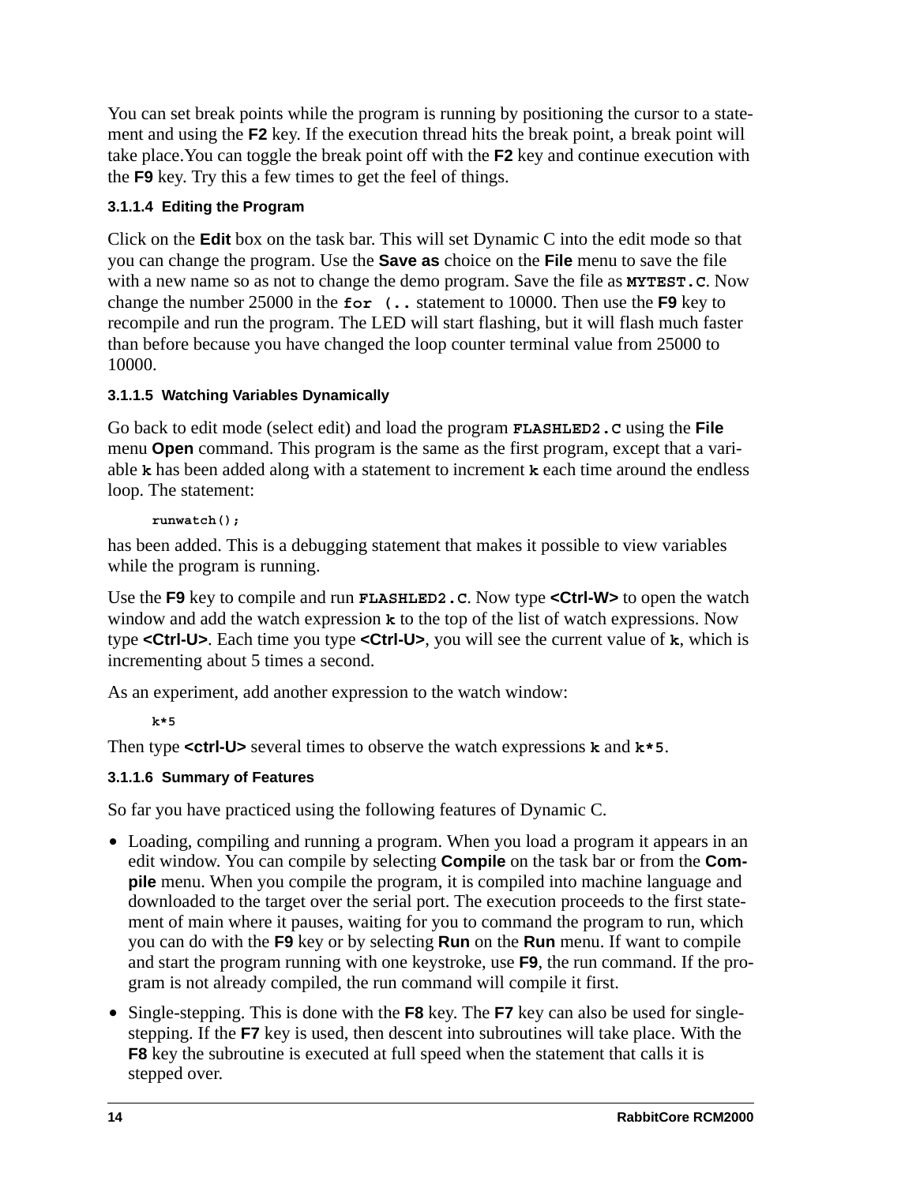You can set break points while the program is running by positioning the cursor to a statement and using the **F2** key. If the execution thread hits the break point, a break point will take place.You can toggle the break point off with the **F2** key and continue execution with the **F9** key. Try this a few times to get the feel of things.

#### 3.1.1.4 Editing the Program

Click on the **Edit** box on the task bar. This will set Dynamic C into the edit mode so that you can change the program. Use the **Save as** choice on the **File** menu to save the file with a new name so as not to change the demo program. Save the file as **MYTEST.C**. Now change the number 25000 in the **for (..** statement to 10000. Then use the **F9** key to recompile and run the program. The LED will start flashing, but it will flash much faster than before because you have changed the loop counter terminal value from 25000 to 10000.

#### 3.1.1.5 Watching Variables Dynamically

Go back to edit mode (select edit) and load the program **FLASHLED2.C** using the **File** menu **Open** command. This program is the same as the first program, except that a variable **k** has been added along with a statement to increment **k** each time around the endless loop. The statement:

```
runwatch();
```

has been added. This is a debugging statement that makes it possible to view variables while the program is running.

Use the **F9** key to compile and run **FLASHLED2.C**. Now type **<Ctrl-W>** to open the watch window and add the watch expression **k** to the top of the list of watch expressions. Now type **<Ctrl-U>**. Each time you type **<Ctrl-U>**, you will see the current value of **k**, which is incrementing about 5 times a second.

As an experiment, add another expression to the watch window:

```
k*5
```

Then type **<ctrl-U>** several times to observe the watch expressions **k** and **k*5**.

#### 3.1.1.6 Summary of Features

So far you have practiced using the following features of Dynamic C.

- Loading, compiling and running a program. When you load a program it appears in an edit window. You can compile by selecting **Compile** on the task bar or from the **Compile** menu. When you compile the program, it is compiled into machine language and downloaded to the target over the serial port. The execution proceeds to the first statement of main where it pauses, waiting for you to command the program to run, which you can do with the **F9** key or by selecting **Run** on the **Run** menu. If want to compile and start the program running with one keystroke, use **F9**, the run command. If the program is not already compiled, the run command will compile it first.
- Single-stepping. This is done with the **F8** key. The **F7** key can also be used for single-stepping. If the **F7** key is used, then descent into subroutines will take place. With the **F8** key the subroutine is executed at full speed when the statement that calls it is stepped over.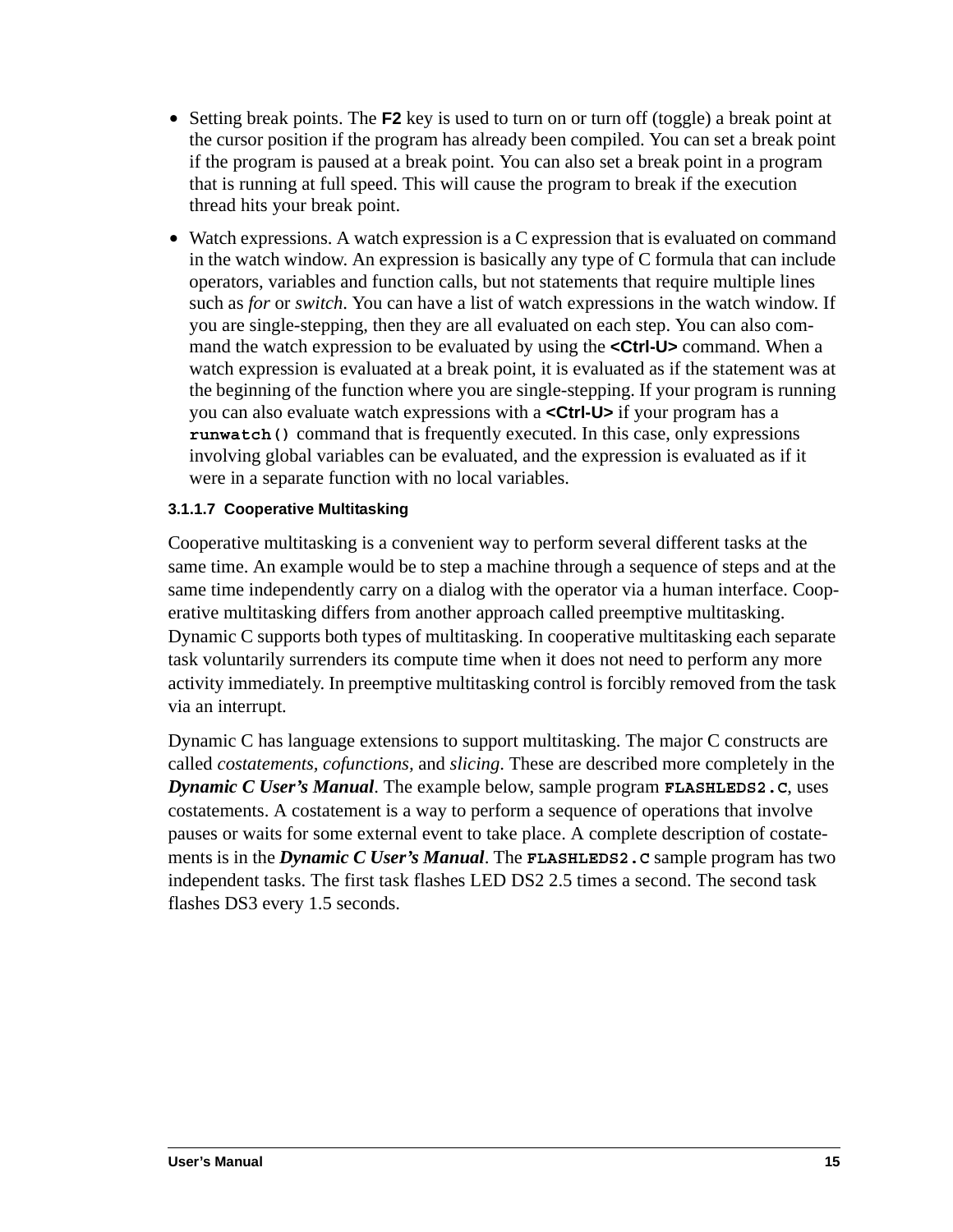- Setting break points. The **F2** key is used to turn on or turn off (toggle) a break point at the cursor position if the program has already been compiled. You can set a break point if the program is paused at a break point. You can also set a break point in a program that is running at full speed. This will cause the program to break if the execution thread hits your break point.
- Watch expressions. A watch expression is a C expression that is evaluated on command in the watch window. An expression is basically any type of C formula that can include operators, variables and function calls, but not statements that require multiple lines such as *for* or *switch*. You can have a list of watch expressions in the watch window. If you are single-stepping, then they are all evaluated on each step. You can also command the watch expression to be evaluated by using the **<Ctrl-U>** command. When a watch expression is evaluated at a break point, it is evaluated as if the statement was at the beginning of the function where you are single-stepping. If your program is running you can also evaluate watch expressions with a **<Ctrl-U>** if your program has a **`runwatch()`** command that is frequently executed. In this case, only expressions involving global variables can be evaluated, and the expression is evaluated as if it were in a separate function with no local variables.

#### 3.1.1.7 Cooperative Multitasking

Cooperative multitasking is a convenient way to perform several different tasks at the same time. An example would be to step a machine through a sequence of steps and at the same time independently carry on a dialog with the operator via a human interface. Cooperative multitasking differs from another approach called preemptive multitasking. Dynamic C supports both types of multitasking. In cooperative multitasking each separate task voluntarily surrenders its compute time when it does not need to perform any more activity immediately. In preemptive multitasking control is forcibly removed from the task via an interrupt.

Dynamic C has language extensions to support multitasking. The major C constructs are called *costatements, cofunctions,* and *slicing*. These are described more completely in the ***Dynamic C User's Manual***. The example below, sample program **`FLASHLEDS2.C`**, uses costatements. A costatement is a way to perform a sequence of operations that involve pauses or waits for some external event to take place. A complete description of costatements is in the ***Dynamic C User's Manual***. The **`FLASHLEDS2.C`** sample program has two independent tasks. The first task flashes LED DS2 2.5 times a second. The second task flashes DS3 every 1.5 seconds.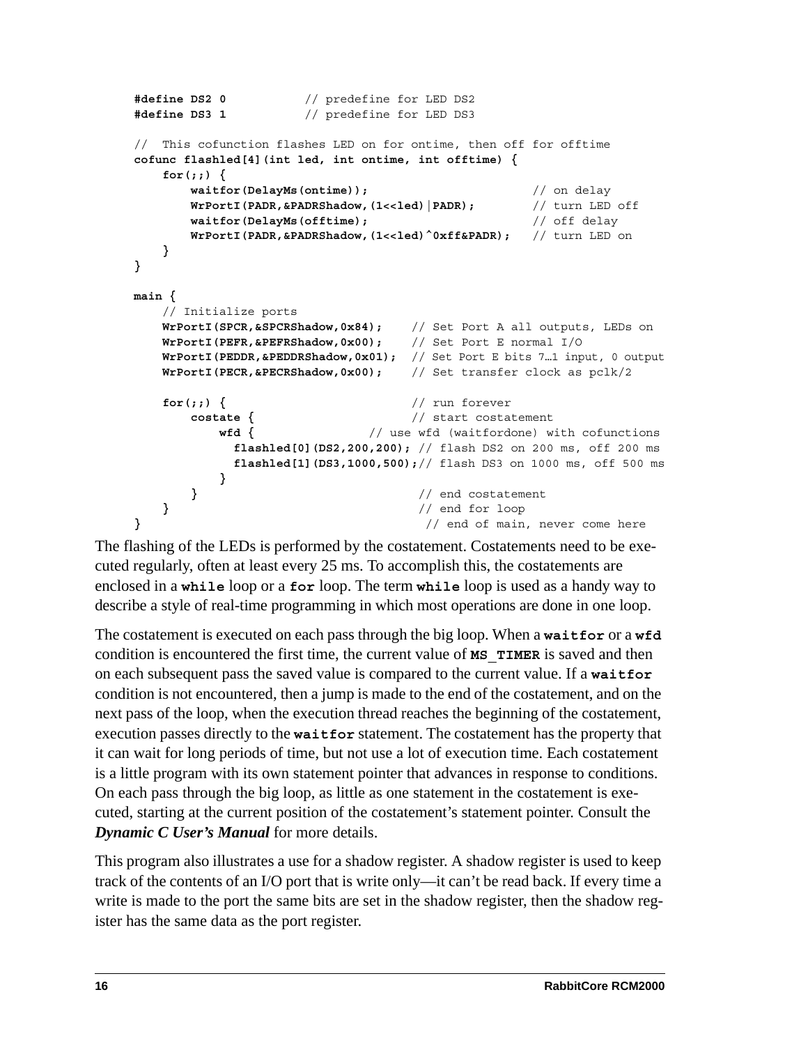```
#define DS2 0           // predefine for LED DS2
#define DS3 1           // predefine for LED DS3

//  This cofunction flashes LED on for ontime, then off for offtime
cofunc flashled[4](int led, int ontime, int offtime) {
    for(;;) {
        waitfor(DelayMs(ontime));                       // on delay
        WrPortI(PADR,&PADRShadow,(1<<led)|PADR);        // turn LED off
        waitfor(DelayMs(offtime);                       // off delay
        WrPortI(PADR,&PADRShadow,(1<<led)^0xff&PADR);   // turn LED on
    }
}

main {
    // Initialize ports
    WrPortI(SPCR,&SPCRShadow,0x84);    // Set Port A all outputs, LEDs on
    WrPortI(PEFR,&PEFRShadow,0x00);    // Set Port E normal I/O
    WrPortI(PEDDR,&PEDDRShadow,0x01);  // Set Port E bits 7…1 input, 0 output
    WrPortI(PECR,&PECRShadow,0x00);    // Set transfer clock as pclk/2

    for(;;) {                          // run forever
        costate {                      // start costatement
            wfd {                 // use wfd (waitfordone) with cofunctions
              flashled[0](DS2,200,200); // flash DS2 on 200 ms, off 200 ms
              flashled[1](DS3,1000,500);// flash DS3 on 1000 ms, off 500 ms
            }
        }                               // end costatement
    }                                   // end for loop
}                                        // end of main, never come here
```

The flashing of the LEDs is performed by the costatement. Costatements need to be executed regularly, often at least every 25 ms. To accomplish this, the costatements are enclosed in a **while** loop or a **for** loop. The term **while** loop is used as a handy way to describe a style of real-time programming in which most operations are done in one loop.

The costatement is executed on each pass through the big loop. When a **waitfor** or a **wfd** condition is encountered the first time, the current value of **MS_TIMER** is saved and then on each subsequent pass the saved value is compared to the current value. If a **waitfor** condition is not encountered, then a jump is made to the end of the costatement, and on the next pass of the loop, when the execution thread reaches the beginning of the costatement, execution passes directly to the **waitfor** statement. The costatement has the property that it can wait for long periods of time, but not use a lot of execution time. Each costatement is a little program with its own statement pointer that advances in response to conditions. On each pass through the big loop, as little as one statement in the costatement is executed, starting at the current position of the costatement's statement pointer. Consult the ***Dynamic C User's Manual*** for more details.

This program also illustrates a use for a shadow register. A shadow register is used to keep track of the contents of an I/O port that is write only—it can't be read back. If every time a write is made to the port the same bits are set in the shadow register, then the shadow register has the same data as the port register.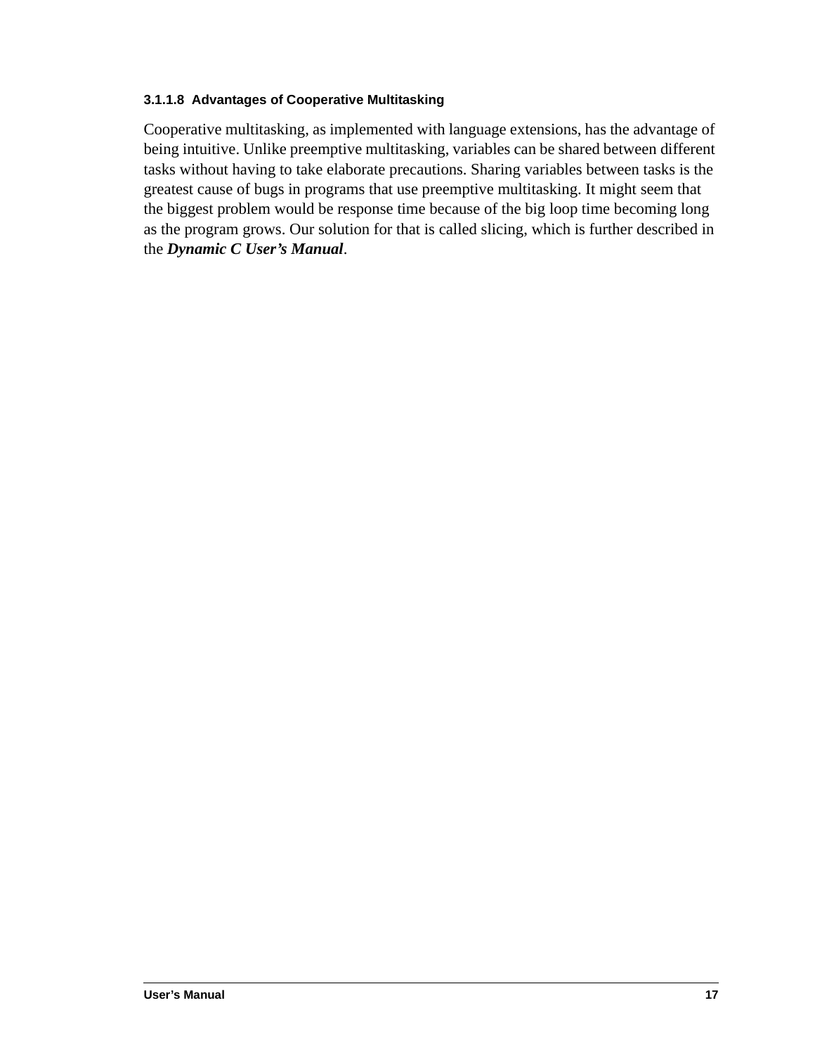#### 3.1.1.8 Advantages of Cooperative Multitasking

Cooperative multitasking, as implemented with language extensions, has the advantage of being intuitive. Unlike preemptive multitasking, variables can be shared between different tasks without having to take elaborate precautions. Sharing variables between tasks is the greatest cause of bugs in programs that use preemptive multitasking. It might seem that the biggest problem would be response time because of the big loop time becoming long as the program grows. Our solution for that is called slicing, which is further described in the ***Dynamic C User's Manual***.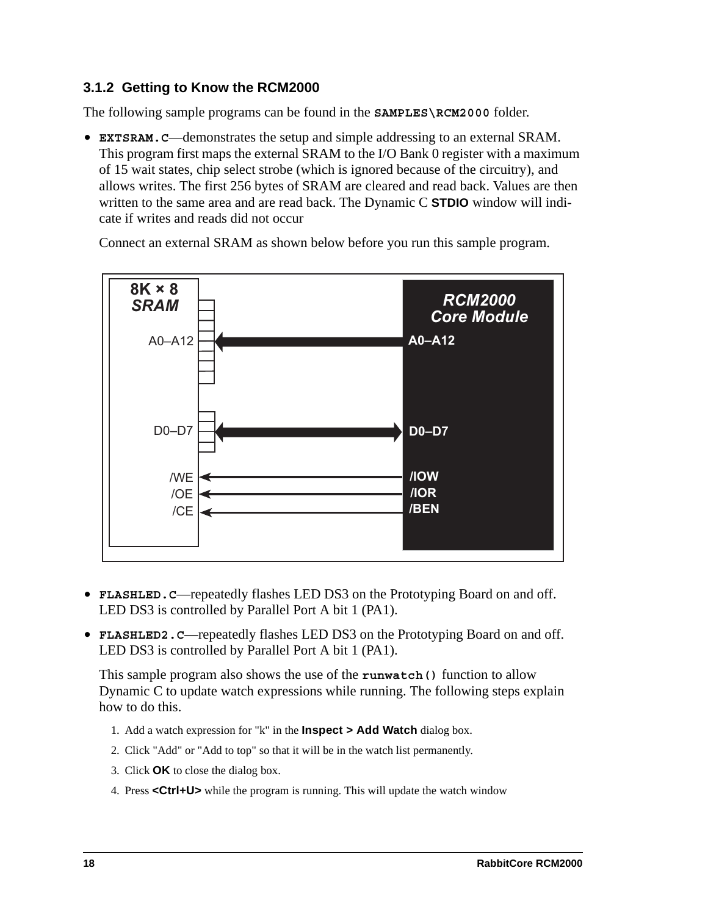### 3.1.2 Getting to Know the RCM2000

The following sample programs can be found in the **`SAMPLES\RCM2000`** folder.

- **`EXTSRAM.C`**—demonstrates the setup and simple addressing to an external SRAM. This program first maps the external SRAM to the I/O Bank 0 register with a maximum of 15 wait states, chip select strobe (which is ignored because of the circuitry), and allows writes. The first 256 bytes of SRAM are cleared and read back. Values are then written to the same area and are read back. The Dynamic C **STDIO** window will indicate if writes and reads did not occur

  Connect an external SRAM as shown below before you run this sample program.

  8K × 8 *SRAM* — *RCM2000 Core Module*

  A0–A12 ← A0–A12
  D0–D7 ↔ D0–D7
  /WE ← /IOW
  /OE ← /IOR
  /CE ← /BEN

- **`FLASHLED.C`**—repeatedly flashes LED DS3 on the Prototyping Board on and off. LED DS3 is controlled by Parallel Port A bit 1 (PA1).

- **`FLASHLED2.C`**—repeatedly flashes LED DS3 on the Prototyping Board on and off. LED DS3 is controlled by Parallel Port A bit 1 (PA1).

  This sample program also shows the use of the **`runwatch()`** function to allow Dynamic C to update watch expressions while running. The following steps explain how to do this.

  1. Add a watch expression for "k" in the **Inspect > Add Watch** dialog box.
  2. Click "Add" or "Add to top" so that it will be in the watch list permanently.
  3. Click **OK** to close the dialog box.
  4. Press **<Ctrl+U>** while the program is running. This will update the watch window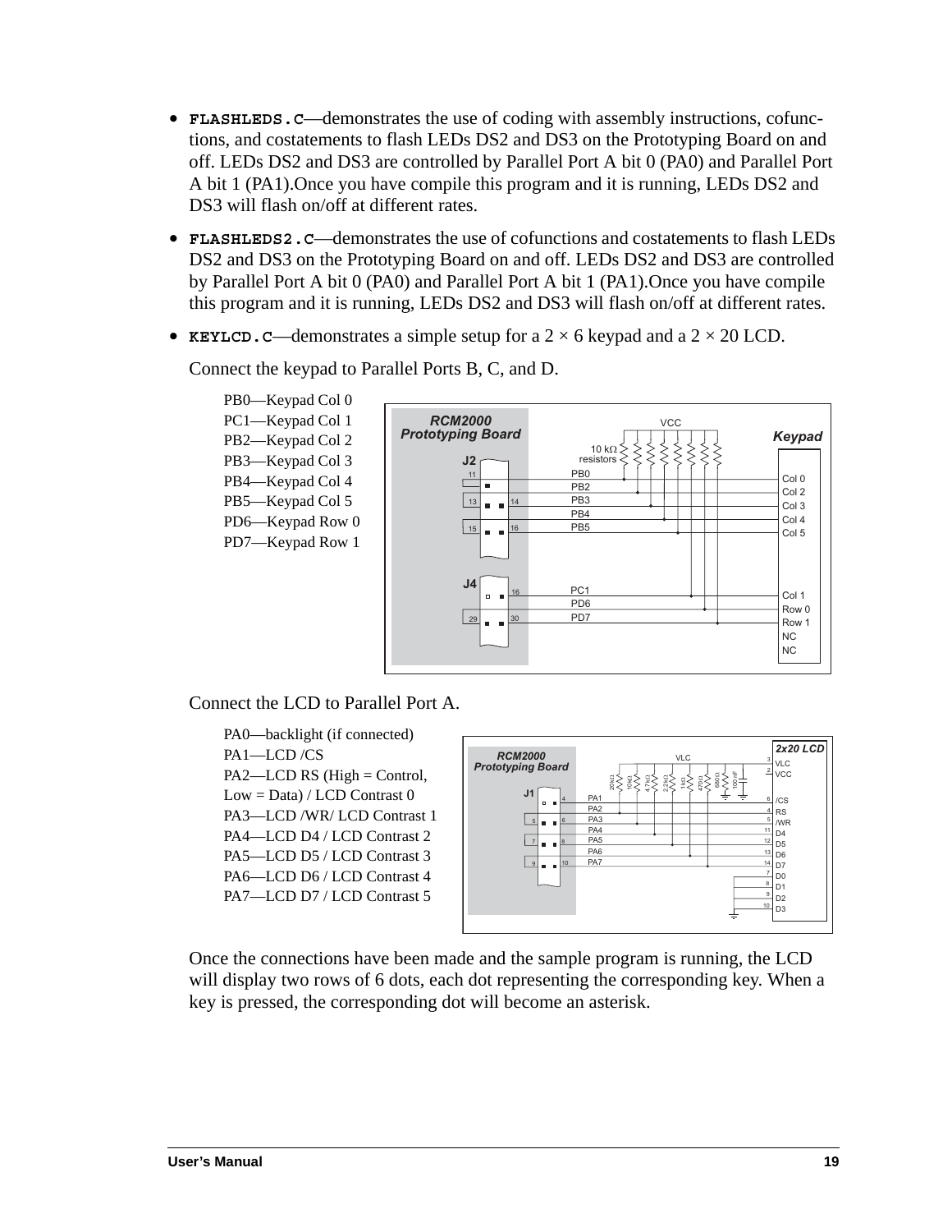- **`FLASHLEDS.C`**—demonstrates the use of coding with assembly instructions, cofunctions, and costatements to flash LEDs DS2 and DS3 on the Prototyping Board on and off. LEDs DS2 and DS3 are controlled by Parallel Port A bit 0 (PA0) and Parallel Port A bit 1 (PA1).Once you have compile this program and it is running, LEDs DS2 and DS3 will flash on/off at different rates.

- **`FLASHLEDS2.C`**—demonstrates the use of cofunctions and costatements to flash LEDs DS2 and DS3 on the Prototyping Board on and off. LEDs DS2 and DS3 are controlled by Parallel Port A bit 0 (PA0) and Parallel Port A bit 1 (PA1).Once you have compile this program and it is running, LEDs DS2 and DS3 will flash on/off at different rates.

- **`KEYLCD.C`**—demonstrates a simple setup for a 2 × 6 keypad and a 2 × 20 LCD.

  Connect the keypad to Parallel Ports B, C, and D.

  PB0—Keypad Col 0
  PC1—Keypad Col 1
  PB2—Keypad Col 2
  PB3—Keypad Col 3
  PB4—Keypad Col 4
  PB5—Keypad Col 5
  PD6—Keypad Row 0
  PD7—Keypad Row 1

  Connect the LCD to Parallel Port A.

  PA0—backlight (if connected)
  PA1—LCD /CS
  PA2—LCD RS (High = Control, Low = Data) / LCD Contrast 0
  PA3—LCD /WR/ LCD Contrast 1
  PA4—LCD D4 / LCD Contrast 2
  PA5—LCD D5 / LCD Contrast 3
  PA6—LCD D6 / LCD Contrast 4
  PA7—LCD D7 / LCD Contrast 5

  Once the connections have been made and the sample program is running, the LCD will display two rows of 6 dots, each dot representing the corresponding key. When a key is pressed, the corresponding dot will become an asterisk.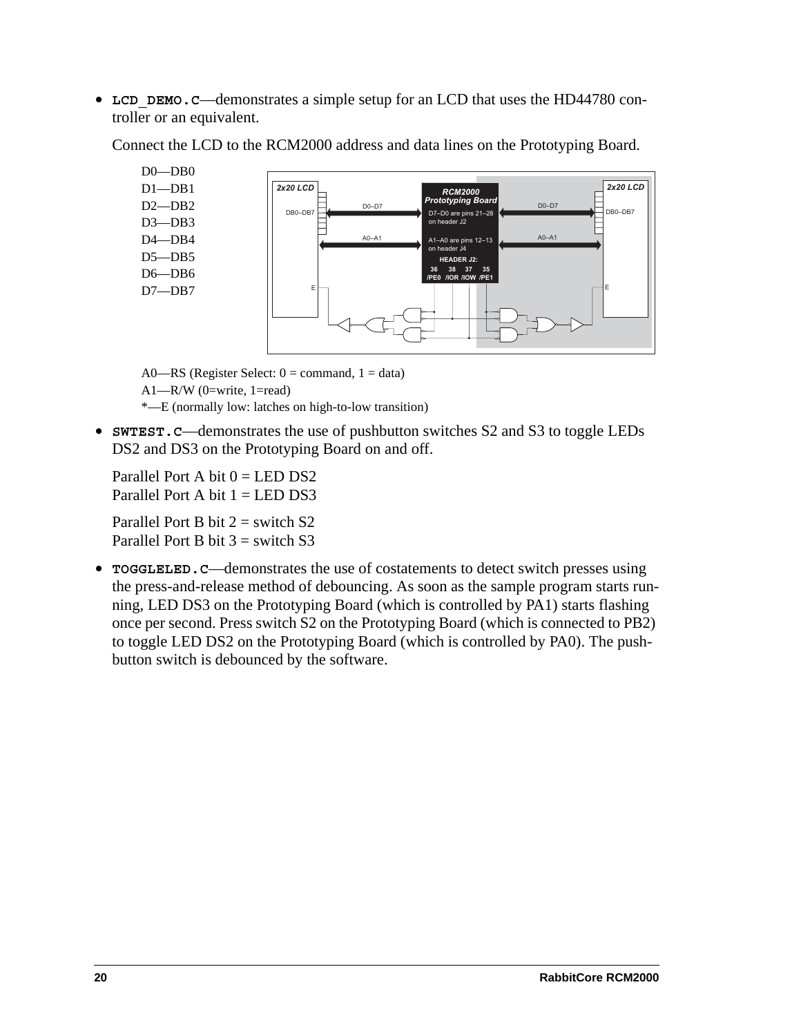- **LCD_DEMO.C**—demonstrates a simple setup for an LCD that uses the HD44780 controller or an equivalent.

  Connect the LCD to the RCM2000 address and data lines on the Prototyping Board.

  D0—DB0
  D1—DB1
  D2—DB2
  D3—DB3
  D4—DB4
  D5—DB5
  D6—DB6
  D7—DB7

  A0—RS (Register Select: 0 = command, 1 = data)
  A1—R/W (0=write, 1=read)
  *—E (normally low: latches on high-to-low transition)

- **SWTEST.C**—demonstrates the use of pushbutton switches S2 and S3 to toggle LEDs DS2 and DS3 on the Prototyping Board on and off.

  Parallel Port A bit 0 = LED DS2
  Parallel Port A bit 1 = LED DS3

  Parallel Port B bit 2 = switch S2
  Parallel Port B bit 3 = switch S3

- **TOGGLELED.C**—demonstrates the use of costatements to detect switch presses using the press-and-release method of debouncing. As soon as the sample program starts running, LED DS3 on the Prototyping Board (which is controlled by PA1) starts flashing once per second. Press switch S2 on the Prototyping Board (which is connected to PB2) to toggle LED DS2 on the Prototyping Board (which is controlled by PA0). The pushbutton switch is debounced by the software.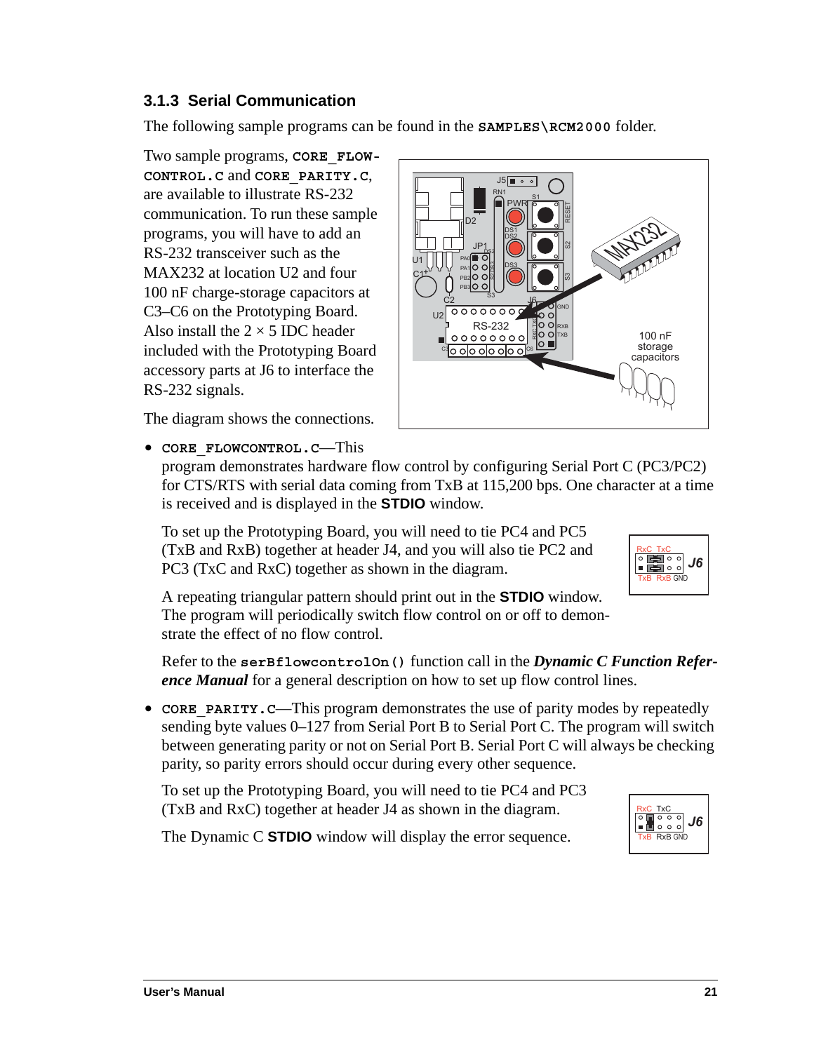### 3.1.3 Serial Communication

The following sample programs can be found in the **SAMPLES\RCM2000** folder.

Two sample programs, **CORE_FLOWCONTROL.C** and **CORE_PARITY.C**, are available to illustrate RS-232 communication. To run these sample programs, you will have to add an RS-232 transceiver such as the MAX232 at location U2 and four 100 nF charge-storage capacitors at C3–C6 on the Prototyping Board. Also install the 2 × 5 IDC header included with the Prototyping Board accessory parts at J6 to interface the RS-232 signals.

The diagram shows the connections.

- **CORE_FLOWCONTROL.C**—This program demonstrates hardware flow control by configuring Serial Port C (PC3/PC2) for CTS/RTS with serial data coming from TxB at 115,200 bps. One character at a time is received and is displayed in the **STDIO** window.

  To set up the Prototyping Board, you will need to tie PC4 and PC5 (TxB and RxB) together at header J4, and you will also tie PC2 and PC3 (TxC and RxC) together as shown in the diagram.

  A repeating triangular pattern should print out in the **STDIO** window. The program will periodically switch flow control on or off to demonstrate the effect of no flow control.

  Refer to the **serBflowcontrolOn()** function call in the ***Dynamic C Function Reference Manual*** for a general description on how to set up flow control lines.

- **CORE_PARITY.C**—This program demonstrates the use of parity modes by repeatedly sending byte values 0–127 from Serial Port B to Serial Port C. The program will switch between generating parity or not on Serial Port B. Serial Port C will always be checking parity, so parity errors should occur during every other sequence.

  To set up the Prototyping Board, you will need to tie PC4 and PC3 (TxB and RxC) together at header J4 as shown in the diagram.

  The Dynamic C **STDIO** window will display the error sequence.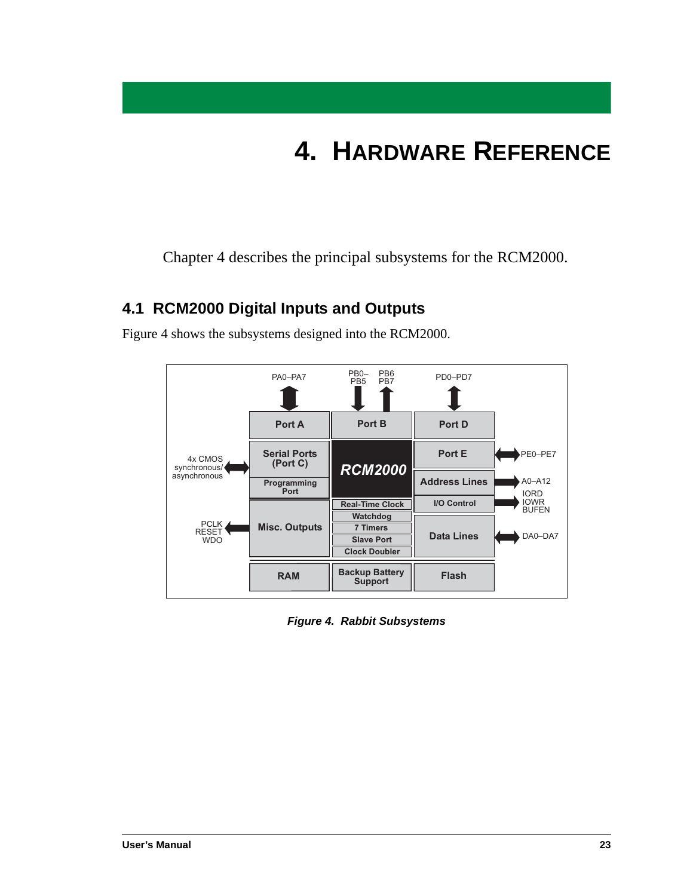# 4. HARDWARE REFERENCE

Chapter 4 describes the principal subsystems for the RCM2000.

## 4.1 RCM2000 Digital Inputs and Outputs

Figure 4 shows the subsystems designed into the RCM2000.

PA0–PA7 | PB0–PB5 | PB6 PB7 | PD0–PD7

Port A | Port B | Port D

4x CMOS synchronous/asynchronous — Serial Ports (Port C), Programming Port

RCM2000

Port E — PE0–PE7

Address Lines — A0–A12

I/O Control — IORD, IOWR, BUFEN

PCLK, RESET, WDO — Misc. Outputs

Real-Time Clock, Watchdog, 7 Timers, Slave Port, Clock Doubler

Data Lines — DA0–DA7

RAM | Backup Battery Support | Flash

***Figure 4. Rabbit Subsystems***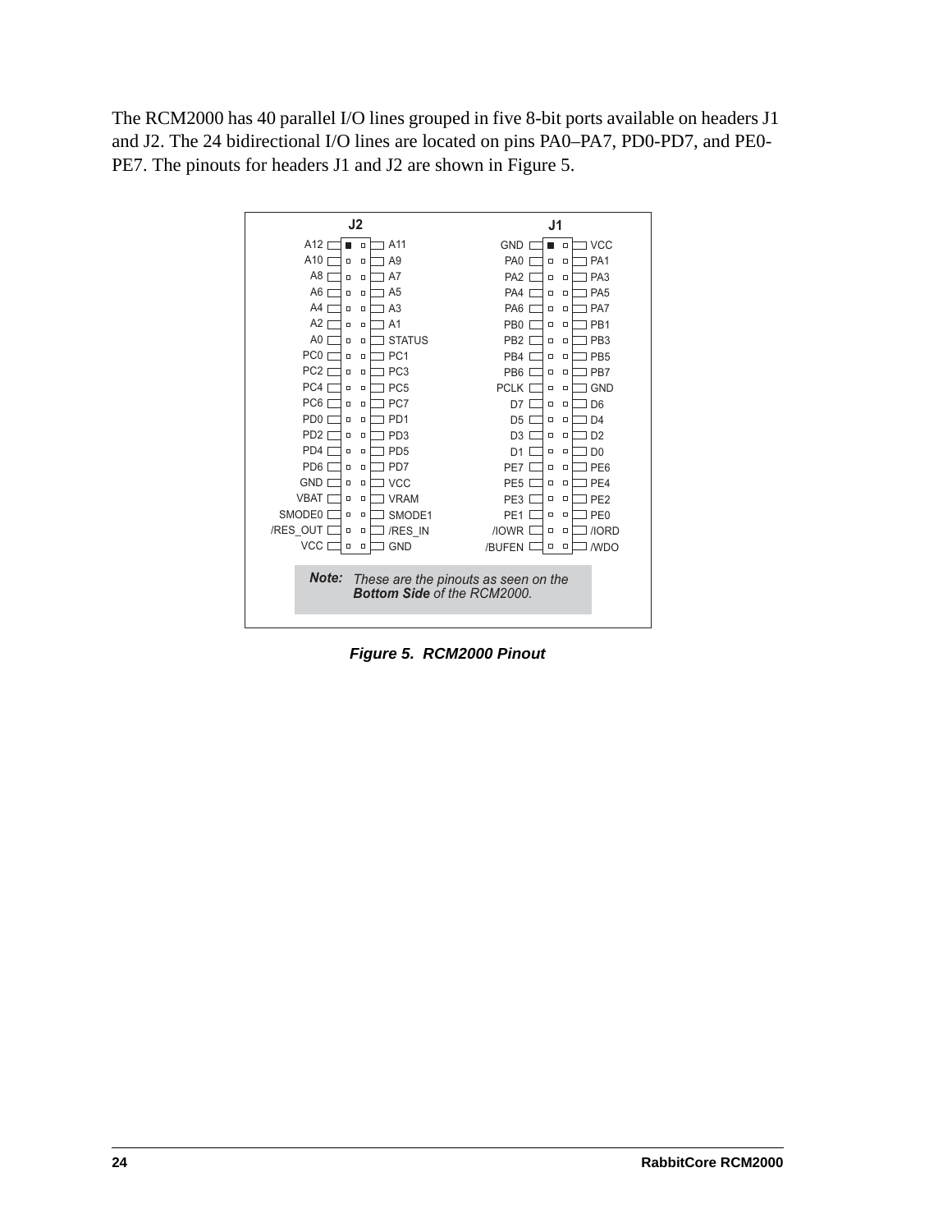The RCM2000 has 40 parallel I/O lines grouped in five 8-bit ports available on headers J1 and J2. The 24 bidirectional I/O lines are located on pins PA0–PA7, PD0-PD7, and PE0-PE7. The pinouts for headers J1 and J2 are shown in Figure 5.

**J2**

| | |
|---|---|
| A12 | A11 |
| A10 | A9 |
| A8 | A7 |
| A6 | A5 |
| A4 | A3 |
| A2 | A1 |
| A0 | STATUS |
| PC0 | PC1 |
| PC2 | PC3 |
| PC4 | PC5 |
| PC6 | PC7 |
| PD0 | PD1 |
| PD2 | PD3 |
| PD4 | PD5 |
| PD6 | PD7 |
| GND | VCC |
| VBAT | VRAM |
| SMODE0 | SMODE1 |
| /RES_OUT | /RES_IN |
| VCC | GND |

**J1**

| | |
|---|---|
| GND | VCC |
| PA0 | PA1 |
| PA2 | PA3 |
| PA4 | PA5 |
| PA6 | PA7 |
| PB0 | PB1 |
| PB2 | PB3 |
| PB4 | PB5 |
| PB6 | PB7 |
| PCLK | GND |
| D7 | D6 |
| D5 | D4 |
| D3 | D2 |
| D1 | D0 |
| PE7 | PE6 |
| PE5 | PE4 |
| PE3 | PE2 |
| PE1 | PE0 |
| /IOWR | /IORD |
| /BUFEN | /WDO |

**Note:** *These are the pinouts as seen on the **Bottom Side** of the RCM2000.*

***Figure 5. RCM2000 Pinout***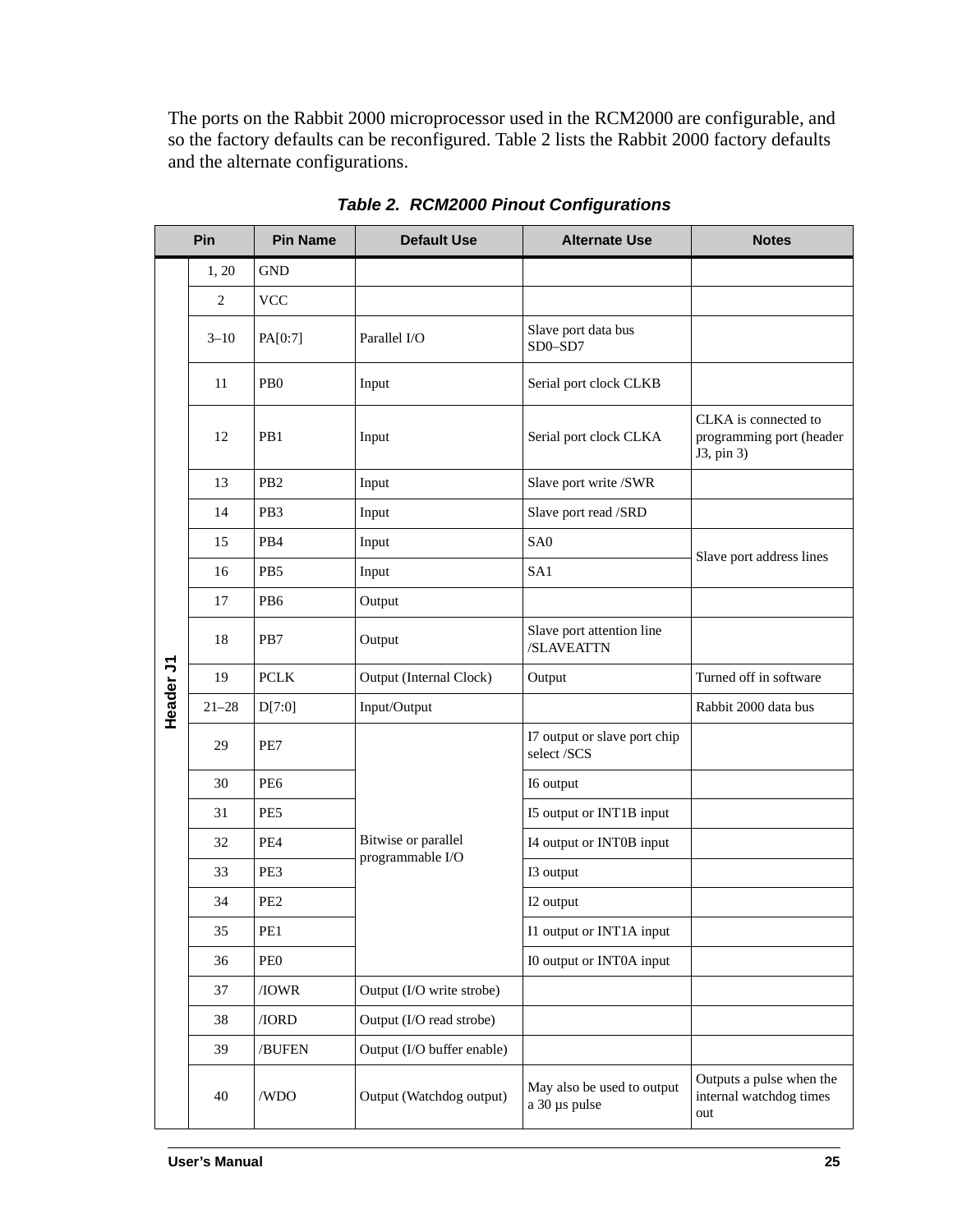The ports on the Rabbit 2000 microprocessor used in the RCM2000 are configurable, and so the factory defaults can be reconfigured. Table 2 lists the Rabbit 2000 factory defaults and the alternate configurations.

***Table 2. RCM2000 Pinout Configurations***

| Pin | | Pin Name | Default Use | Alternate Use | Notes |
|---|---|---|---|---|---|
| Header J1 | 1, 20 | GND | | | |
| | 2 | VCC | | | |
| | 3–10 | PA[0:7] | Parallel I/O | Slave port data bus SD0–SD7 | |
| | 11 | PB0 | Input | Serial port clock CLKB | |
| | 12 | PB1 | Input | Serial port clock CLKA | CLKA is connected to programming port (header J3, pin 3) |
| | 13 | PB2 | Input | Slave port write /SWR | |
| | 14 | PB3 | Input | Slave port read /SRD | |
| | 15 | PB4 | Input | SA0 | Slave port address lines |
| | 16 | PB5 | Input | SA1 | |
| | 17 | PB6 | Output | | |
| | 18 | PB7 | Output | Slave port attention line /SLAVEATTN | |
| | 19 | PCLK | Output (Internal Clock) | Output | Turned off in software |
| | 21–28 | D[7:0] | Input/Output | | Rabbit 2000 data bus |
| | 29 | PE7 | Bitwise or parallel programmable I/O | I7 output or slave port chip select /SCS | |
| | 30 | PE6 | | I6 output | |
| | 31 | PE5 | | I5 output or INT1B input | |
| | 32 | PE4 | | I4 output or INT0B input | |
| | 33 | PE3 | | I3 output | |
| | 34 | PE2 | | I2 output | |
| | 35 | PE1 | | I1 output or INT1A input | |
| | 36 | PE0 | | I0 output or INT0A input | |
| | 37 | /IOWR | Output (I/O write strobe) | | |
| | 38 | /IORD | Output (I/O read strobe) | | |
| | 39 | /BUFEN | Output (I/O buffer enable) | | |
| | 40 | /WDO | Output (Watchdog output) | May also be used to output a 30 µs pulse | Outputs a pulse when the internal watchdog times out |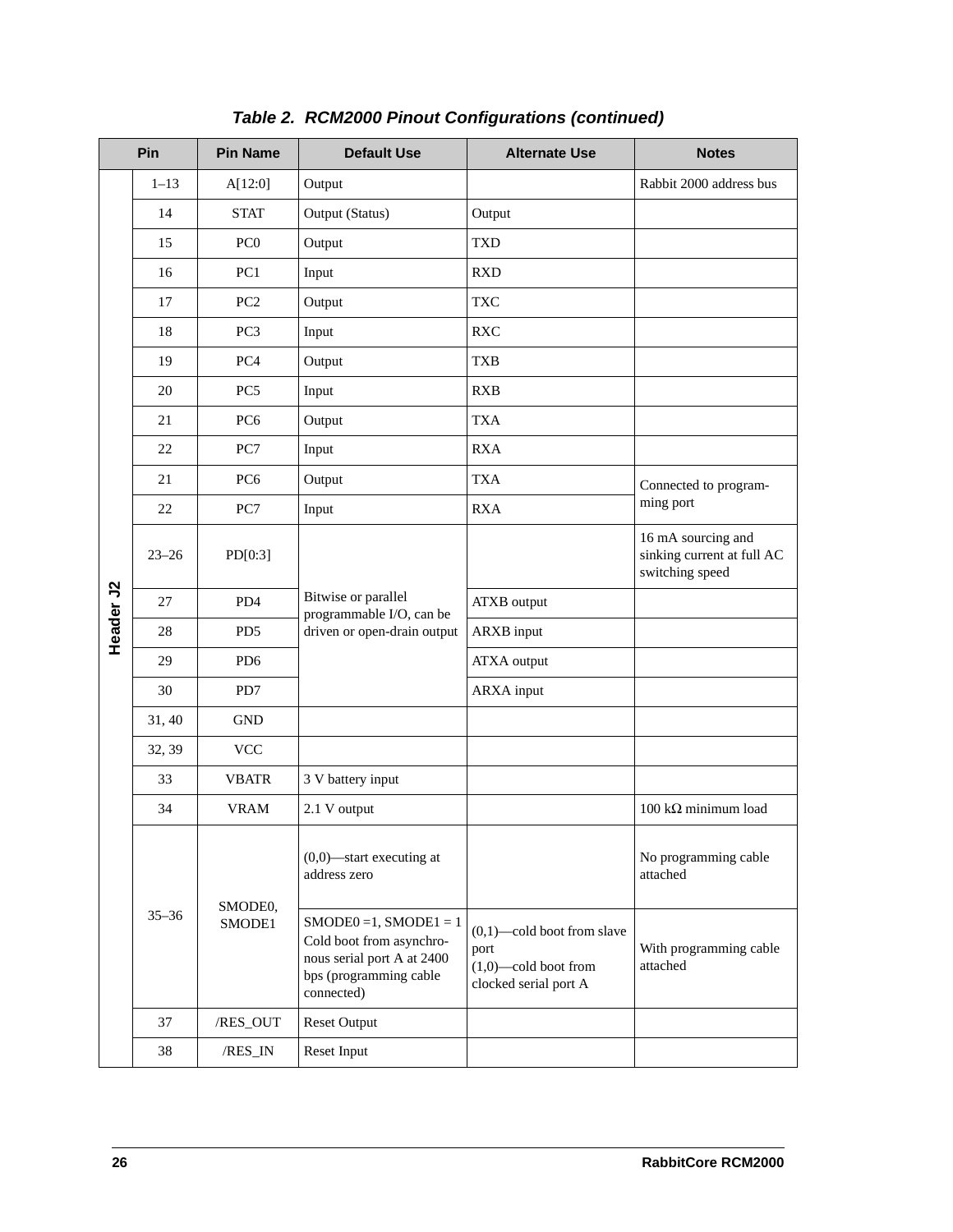*Table 2. RCM2000 Pinout Configurations (continued)*

| Pin | | Pin Name | Default Use | Alternate Use | Notes |
|---|---|---|---|---|---|
| Header J2 | 1–13 | A[12:0] | Output | | Rabbit 2000 address bus |
| | 14 | STAT | Output (Status) | Output | |
| | 15 | PC0 | Output | TXD | |
| | 16 | PC1 | Input | RXD | |
| | 17 | PC2 | Output | TXC | |
| | 18 | PC3 | Input | RXC | |
| | 19 | PC4 | Output | TXB | |
| | 20 | PC5 | Input | RXB | |
| | 21 | PC6 | Output | TXA | |
| | 22 | PC7 | Input | RXA | |
| | 21 | PC6 | Output | TXA | Connected to programming port |
| | 22 | PC7 | Input | RXA | |
| | 23–26 | PD[0:3] | Bitwise or parallel programmable I/O, can be driven or open-drain output | | 16 mA sourcing and sinking current at full AC switching speed |
| | 27 | PD4 | | ATXB output | |
| | 28 | PD5 | | ARXB input | |
| | 29 | PD6 | | ATXA output | |
| | 30 | PD7 | | ARXA input | |
| | 31, 40 | GND | | | |
| | 32, 39 | VCC | | | |
| | 33 | VBATR | 3 V battery input | | |
| | 34 | VRAM | 2.1 V output | | 100 kΩ minimum load |
| | 35–36 | SMODE0, SMODE1 | (0,0)—start executing at address zero | | No programming cable attached |
| | | | SMODE0 =1, SMODE1 = 1 Cold boot from asynchronous serial port A at 2400 bps (programming cable connected) | (0,1)—cold boot from slave port (1,0)—cold boot from clocked serial port A | With programming cable attached |
| | 37 | /RES_OUT | Reset Output | | |
| | 38 | /RES_IN | Reset Input | | |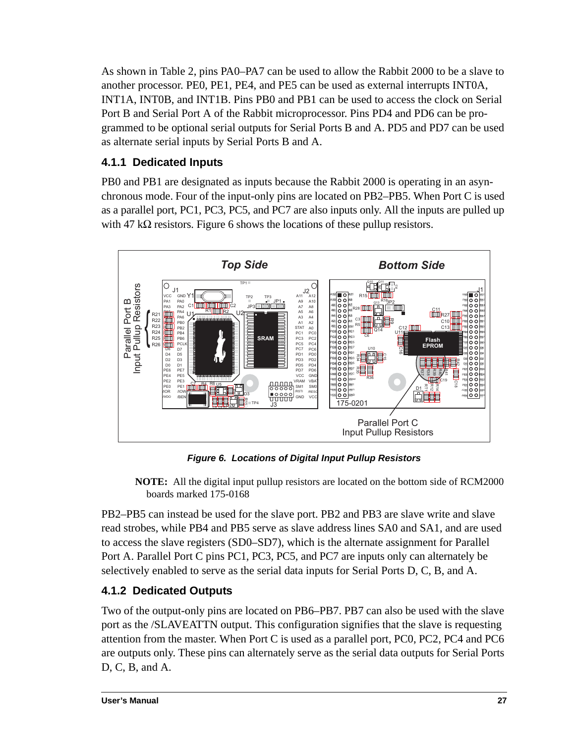As shown in Table 2, pins PA0–PA7 can be used to allow the Rabbit 2000 to be a slave to another processor. PE0, PE1, PE4, and PE5 can be used as external interrupts INT0A, INT1A, INT0B, and INT1B. Pins PB0 and PB1 can be used to access the clock on Serial Port B and Serial Port A of the Rabbit microprocessor. Pins PD4 and PD6 can be programmed to be optional serial outputs for Serial Ports B and A. PD5 and PD7 can be used as alternate serial inputs by Serial Ports B and A.

### 4.1.1 Dedicated Inputs

PB0 and PB1 are designated as inputs because the Rabbit 2000 is operating in an asynchronous mode. Four of the input-only pins are located on PB2–PB5. When Port C is used as a parallel port, PC1, PC3, PC5, and PC7 are also inputs only. All the inputs are pulled up with 47 kΩ resistors. Figure 6 shows the locations of these pullup resistors.

*Figure 6. Locations of Digital Input Pullup Resistors*

> **NOTE:** All the digital input pullup resistors are located on the bottom side of RCM2000 boards marked 175-0168

PB2–PB5 can instead be used for the slave port. PB2 and PB3 are slave write and slave read strobes, while PB4 and PB5 serve as slave address lines SA0 and SA1, and are used to access the slave registers (SD0–SD7), which is the alternate assignment for Parallel Port A. Parallel Port C pins PC1, PC3, PC5, and PC7 are inputs only can alternately be selectively enabled to serve as the serial data inputs for Serial Ports D, C, B, and A.

### 4.1.2 Dedicated Outputs

Two of the output-only pins are located on PB6–PB7. PB7 can also be used with the slave port as the /SLAVEATTN output. This configuration signifies that the slave is requesting attention from the master. When Port C is used as a parallel port, PC0, PC2, PC4 and PC6 are outputs only. These pins can alternately serve as the serial data outputs for Serial Ports D, C, B, and A.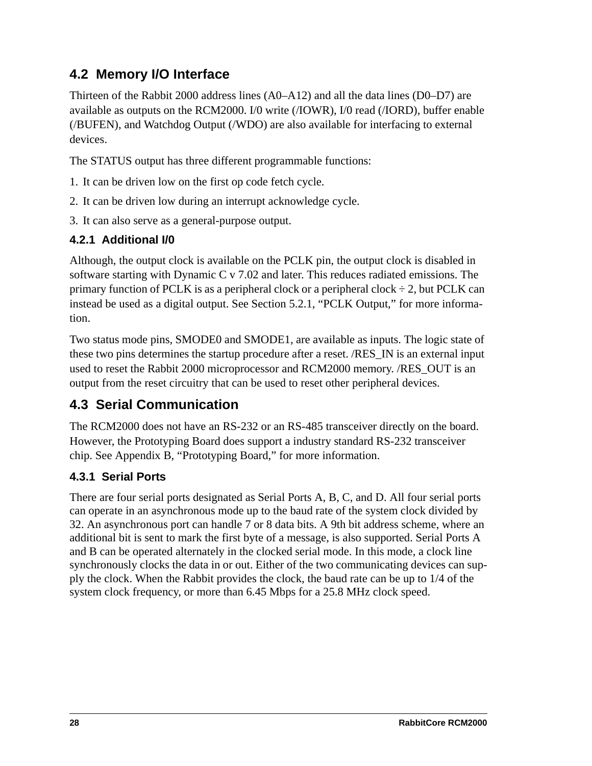## 4.2 Memory I/O Interface

Thirteen of the Rabbit 2000 address lines (A0–A12) and all the data lines (D0–D7) are available as outputs on the RCM2000. I/0 write (/IOWR), I/0 read (/IORD), buffer enable (/BUFEN), and Watchdog Output (/WDO) are also available for interfacing to external devices.

The STATUS output has three different programmable functions:

1. It can be driven low on the first op code fetch cycle.
2. It can be driven low during an interrupt acknowledge cycle.
3. It can also serve as a general-purpose output.

### 4.2.1 Additional I/0

Although, the output clock is available on the PCLK pin, the output clock is disabled in software starting with Dynamic C v 7.02 and later. This reduces radiated emissions. The primary function of PCLK is as a peripheral clock or a peripheral clock ÷ 2, but PCLK can instead be used as a digital output. See Section 5.2.1, "PCLK Output," for more information.

Two status mode pins, SMODE0 and SMODE1, are available as inputs. The logic state of these two pins determines the startup procedure after a reset. /RES_IN is an external input used to reset the Rabbit 2000 microprocessor and RCM2000 memory. /RES_OUT is an output from the reset circuitry that can be used to reset other peripheral devices.

## 4.3 Serial Communication

The RCM2000 does not have an RS-232 or an RS-485 transceiver directly on the board. However, the Prototyping Board does support a industry standard RS-232 transceiver chip. See Appendix B, "Prototyping Board," for more information.

### 4.3.1 Serial Ports

There are four serial ports designated as Serial Ports A, B, C, and D. All four serial ports can operate in an asynchronous mode up to the baud rate of the system clock divided by 32. An asynchronous port can handle 7 or 8 data bits. A 9th bit address scheme, where an additional bit is sent to mark the first byte of a message, is also supported. Serial Ports A and B can be operated alternately in the clocked serial mode. In this mode, a clock line synchronously clocks the data in or out. Either of the two communicating devices can supply the clock. When the Rabbit provides the clock, the baud rate can be up to 1/4 of the system clock frequency, or more than 6.45 Mbps for a 25.8 MHz clock speed.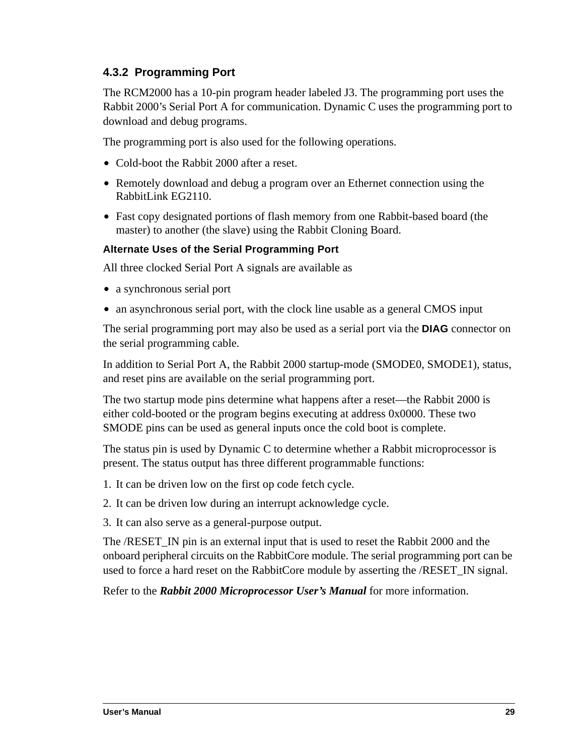### 4.3.2 Programming Port

The RCM2000 has a 10-pin program header labeled J3. The programming port uses the Rabbit 2000's Serial Port A for communication. Dynamic C uses the programming port to download and debug programs.

The programming port is also used for the following operations.

- Cold-boot the Rabbit 2000 after a reset.
- Remotely download and debug a program over an Ethernet connection using the RabbitLink EG2110.
- Fast copy designated portions of flash memory from one Rabbit-based board (the master) to another (the slave) using the Rabbit Cloning Board.

#### Alternate Uses of the Serial Programming Port

All three clocked Serial Port A signals are available as

- a synchronous serial port
- an asynchronous serial port, with the clock line usable as a general CMOS input

The serial programming port may also be used as a serial port via the **DIAG** connector on the serial programming cable.

In addition to Serial Port A, the Rabbit 2000 startup-mode (SMODE0, SMODE1), status, and reset pins are available on the serial programming port.

The two startup mode pins determine what happens after a reset—the Rabbit 2000 is either cold-booted or the program begins executing at address 0x0000. These two SMODE pins can be used as general inputs once the cold boot is complete.

The status pin is used by Dynamic C to determine whether a Rabbit microprocessor is present. The status output has three different programmable functions:

1. It can be driven low on the first op code fetch cycle.
2. It can be driven low during an interrupt acknowledge cycle.
3. It can also serve as a general-purpose output.

The /RESET_IN pin is an external input that is used to reset the Rabbit 2000 and the onboard peripheral circuits on the RabbitCore module. The serial programming port can be used to force a hard reset on the RabbitCore module by asserting the /RESET_IN signal.

Refer to the ***Rabbit 2000 Microprocessor User's Manual*** for more information.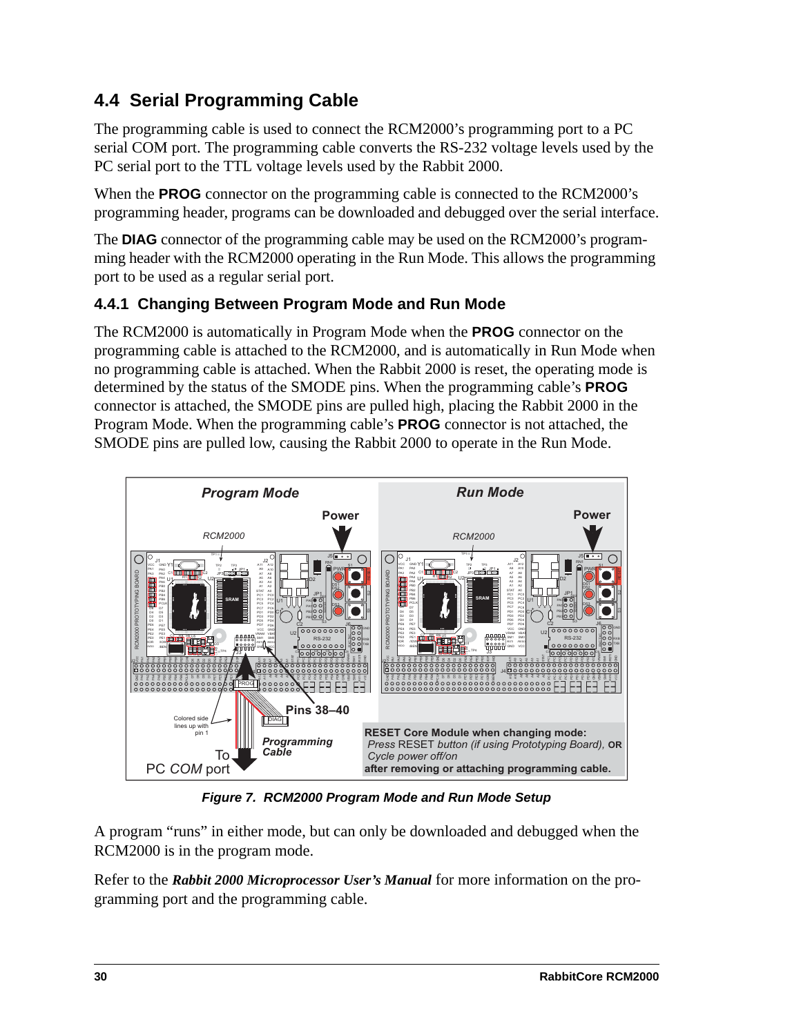## 4.4 Serial Programming Cable

The programming cable is used to connect the RCM2000's programming port to a PC serial COM port. The programming cable converts the RS-232 voltage levels used by the PC serial port to the TTL voltage levels used by the Rabbit 2000.

When the **PROG** connector on the programming cable is connected to the RCM2000's programming header, programs can be downloaded and debugged over the serial interface.

The **DIAG** connector of the programming cable may be used on the RCM2000's programming header with the RCM2000 operating in the Run Mode. This allows the programming port to be used as a regular serial port.

### 4.4.1 Changing Between Program Mode and Run Mode

The RCM2000 is automatically in Program Mode when the **PROG** connector on the programming cable is attached to the RCM2000, and is automatically in Run Mode when no programming cable is attached. When the Rabbit 2000 is reset, the operating mode is determined by the status of the SMODE pins. When the programming cable's **PROG** connector is attached, the SMODE pins are pulled high, placing the Rabbit 2000 in the Program Mode. When the programming cable's **PROG** connector is not attached, the SMODE pins are pulled low, causing the Rabbit 2000 to operate in the Run Mode.

***Figure 7. RCM2000 Program Mode and Run Mode Setup***

A program "runs" in either mode, but can only be downloaded and debugged when the RCM2000 is in the program mode.

Refer to the ***Rabbit 2000 Microprocessor User's Manual*** for more information on the programming port and the programming cable.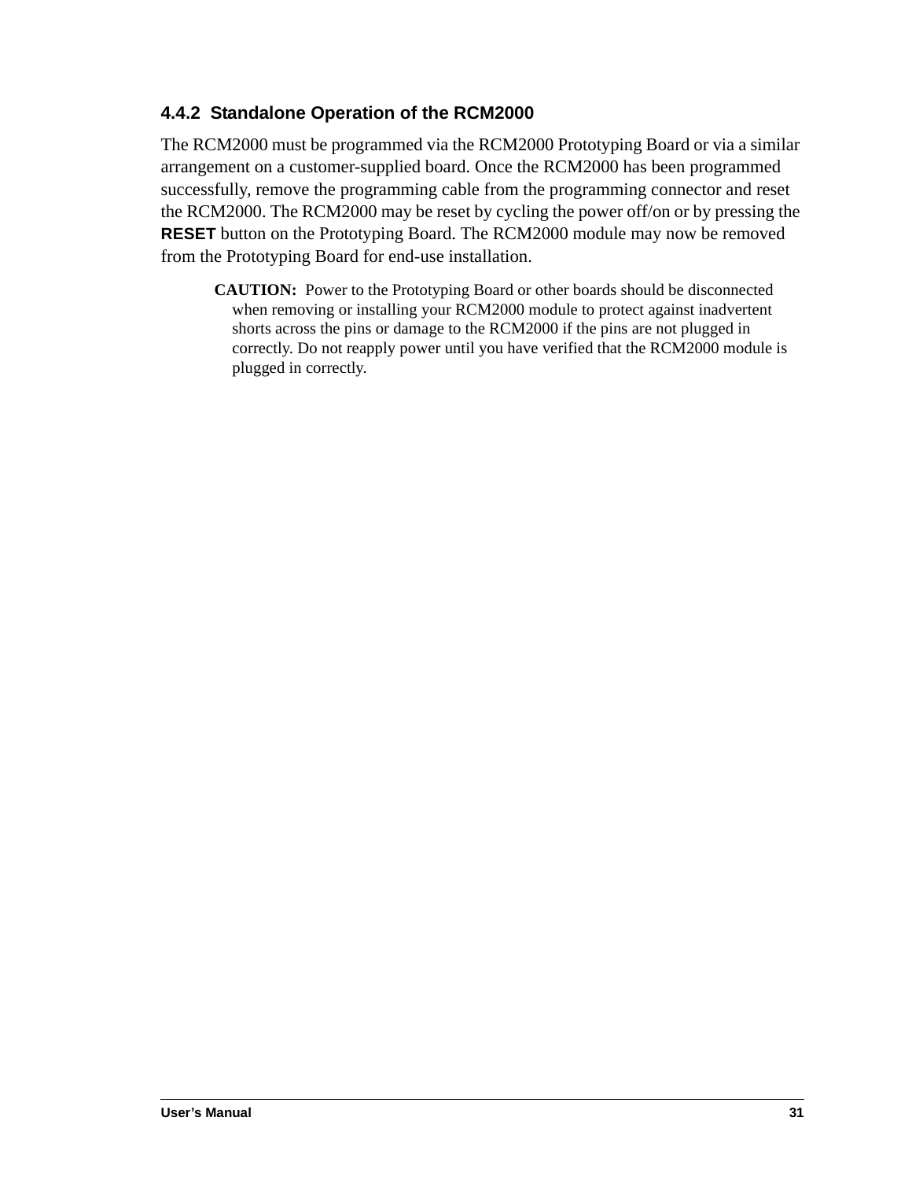### 4.4.2 Standalone Operation of the RCM2000

The RCM2000 must be programmed via the RCM2000 Prototyping Board or via a similar arrangement on a customer-supplied board. Once the RCM2000 has been programmed successfully, remove the programming cable from the programming connector and reset the RCM2000. The RCM2000 may be reset by cycling the power off/on or by pressing the **RESET** button on the Prototyping Board. The RCM2000 module may now be removed from the Prototyping Board for end-use installation.

> **CAUTION:** Power to the Prototyping Board or other boards should be disconnected when removing or installing your RCM2000 module to protect against inadvertent shorts across the pins or damage to the RCM2000 if the pins are not plugged in correctly. Do not reapply power until you have verified that the RCM2000 module is plugged in correctly.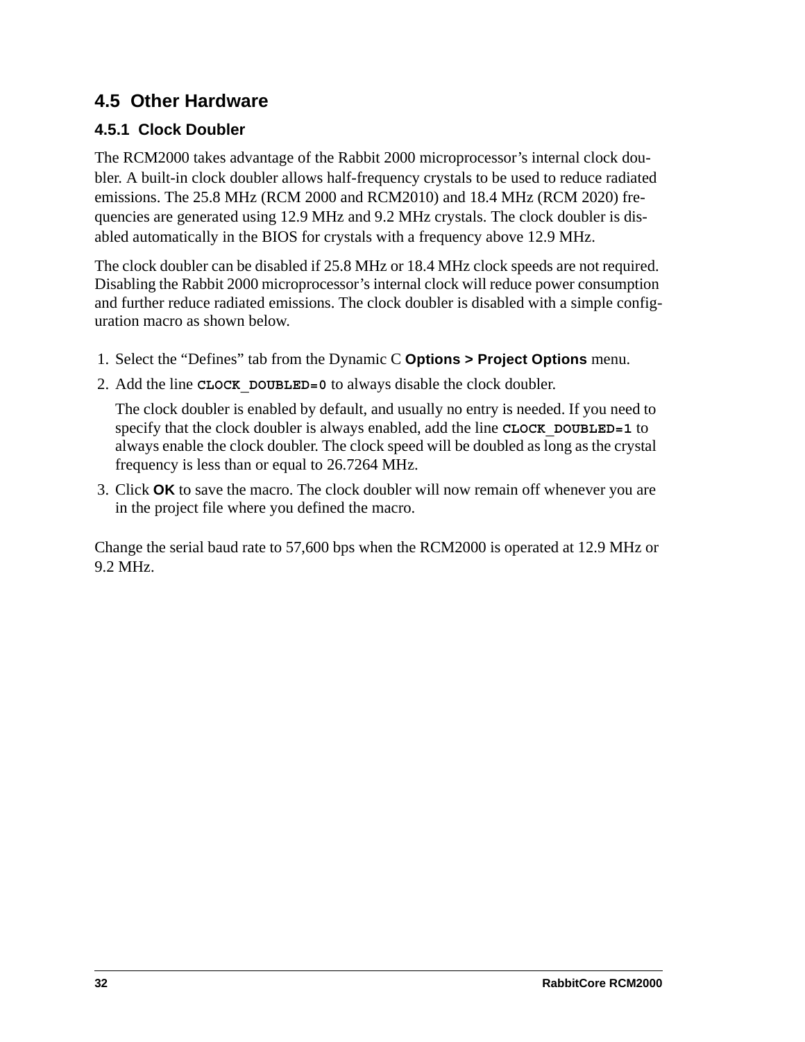## 4.5 Other Hardware

### 4.5.1 Clock Doubler

The RCM2000 takes advantage of the Rabbit 2000 microprocessor's internal clock doubler. A built-in clock doubler allows half-frequency crystals to be used to reduce radiated emissions. The 25.8 MHz (RCM 2000 and RCM2010) and 18.4 MHz (RCM 2020) frequencies are generated using 12.9 MHz and 9.2 MHz crystals. The clock doubler is disabled automatically in the BIOS for crystals with a frequency above 12.9 MHz.

The clock doubler can be disabled if 25.8 MHz or 18.4 MHz clock speeds are not required. Disabling the Rabbit 2000 microprocessor's internal clock will reduce power consumption and further reduce radiated emissions. The clock doubler is disabled with a simple configuration macro as shown below.

1. Select the "Defines" tab from the Dynamic C **Options > Project Options** menu.
2. Add the line `CLOCK_DOUBLED=0` to always disable the clock doubler.

   The clock doubler is enabled by default, and usually no entry is needed. If you need to specify that the clock doubler is always enabled, add the line `CLOCK_DOUBLED=1` to always enable the clock doubler. The clock speed will be doubled as long as the crystal frequency is less than or equal to 26.7264 MHz.
3. Click **OK** to save the macro. The clock doubler will now remain off whenever you are in the project file where you defined the macro.

Change the serial baud rate to 57,600 bps when the RCM2000 is operated at 12.9 MHz or 9.2 MHz.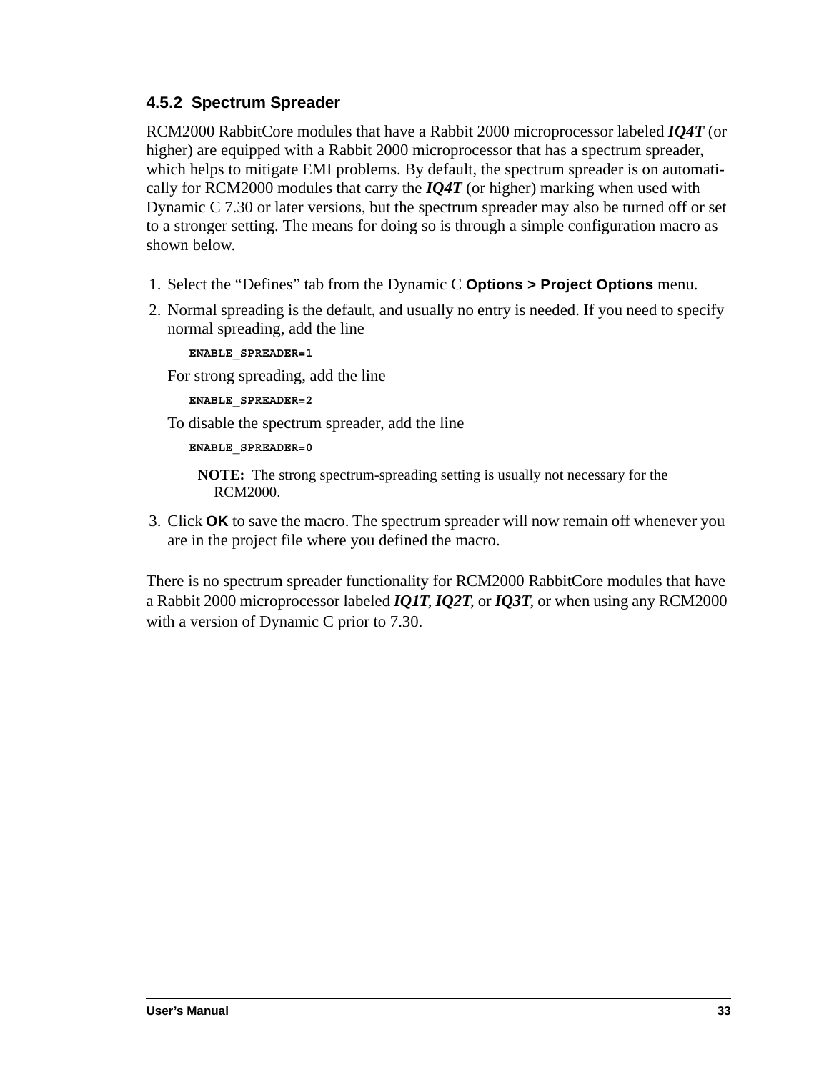### 4.5.2 Spectrum Spreader

RCM2000 RabbitCore modules that have a Rabbit 2000 microprocessor labeled ***IQ4T*** (or higher) are equipped with a Rabbit 2000 microprocessor that has a spectrum spreader, which helps to mitigate EMI problems. By default, the spectrum spreader is on automatically for RCM2000 modules that carry the ***IQ4T*** (or higher) marking when used with Dynamic C 7.30 or later versions, but the spectrum spreader may also be turned off or set to a stronger setting. The means for doing so is through a simple configuration macro as shown below.

1. Select the "Defines" tab from the Dynamic C **Options > Project Options** menu.
2. Normal spreading is the default, and usually no entry is needed. If you need to specify normal spreading, add the line

   ```
   ENABLE_SPREADER=1
   ```

   For strong spreading, add the line

   ```
   ENABLE_SPREADER=2
   ```

   To disable the spectrum spreader, add the line

   ```
   ENABLE_SPREADER=0
   ```

   **NOTE:** The strong spectrum-spreading setting is usually not necessary for the RCM2000.

3. Click **OK** to save the macro. The spectrum spreader will now remain off whenever you are in the project file where you defined the macro.

There is no spectrum spreader functionality for RCM2000 RabbitCore modules that have a Rabbit 2000 microprocessor labeled ***IQ1T***, ***IQ2T***, or ***IQ3T***, or when using any RCM2000 with a version of Dynamic C prior to 7.30.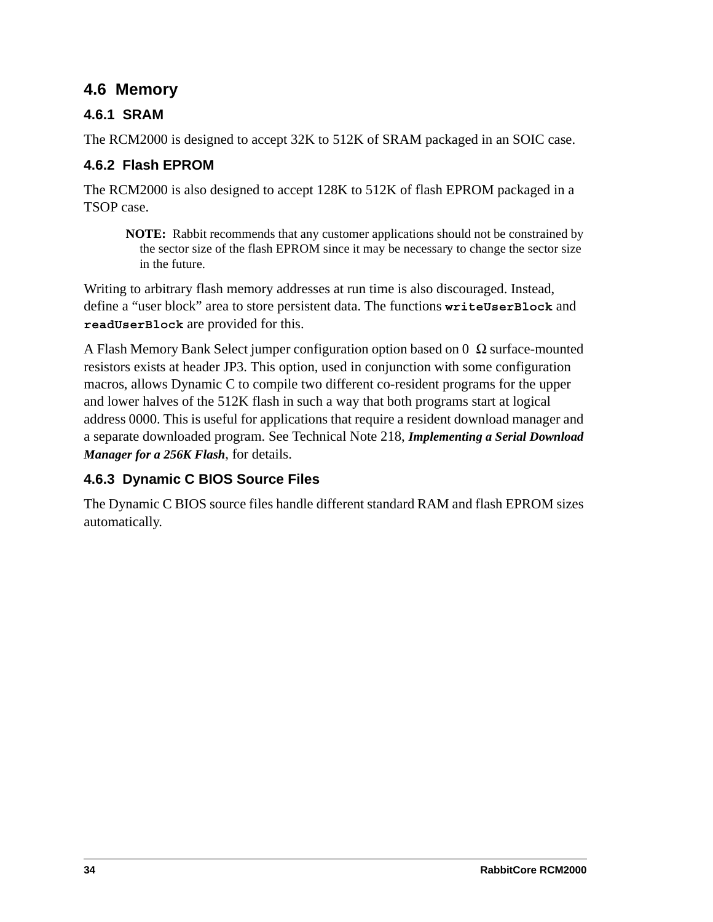## 4.6 Memory

### 4.6.1 SRAM

The RCM2000 is designed to accept 32K to 512K of SRAM packaged in an SOIC case.

### 4.6.2 Flash EPROM

The RCM2000 is also designed to accept 128K to 512K of flash EPROM packaged in a TSOP case.

> **NOTE:** Rabbit recommends that any customer applications should not be constrained by the sector size of the flash EPROM since it may be necessary to change the sector size in the future.

Writing to arbitrary flash memory addresses at run time is also discouraged. Instead, define a “user block” area to store persistent data. The functions **`writeUserBlock`** and **`readUserBlock`** are provided for this.

A Flash Memory Bank Select jumper configuration option based on 0 Ω surface-mounted resistors exists at header JP3. This option, used in conjunction with some configuration macros, allows Dynamic C to compile two different co-resident programs for the upper and lower halves of the 512K flash in such a way that both programs start at logical address 0000. This is useful for applications that require a resident download manager and a separate downloaded program. See Technical Note 218, ***Implementing a Serial Download Manager for a 256K Flash***, for details.

### 4.6.3 Dynamic C BIOS Source Files

The Dynamic C BIOS source files handle different standard RAM and flash EPROM sizes automatically.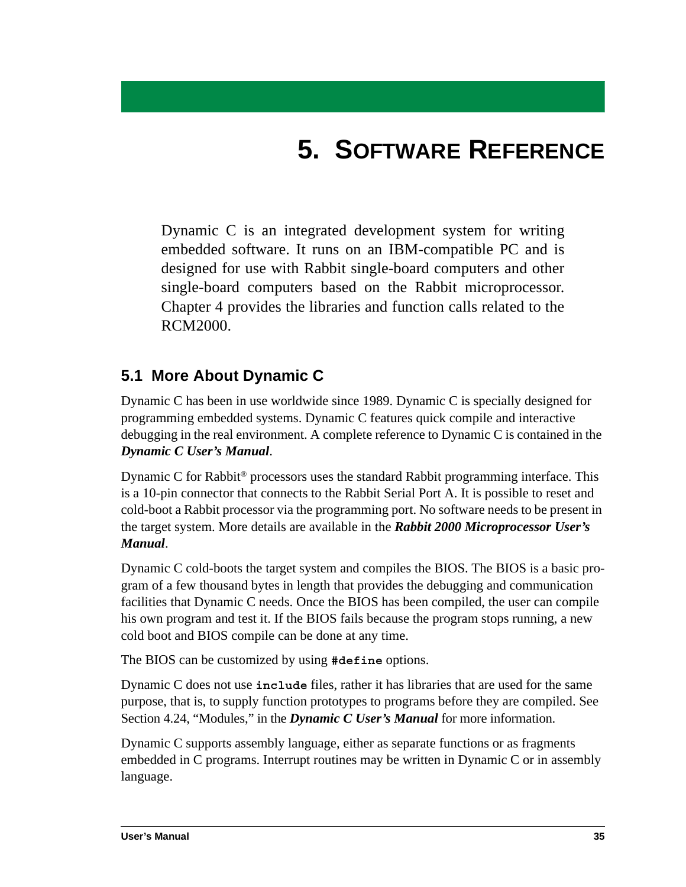# 5. Software Reference

Dynamic C is an integrated development system for writing embedded software. It runs on an IBM-compatible PC and is designed for use with Rabbit single-board computers and other single-board computers based on the Rabbit microprocessor. Chapter 4 provides the libraries and function calls related to the RCM2000.

## 5.1 More About Dynamic C

Dynamic C has been in use worldwide since 1989. Dynamic C is specially designed for programming embedded systems. Dynamic C features quick compile and interactive debugging in the real environment. A complete reference to Dynamic C is contained in the ***Dynamic C User's Manual***.

Dynamic C for Rabbit® processors uses the standard Rabbit programming interface. This is a 10-pin connector that connects to the Rabbit Serial Port A. It is possible to reset and cold-boot a Rabbit processor via the programming port. No software needs to be present in the target system. More details are available in the ***Rabbit 2000 Microprocessor User's Manual***.

Dynamic C cold-boots the target system and compiles the BIOS. The BIOS is a basic program of a few thousand bytes in length that provides the debugging and communication facilities that Dynamic C needs. Once the BIOS has been compiled, the user can compile his own program and test it. If the BIOS fails because the program stops running, a new cold boot and BIOS compile can be done at any time.

The BIOS can be customized by using **`#define`** options.

Dynamic C does not use **`include`** files, rather it has libraries that are used for the same purpose, that is, to supply function prototypes to programs before they are compiled. See Section 4.24, "Modules," in the ***Dynamic C User's Manual*** for more information.

Dynamic C supports assembly language, either as separate functions or as fragments embedded in C programs. Interrupt routines may be written in Dynamic C or in assembly language.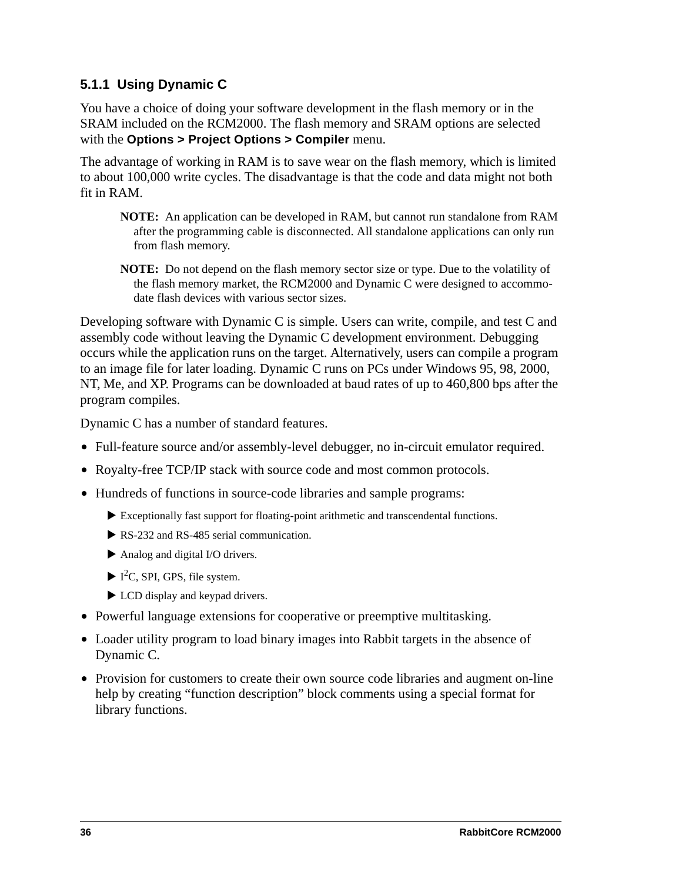### 5.1.1 Using Dynamic C

You have a choice of doing your software development in the flash memory or in the SRAM included on the RCM2000. The flash memory and SRAM options are selected with the **Options > Project Options > Compiler** menu.

The advantage of working in RAM is to save wear on the flash memory, which is limited to about 100,000 write cycles. The disadvantage is that the code and data might not both fit in RAM.

> **NOTE:** An application can be developed in RAM, but cannot run standalone from RAM after the programming cable is disconnected. All standalone applications can only run from flash memory.

> **NOTE:** Do not depend on the flash memory sector size or type. Due to the volatility of the flash memory market, the RCM2000 and Dynamic C were designed to accommodate flash devices with various sector sizes.

Developing software with Dynamic C is simple. Users can write, compile, and test C and assembly code without leaving the Dynamic C development environment. Debugging occurs while the application runs on the target. Alternatively, users can compile a program to an image file for later loading. Dynamic C runs on PCs under Windows 95, 98, 2000, NT, Me, and XP. Programs can be downloaded at baud rates of up to 460,800 bps after the program compiles.

Dynamic C has a number of standard features.

- Full-feature source and/or assembly-level debugger, no in-circuit emulator required.
- Royalty-free TCP/IP stack with source code and most common protocols.
- Hundreds of functions in source-code libraries and sample programs:
    - Exceptionally fast support for floating-point arithmetic and transcendental functions.
    - RS-232 and RS-485 serial communication.
    - Analog and digital I/O drivers.
    - $I^2C$, SPI, GPS, file system.
    - LCD display and keypad drivers.
- Powerful language extensions for cooperative or preemptive multitasking.
- Loader utility program to load binary images into Rabbit targets in the absence of Dynamic C.
- Provision for customers to create their own source code libraries and augment on-line help by creating “function description” block comments using a special format for library functions.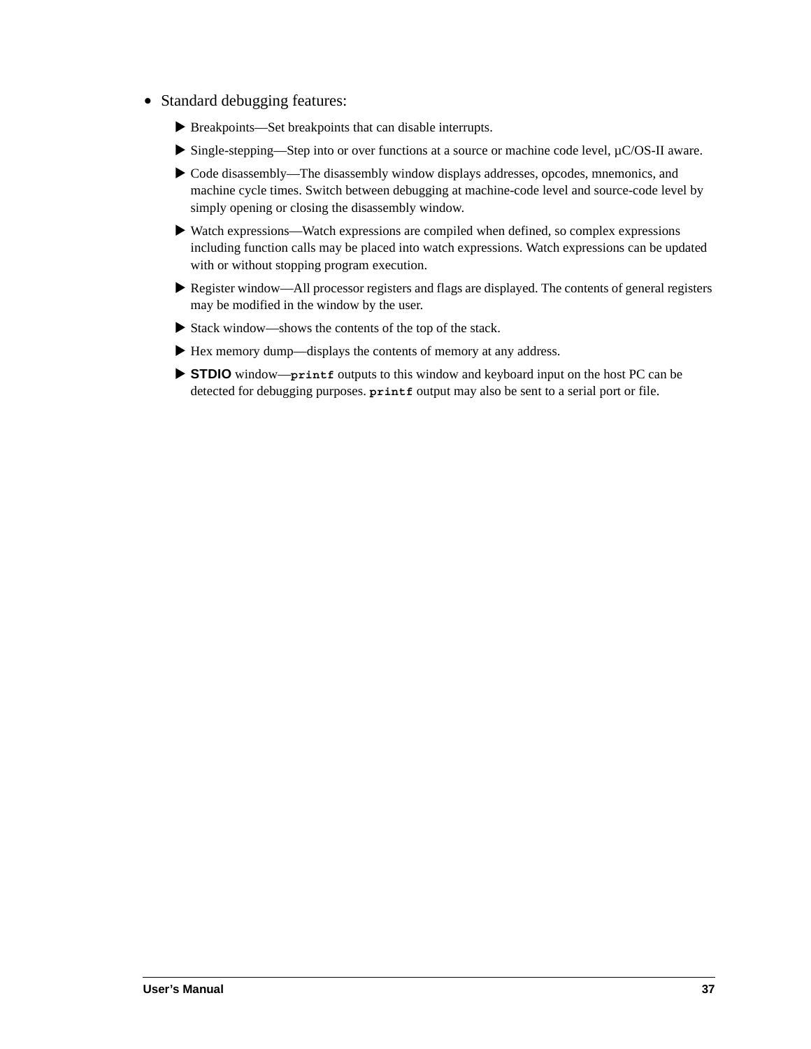- Standard debugging features:
  - Breakpoints—Set breakpoints that can disable interrupts.
  - Single-stepping—Step into or over functions at a source or machine code level, µC/OS-II aware.
  - Code disassembly—The disassembly window displays addresses, opcodes, mnemonics, and machine cycle times. Switch between debugging at machine-code level and source-code level by simply opening or closing the disassembly window.
  - Watch expressions—Watch expressions are compiled when defined, so complex expressions including function calls may be placed into watch expressions. Watch expressions can be updated with or without stopping program execution.
  - Register window—All processor registers and flags are displayed. The contents of general registers may be modified in the window by the user.
  - Stack window—shows the contents of the top of the stack.
  - Hex memory dump—displays the contents of memory at any address.
  - **STDIO** window—`printf` outputs to this window and keyboard input on the host PC can be detected for debugging purposes. `printf` output may also be sent to a serial port or file.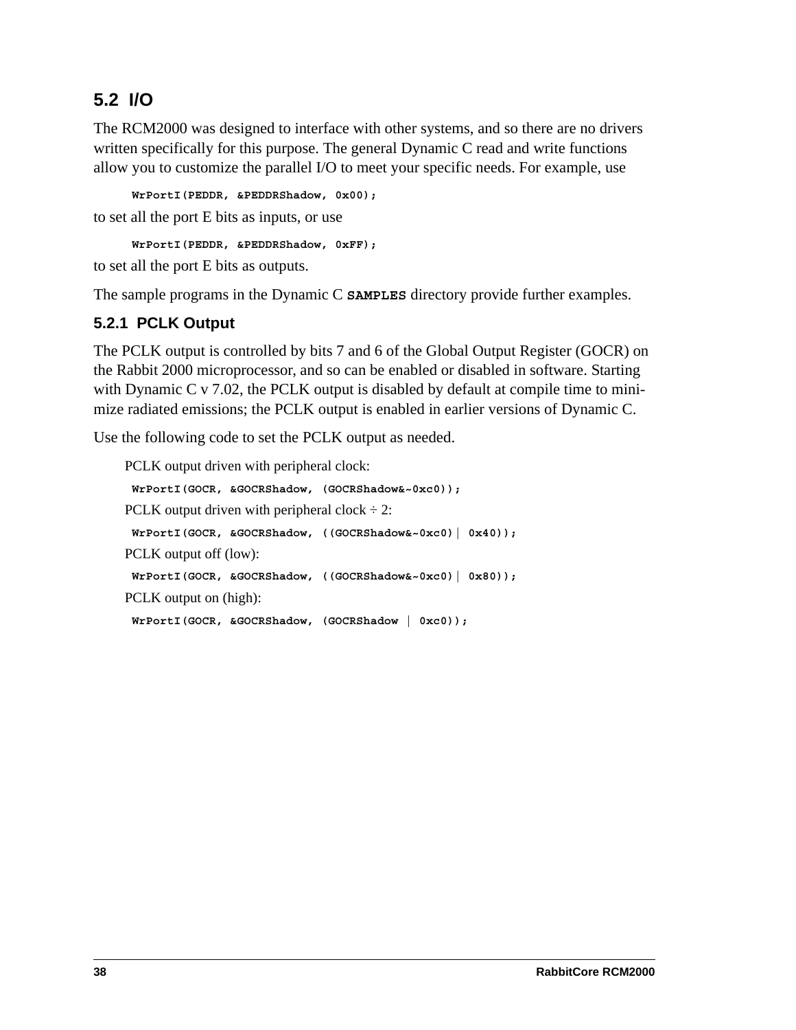## 5.2 I/O

The RCM2000 was designed to interface with other systems, and so there are no drivers written specifically for this purpose. The general Dynamic C read and write functions allow you to customize the parallel I/O to meet your specific needs. For example, use

```
WrPortI(PEDDR, &PEDDRShadow, 0x00);
```

to set all the port E bits as inputs, or use

```
WrPortI(PEDDR, &PEDDRShadow, 0xFF);
```

to set all the port E bits as outputs.

The sample programs in the Dynamic C **SAMPLES** directory provide further examples.

### 5.2.1 PCLK Output

The PCLK output is controlled by bits 7 and 6 of the Global Output Register (GOCR) on the Rabbit 2000 microprocessor, and so can be enabled or disabled in software. Starting with Dynamic C v 7.02, the PCLK output is disabled by default at compile time to minimize radiated emissions; the PCLK output is enabled in earlier versions of Dynamic C.

Use the following code to set the PCLK output as needed.

PCLK output driven with peripheral clock:

```
WrPortI(GOCR, &GOCRShadow, (GOCRShadow&~0xc0));
```

PCLK output driven with peripheral clock ÷ 2:

```
WrPortI(GOCR, &GOCRShadow, ((GOCRShadow&~0xc0)| 0x40));
```

PCLK output off (low):

```
WrPortI(GOCR, &GOCRShadow, ((GOCRShadow&~0xc0)| 0x80));
```

PCLK output on (high):

```
WrPortI(GOCR, &GOCRShadow, (GOCRShadow | 0xc0));
```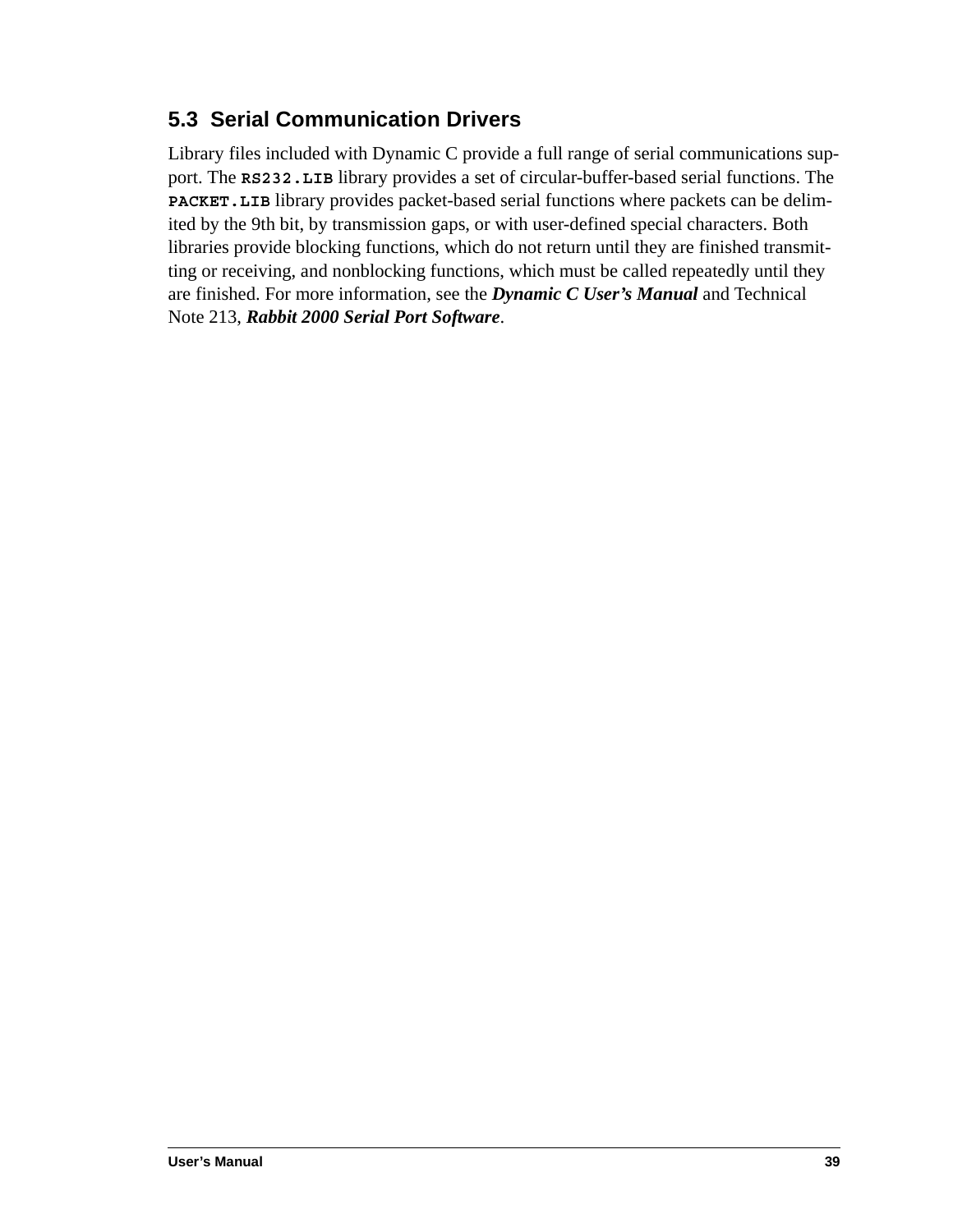## 5.3 Serial Communication Drivers

Library files included with Dynamic C provide a full range of serial communications support. The **`RS232.LIB`** library provides a set of circular-buffer-based serial functions. The **`PACKET.LIB`** library provides packet-based serial functions where packets can be delimited by the 9th bit, by transmission gaps, or with user-defined special characters. Both libraries provide blocking functions, which do not return until they are finished transmitting or receiving, and nonblocking functions, which must be called repeatedly until they are finished. For more information, see the ***Dynamic C User's Manual*** and Technical Note 213, ***Rabbit 2000 Serial Port Software***.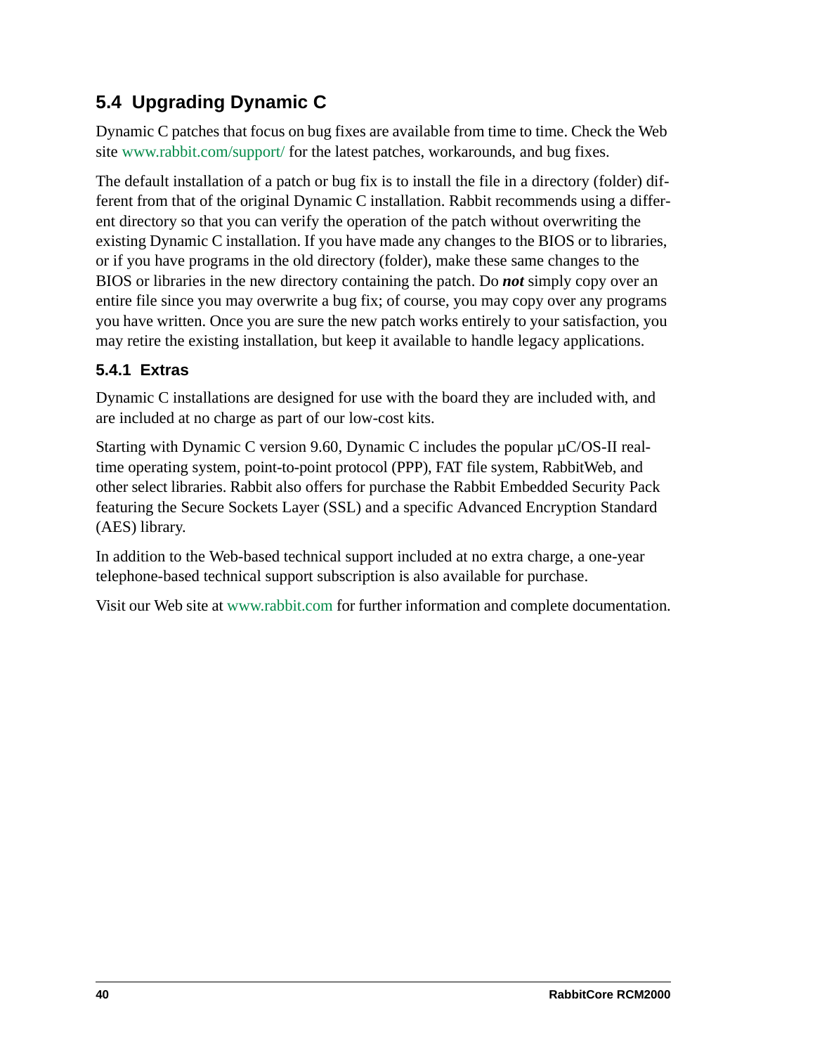## 5.4 Upgrading Dynamic C

Dynamic C patches that focus on bug fixes are available from time to time. Check the Web site www.rabbit.com/support/ for the latest patches, workarounds, and bug fixes.

The default installation of a patch or bug fix is to install the file in a directory (folder) different from that of the original Dynamic C installation. Rabbit recommends using a different directory so that you can verify the operation of the patch without overwriting the existing Dynamic C installation. If you have made any changes to the BIOS or to libraries, or if you have programs in the old directory (folder), make these same changes to the BIOS or libraries in the new directory containing the patch. Do ***not*** simply copy over an entire file since you may overwrite a bug fix; of course, you may copy over any programs you have written. Once you are sure the new patch works entirely to your satisfaction, you may retire the existing installation, but keep it available to handle legacy applications.

### 5.4.1 Extras

Dynamic C installations are designed for use with the board they are included with, and are included at no charge as part of our low-cost kits.

Starting with Dynamic C version 9.60, Dynamic C includes the popular µC/OS-II real-time operating system, point-to-point protocol (PPP), FAT file system, RabbitWeb, and other select libraries. Rabbit also offers for purchase the Rabbit Embedded Security Pack featuring the Secure Sockets Layer (SSL) and a specific Advanced Encryption Standard (AES) library.

In addition to the Web-based technical support included at no extra charge, a one-year telephone-based technical support subscription is also available for purchase.

Visit our Web site at www.rabbit.com for further information and complete documentation.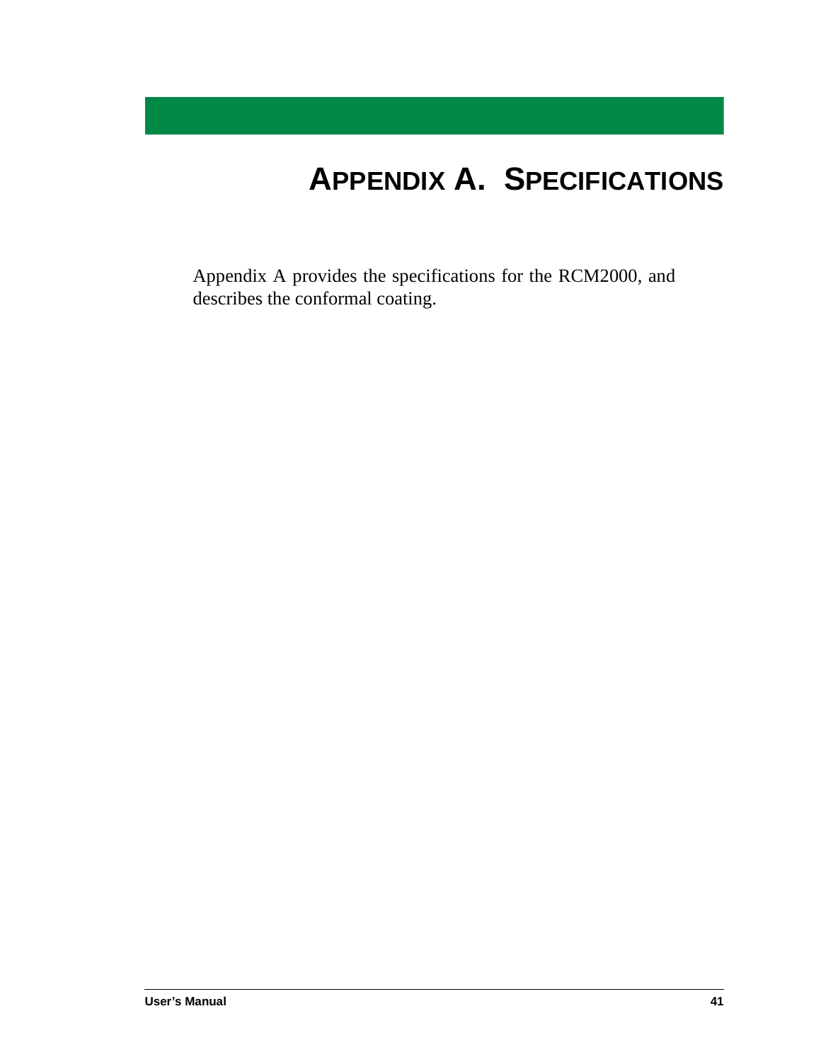# APPENDIX A. SPECIFICATIONS

Appendix A provides the specifications for the RCM2000, and describes the conformal coating.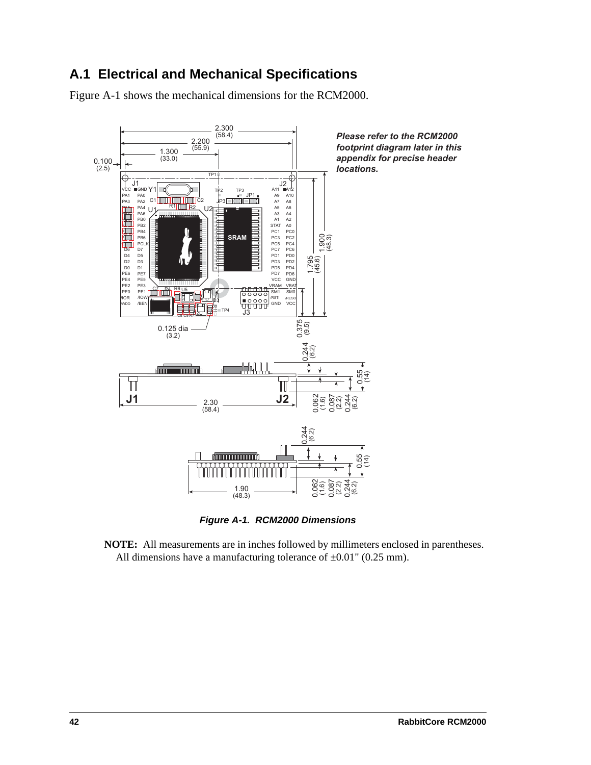## A.1 Electrical and Mechanical Specifications

Figure A-1 shows the mechanical dimensions for the RCM2000.

*Please refer to the RCM2000 footprint diagram later in this appendix for precise header locations.*

***Figure A-1. RCM2000 Dimensions***

**NOTE:** All measurements are in inches followed by millimeters enclosed in parentheses. All dimensions have a manufacturing tolerance of ±0.01" (0.25 mm).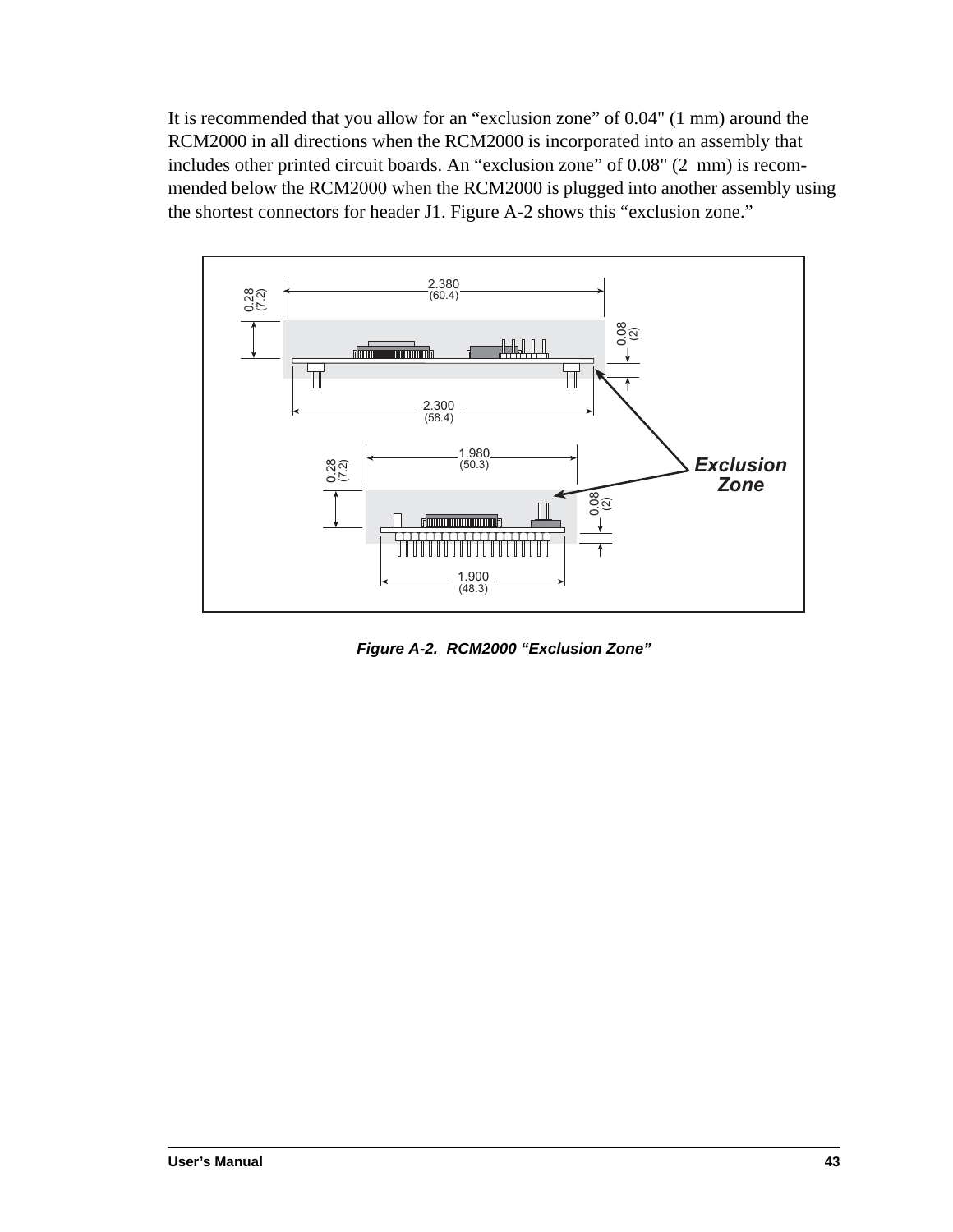It is recommended that you allow for an "exclusion zone" of 0.04" (1 mm) around the RCM2000 in all directions when the RCM2000 is incorporated into an assembly that includes other printed circuit boards. An "exclusion zone" of 0.08" (2 mm) is recommended below the RCM2000 when the RCM2000 is plugged into another assembly using the shortest connectors for header J1. Figure A-2 shows this "exclusion zone."

*Figure A-2. RCM2000 "Exclusion Zone"*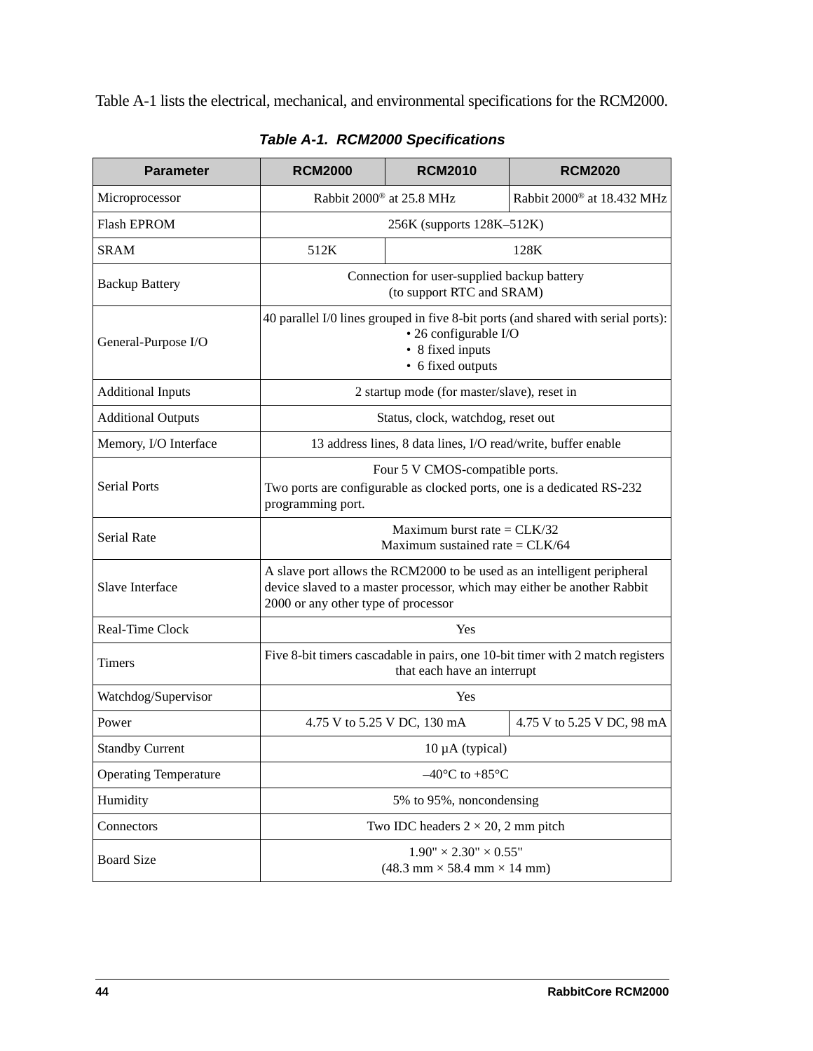Table A-1 lists the electrical, mechanical, and environmental specifications for the RCM2000.

***Table A-1. RCM2000 Specifications***

| Parameter | RCM2000 | RCM2010 | RCM2020 |
|---|---|---|---|
| Microprocessor | Rabbit 2000® at 25.8 MHz | | Rabbit 2000® at 18.432 MHz |
| Flash EPROM | 256K (supports 128K–512K) | | |
| SRAM | 512K | 128K | |
| Backup Battery | Connection for user-supplied backup battery (to support RTC and SRAM) | | |
| General-Purpose I/O | 40 parallel I/0 lines grouped in five 8-bit ports (and shared with serial ports): • 26 configurable I/O • 8 fixed inputs • 6 fixed outputs | | |
| Additional Inputs | 2 startup mode (for master/slave), reset in | | |
| Additional Outputs | Status, clock, watchdog, reset out | | |
| Memory, I/O Interface | 13 address lines, 8 data lines, I/O read/write, buffer enable | | |
| Serial Ports | Four 5 V CMOS-compatible ports. Two ports are configurable as clocked ports, one is a dedicated RS-232 programming port. | | |
| Serial Rate | Maximum burst rate = CLK/32 Maximum sustained rate = CLK/64 | | |
| Slave Interface | A slave port allows the RCM2000 to be used as an intelligent peripheral device slaved to a master processor, which may either be another Rabbit 2000 or any other type of processor | | |
| Real-Time Clock | Yes | | |
| Timers | Five 8-bit timers cascadable in pairs, one 10-bit timer with 2 match registers that each have an interrupt | | |
| Watchdog/Supervisor | Yes | | |
| Power | 4.75 V to 5.25 V DC, 130 mA | | 4.75 V to 5.25 V DC, 98 mA |
| Standby Current | 10 µA (typical) | | |
| Operating Temperature | –40°C to +85°C | | |
| Humidity | 5% to 95%, noncondensing | | |
| Connectors | Two IDC headers 2 × 20, 2 mm pitch | | |
| Board Size | 1.90" × 2.30" × 0.55" (48.3 mm × 58.4 mm × 14 mm) | | |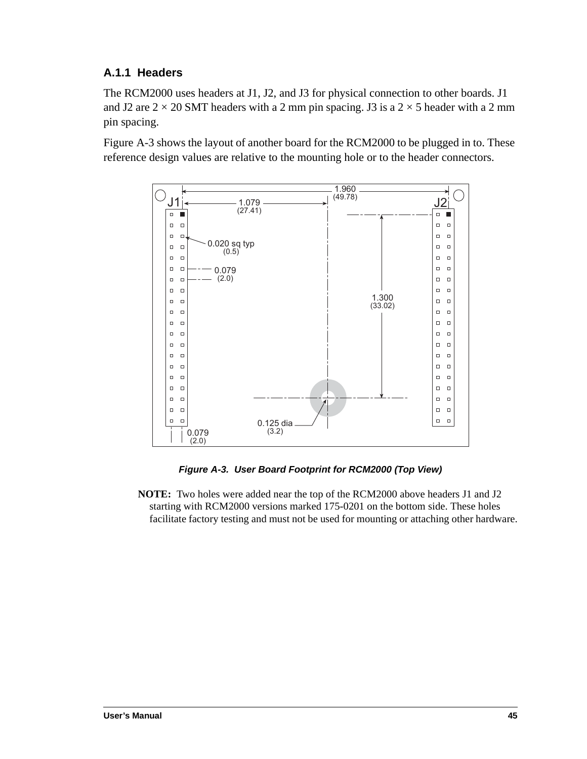### A.1.1 Headers

The RCM2000 uses headers at J1, J2, and J3 for physical connection to other boards. J1 and J2 are 2 × 20 SMT headers with a 2 mm pin spacing. J3 is a 2 × 5 header with a 2 mm pin spacing.

Figure A-3 shows the layout of another board for the RCM2000 to be plugged in to. These reference design values are relative to the mounting hole or to the header connectors.

*Figure A-3. User Board Footprint for RCM2000 (Top View)*

**NOTE:** Two holes were added near the top of the RCM2000 above headers J1 and J2 starting with RCM2000 versions marked 175-0201 on the bottom side. These holes facilitate factory testing and must not be used for mounting or attaching other hardware.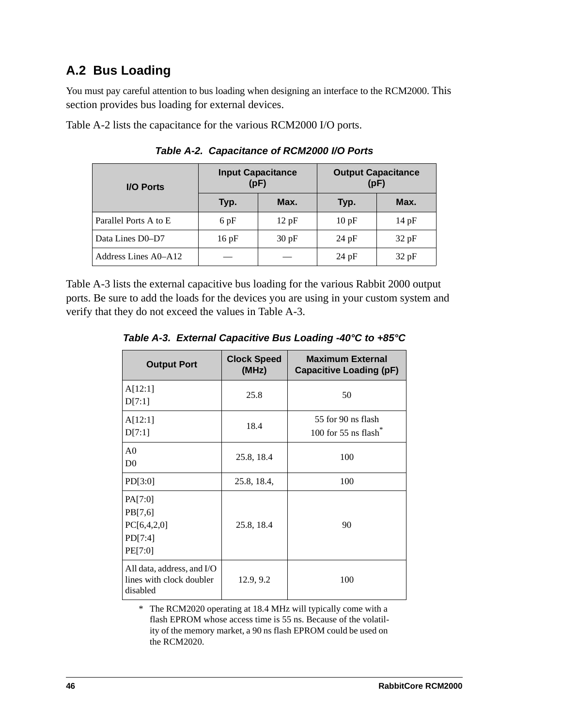## A.2 Bus Loading

You must pay careful attention to bus loading when designing an interface to the RCM2000. This section provides bus loading for external devices.

Table A-2 lists the capacitance for the various RCM2000 I/O ports.

***Table A-2. Capacitance of RCM2000 I/O Ports***

| I/O Ports | Input Capacitance (pF) | | Output Capacitance (pF) | |
|---|---|---|---|---|
| | Typ. | Max. | Typ. | Max. |
| Parallel Ports A to E | 6 pF | 12 pF | 10 pF | 14 pF |
| Data Lines D0–D7 | 16 pF | 30 pF | 24 pF | 32 pF |
| Address Lines A0–A12 | — | — | 24 pF | 32 pF |

Table A-3 lists the external capacitive bus loading for the various Rabbit 2000 output ports. Be sure to add the loads for the devices you are using in your custom system and verify that they do not exceed the values in Table A-3.

***Table A-3. External Capacitive Bus Loading -40°C to +85°C***

| Output Port | Clock Speed (MHz) | Maximum External Capacitive Loading (pF) |
|---|---|---|
| A[12:1]<br>D[7:1] | 25.8 | 50 |
| A[12:1]<br>D[7:1] | 18.4 | 55 for 90 ns flash<br>100 for 55 ns flash* |
| A0<br>D0 | 25.8, 18.4 | 100 |
| PD[3:0] | 25.8, 18.4, | 100 |
| PA[7:0]<br>PB[7,6]<br>PC[6,4,2,0]<br>PD[7:4]<br>PE[7:0] | 25.8, 18.4 | 90 |
| All data, address, and I/O lines with clock doubler disabled | 12.9, 9.2 | 100 |

\* The RCM2020 operating at 18.4 MHz will typically come with a flash EPROM whose access time is 55 ns. Because of the volatility of the memory market, a 90 ns flash EPROM could be used on the RCM2020.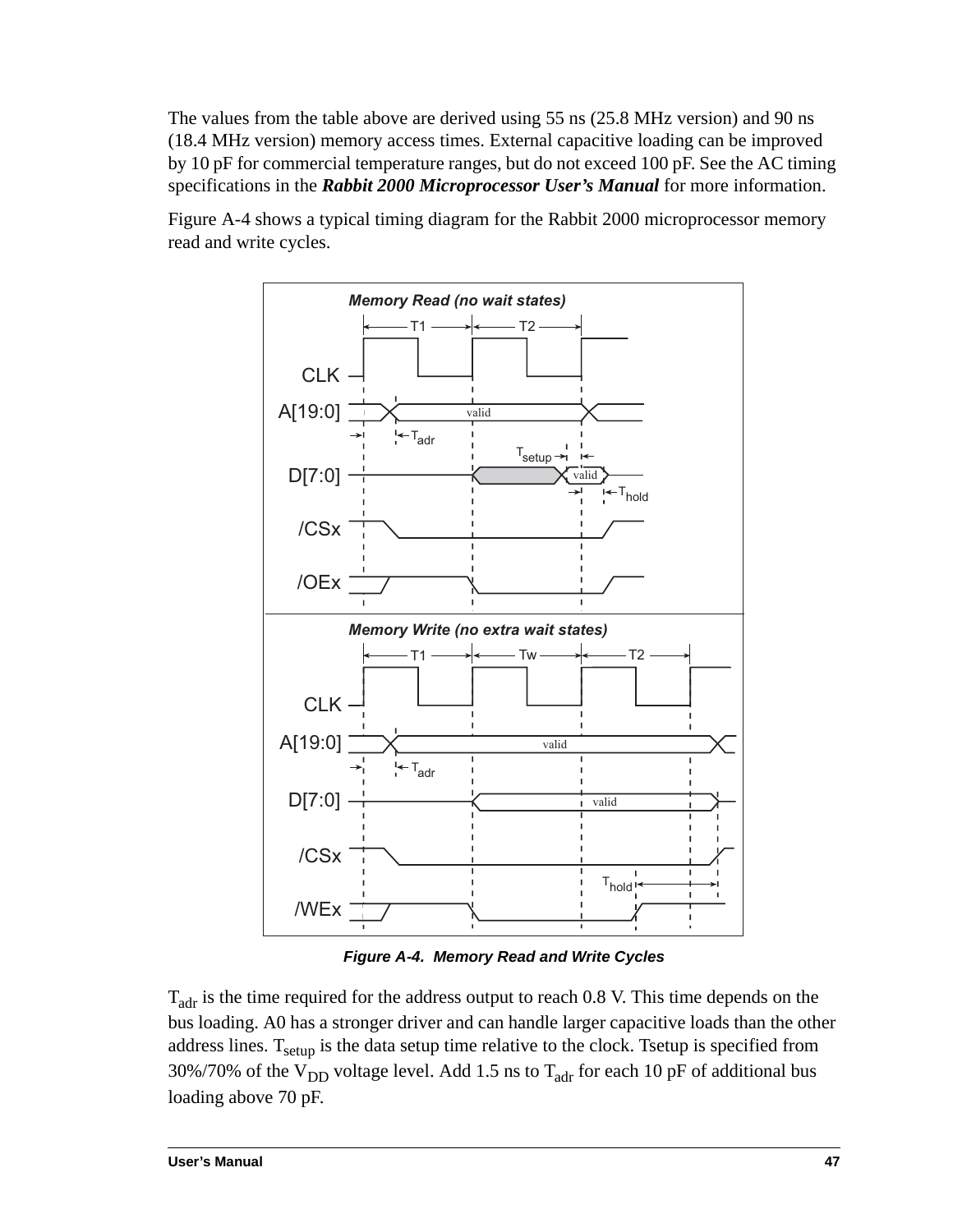The values from the table above are derived using 55 ns (25.8 MHz version) and 90 ns (18.4 MHz version) memory access times. External capacitive loading can be improved by 10 pF for commercial temperature ranges, but do not exceed 100 pF. See the AC timing specifications in the ***Rabbit 2000 Microprocessor User's Manual*** for more information.

Figure A-4 shows a typical timing diagram for the Rabbit 2000 microprocessor memory read and write cycles.

***Figure A-4. Memory Read and Write Cycles***

$T_{adr}$ is the time required for the address output to reach 0.8 V. This time depends on the bus loading. A0 has a stronger driver and can handle larger capacitive loads than the other address lines. $T_{setup}$ is the data setup time relative to the clock. Tsetup is specified from 30%/70% of the $V_{DD}$ voltage level. Add 1.5 ns to $T_{adr}$ for each 10 pF of additional bus loading above 70 pF.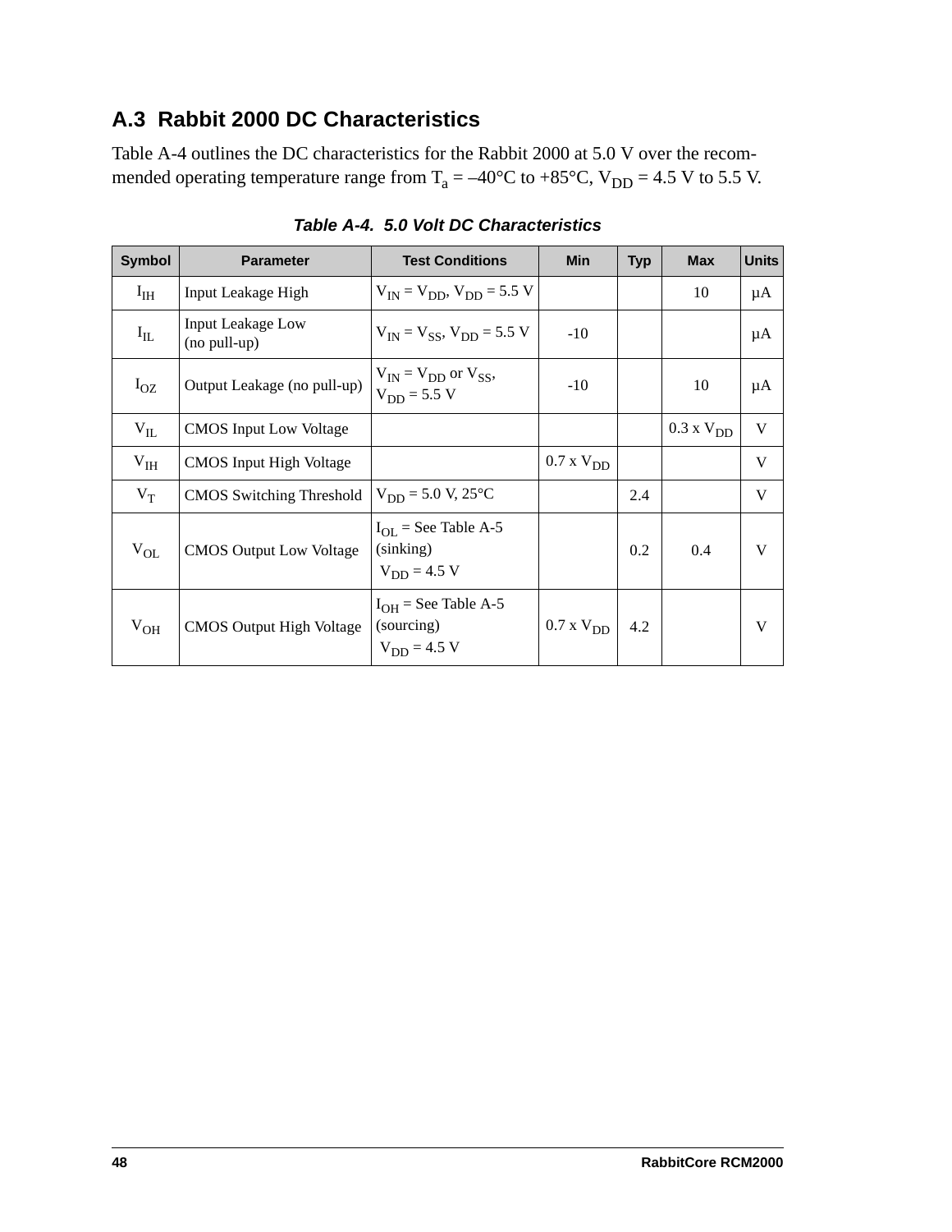## A.3 Rabbit 2000 DC Characteristics

Table A-4 outlines the DC characteristics for the Rabbit 2000 at 5.0 V over the recommended operating temperature range from $T_a$ = –40°C to +85°C, $V_{DD}$ = 4.5 V to 5.5 V.

***Table A-4. 5.0 Volt DC Characteristics***

| Symbol | Parameter | Test Conditions | Min | Typ | Max | Units |
|---|---|---|---|---|---|---|
| $I_{IH}$ | Input Leakage High | $V_{IN} = V_{DD}$, $V_{DD}$ = 5.5 V | | | 10 | µA |
| $I_{IL}$ | Input Leakage Low (no pull-up) | $V_{IN} = V_{SS}$, $V_{DD}$ = 5.5 V | -10 | | | µA |
| $I_{OZ}$ | Output Leakage (no pull-up) | $V_{IN} = V_{DD}$ or $V_{SS}$, $V_{DD}$ = 5.5 V | -10 | | 10 | µA |
| $V_{IL}$ | CMOS Input Low Voltage | | | | 0.3 x $V_{DD}$ | V |
| $V_{IH}$ | CMOS Input High Voltage | | 0.7 x $V_{DD}$ | | | V |
| $V_T$ | CMOS Switching Threshold | $V_{DD}$ = 5.0 V, 25°C | | 2.4 | | V |
| $V_{OL}$ | CMOS Output Low Voltage | $I_{OL}$ = See Table A-5 (sinking) $V_{DD}$ = 4.5 V | | 0.2 | 0.4 | V |
| $V_{OH}$ | CMOS Output High Voltage | $I_{OH}$ = See Table A-5 (sourcing) $V_{DD}$ = 4.5 V | 0.7 x $V_{DD}$ | 4.2 | | V |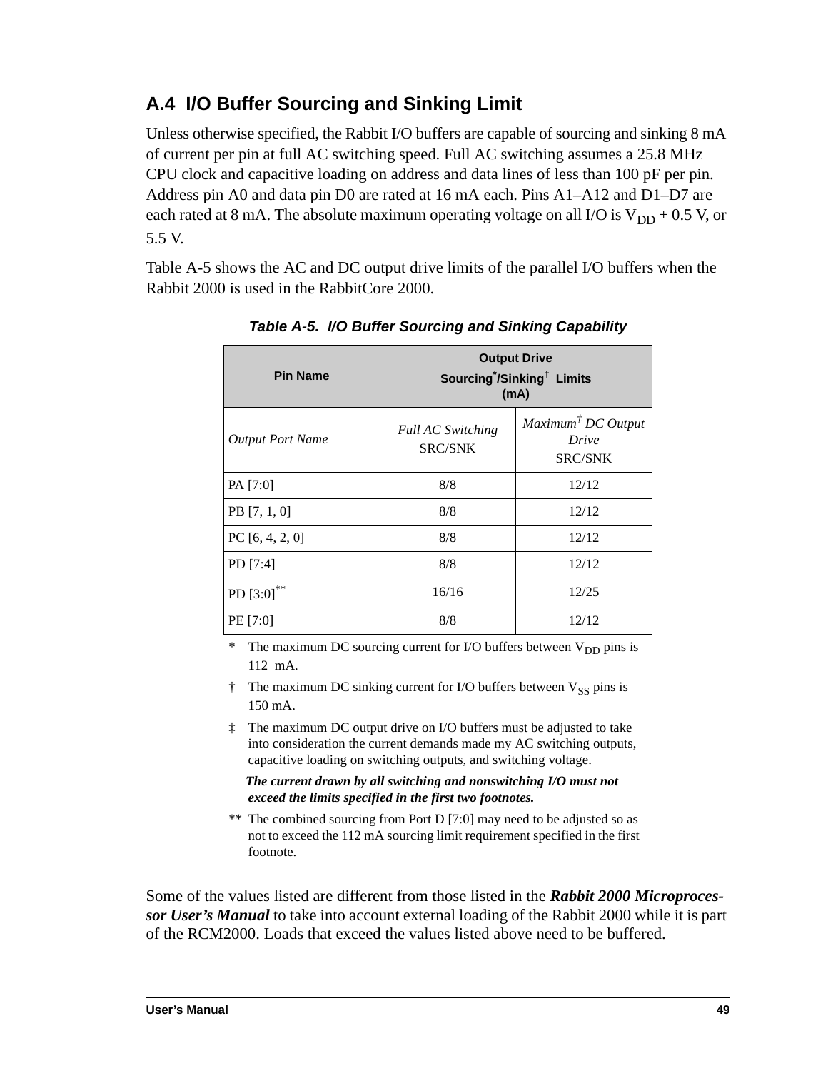## A.4 I/O Buffer Sourcing and Sinking Limit

Unless otherwise specified, the Rabbit I/O buffers are capable of sourcing and sinking 8 mA of current per pin at full AC switching speed. Full AC switching assumes a 25.8 MHz CPU clock and capacitive loading on address and data lines of less than 100 pF per pin. Address pin A0 and data pin D0 are rated at 16 mA each. Pins A1–A12 and D1–D7 are each rated at 8 mA. The absolute maximum operating voltage on all I/O is $V_{DD}$ + 0.5 V, or 5.5 V.

Table A-5 shows the AC and DC output drive limits of the parallel I/O buffers when the Rabbit 2000 is used in the RabbitCore 2000.

**Table A-5. I/O Buffer Sourcing and Sinking Capability**

| Pin Name | Output Drive Sourcing*/Sinking† Limits (mA) | |
|---|---|---|
| *Output Port Name* | *Full AC Switching* SRC/SNK | *Maximum‡ DC Output Drive* SRC/SNK |
| PA [7:0] | 8/8 | 12/12 |
| PB [7, 1, 0] | 8/8 | 12/12 |
| PC [6, 4, 2, 0] | 8/8 | 12/12 |
| PD [7:4] | 8/8 | 12/12 |
| PD [3:0]** | 16/16 | 12/25 |
| PE [7:0] | 8/8 | 12/12 |

\* The maximum DC sourcing current for I/O buffers between $V_{DD}$ pins is 112 mA.

† The maximum DC sinking current for I/O buffers between $V_{SS}$ pins is 150 mA.

‡ The maximum DC output drive on I/O buffers must be adjusted to take into consideration the current demands made my AC switching outputs, capacitive loading on switching outputs, and switching voltage.

***The current drawn by all switching and nonswitching I/O must not exceed the limits specified in the first two footnotes.***

** The combined sourcing from Port D [7:0] may need to be adjusted so as not to exceed the 112 mA sourcing limit requirement specified in the first footnote.

Some of the values listed are different from those listed in the ***Rabbit 2000 Microprocessor User's Manual*** to take into account external loading of the Rabbit 2000 while it is part of the RCM2000. Loads that exceed the values listed above need to be buffered.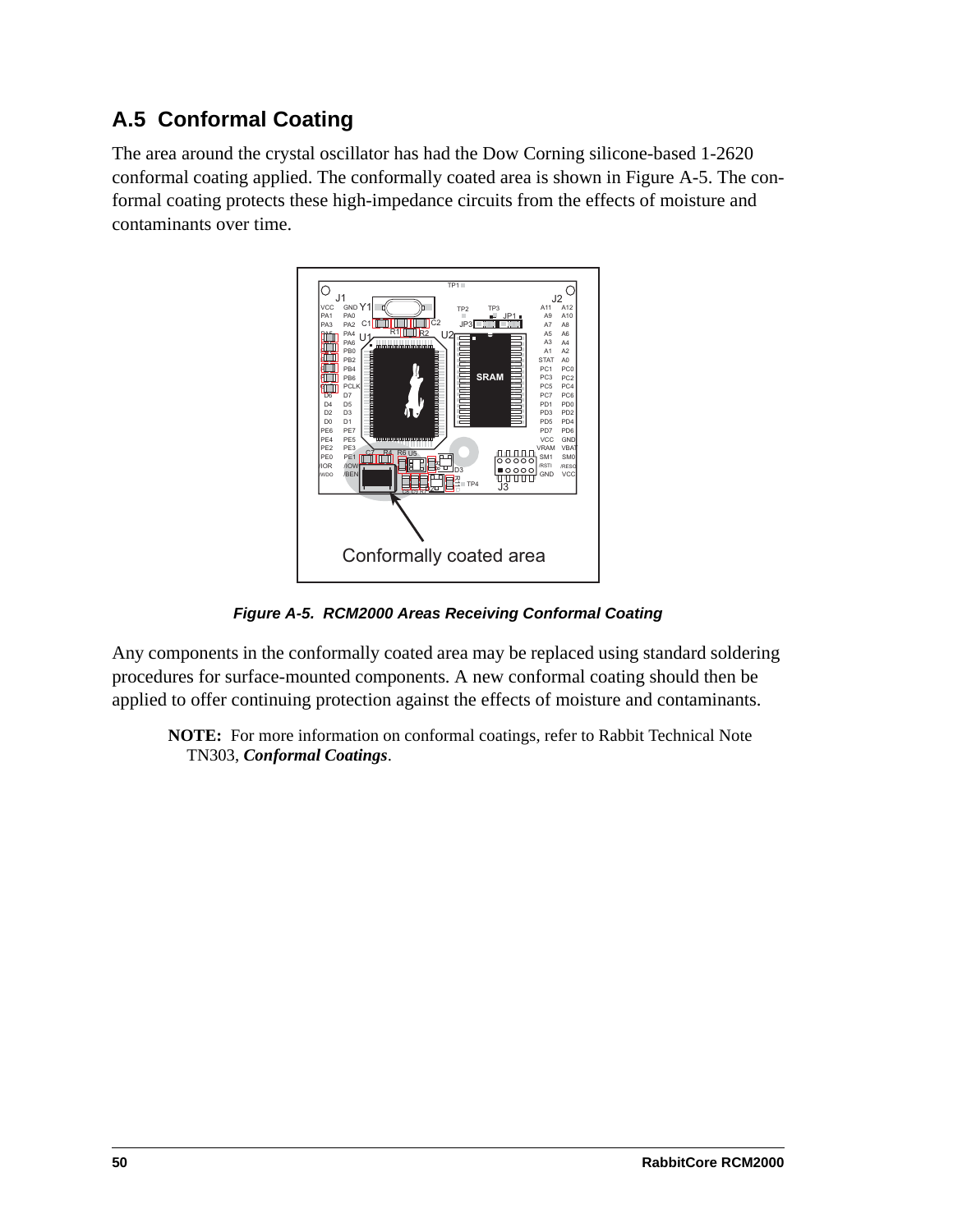## A.5 Conformal Coating

The area around the crystal oscillator has had the Dow Corning silicone-based 1-2620 conformal coating applied. The conformally coated area is shown in Figure A-5. The conformal coating protects these high-impedance circuits from the effects of moisture and contaminants over time.

***Figure A-5. RCM2000 Areas Receiving Conformal Coating***

Any components in the conformally coated area may be replaced using standard soldering procedures for surface-mounted components. A new conformal coating should then be applied to offer continuing protection against the effects of moisture and contaminants.

> **NOTE:** For more information on conformal coatings, refer to Rabbit Technical Note TN303, ***Conformal Coatings***.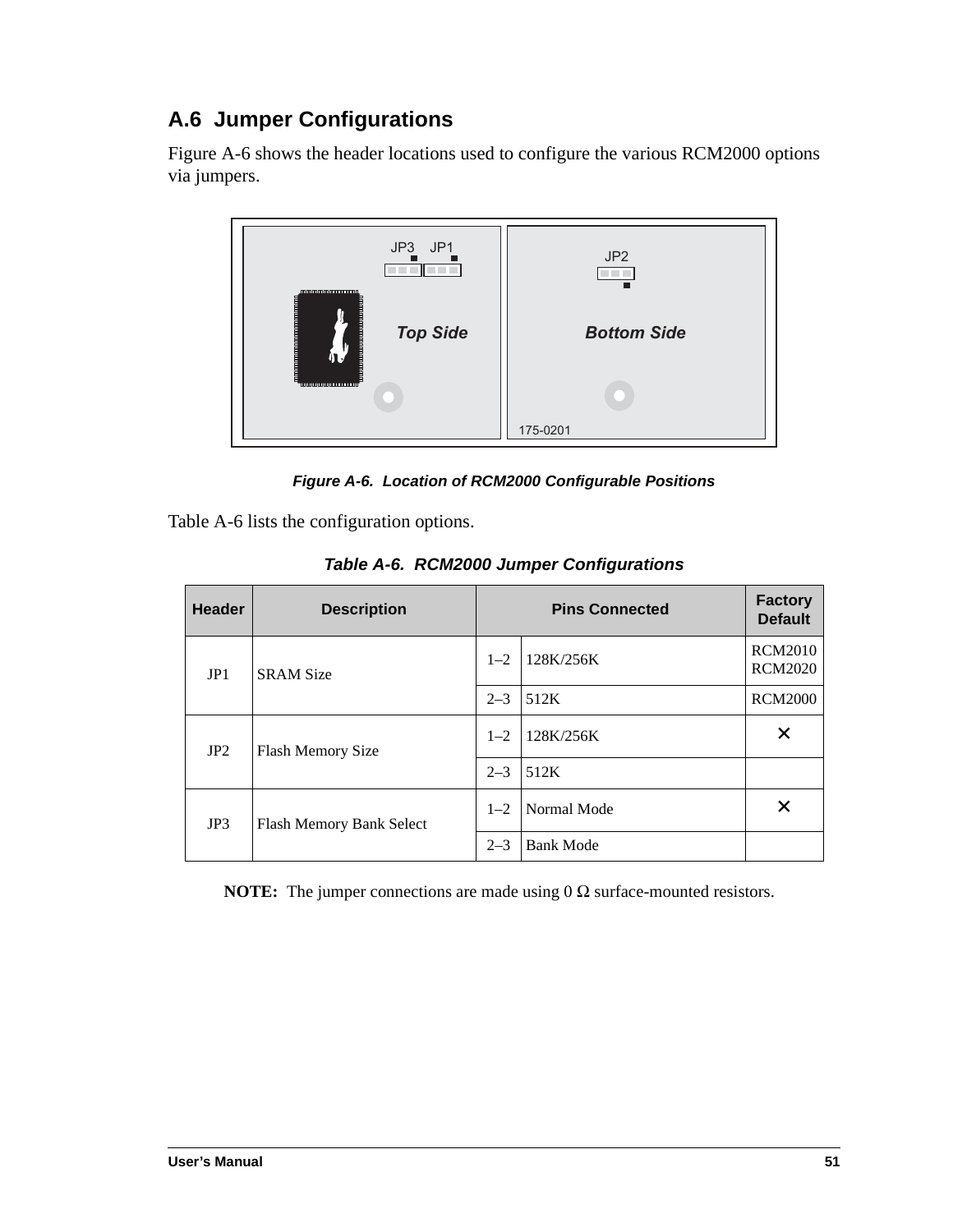## A.6 Jumper Configurations

Figure A-6 shows the header locations used to configure the various RCM2000 options via jumpers.

*Figure A-6. Location of RCM2000 Configurable Positions*

Table A-6 lists the configuration options.

*Table A-6. RCM2000 Jumper Configurations*

| Header | Description | Pins Connected | | Factory Default |
|---|---|---|---|---|
| JP1 | SRAM Size | 1–2 | 128K/256K | RCM2010 RCM2020 |
| | | 2–3 | 512K | RCM2000 |
| JP2 | Flash Memory Size | 1–2 | 128K/256K | × |
| | | 2–3 | 512K | |
| JP3 | Flash Memory Bank Select | 1–2 | Normal Mode | × |
| | | 2–3 | Bank Mode | |

**NOTE:** The jumper connections are made using 0 Ω surface-mounted resistors.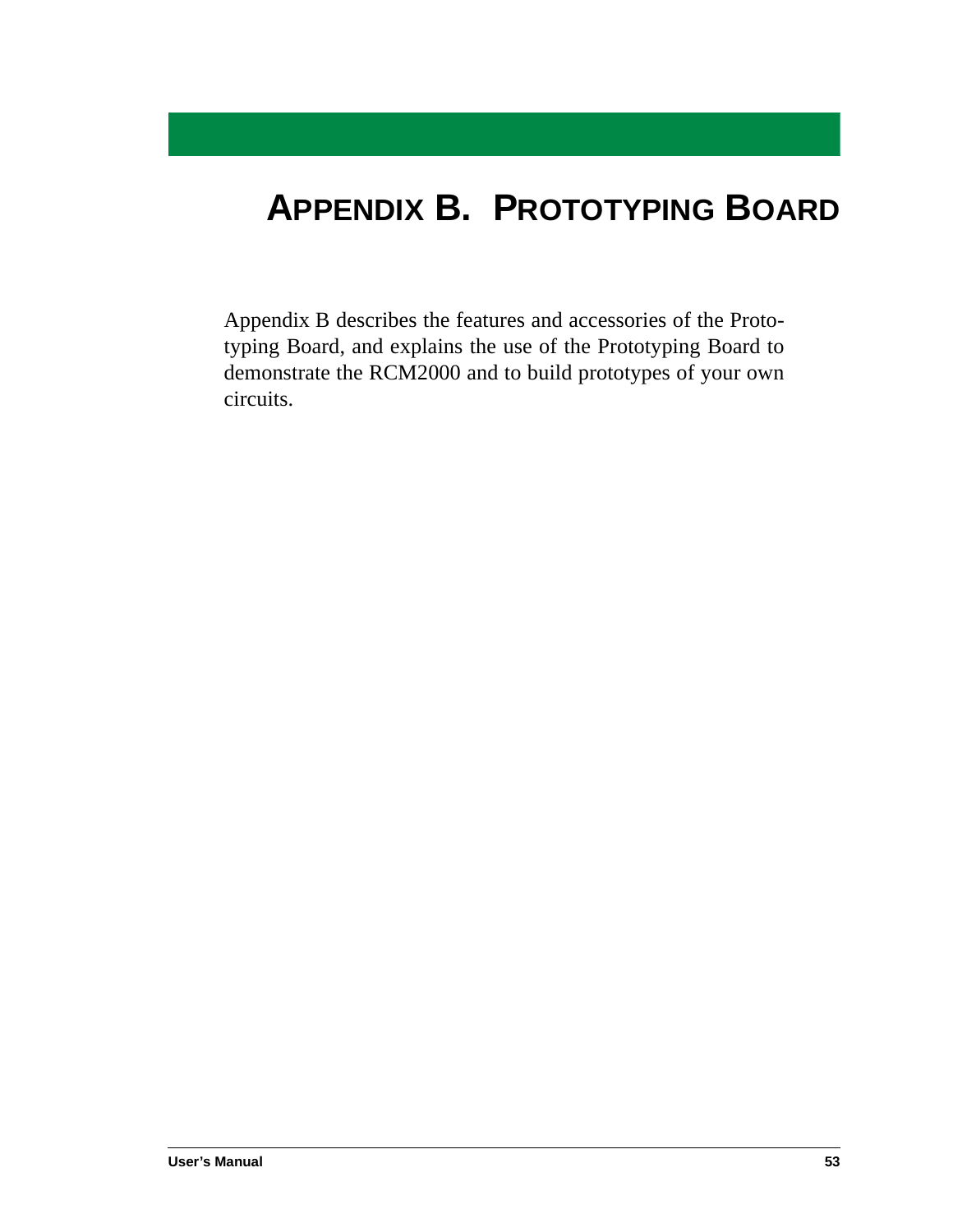# Appendix B. Prototyping Board

Appendix B describes the features and accessories of the Prototyping Board, and explains the use of the Prototyping Board to demonstrate the RCM2000 and to build prototypes of your own circuits.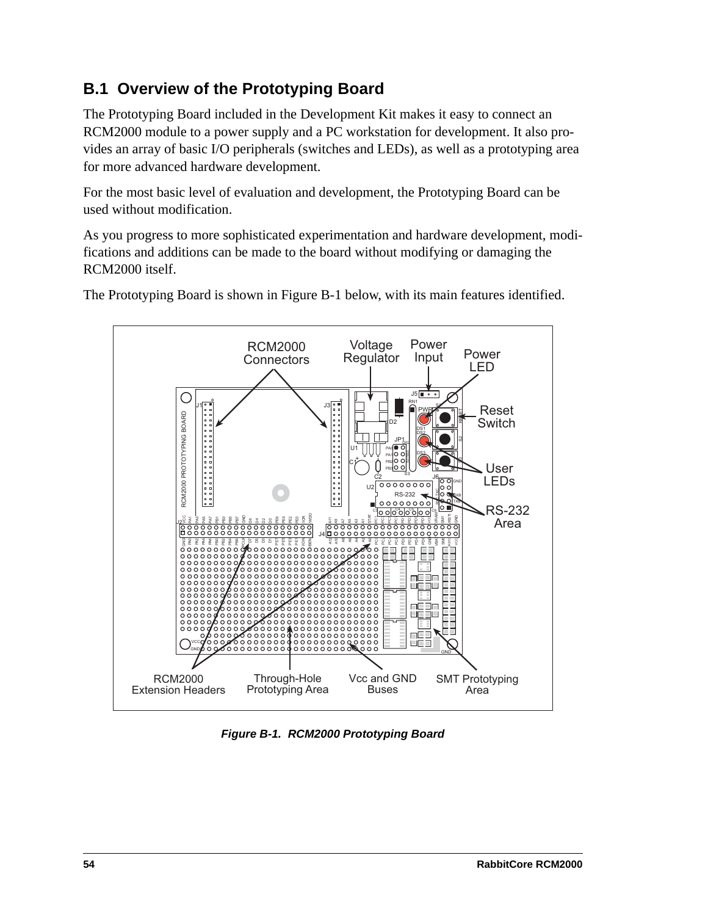## B.1 Overview of the Prototyping Board

The Prototyping Board included in the Development Kit makes it easy to connect an RCM2000 module to a power supply and a PC workstation for development. It also provides an array of basic I/O peripherals (switches and LEDs), as well as a prototyping area for more advanced hardware development.

For the most basic level of evaluation and development, the Prototyping Board can be used without modification.

As you progress to more sophisticated experimentation and hardware development, modifications and additions can be made to the board without modifying or damaging the RCM2000 itself.

The Prototyping Board is shown in Figure B-1 below, with its main features identified.

*Figure B-1. RCM2000 Prototyping Board*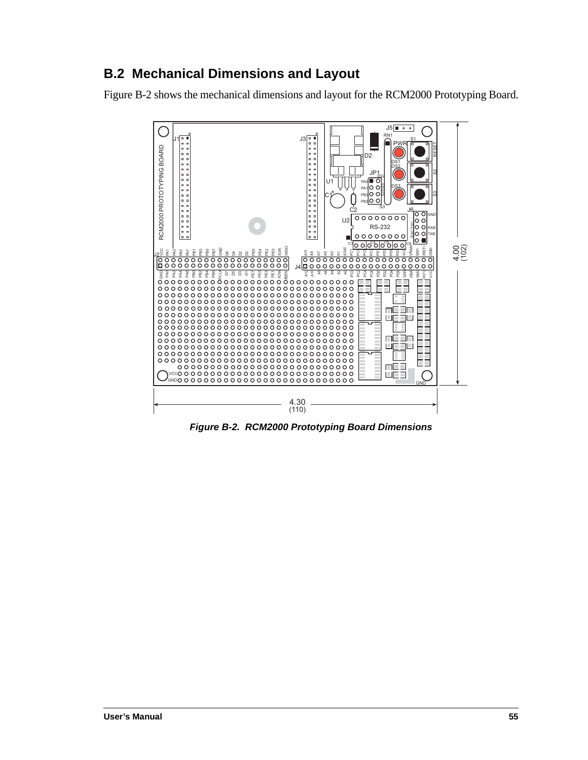## B.2 Mechanical Dimensions and Layout

Figure B-2 shows the mechanical dimensions and layout for the RCM2000 Prototyping Board.

*Figure B-2. RCM2000 Prototyping Board Dimensions*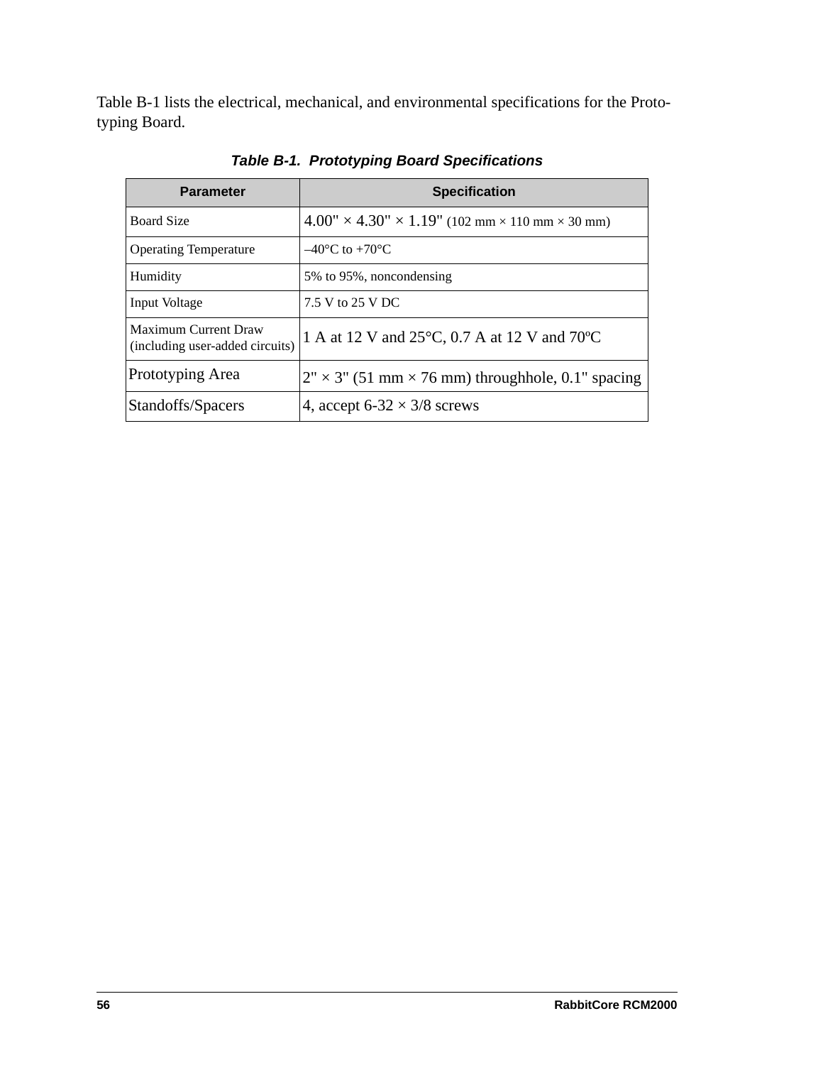Table B-1 lists the electrical, mechanical, and environmental specifications for the Prototyping Board.

**Table B-1. Prototyping Board Specifications**

| Parameter | Specification |
|---|---|
| Board Size | 4.00" × 4.30" × 1.19" (102 mm × 110 mm × 30 mm) |
| Operating Temperature | –40°C to +70°C |
| Humidity | 5% to 95%, noncondensing |
| Input Voltage | 7.5 V to 25 V DC |
| Maximum Current Draw (including user-added circuits) | 1 A at 12 V and 25°C, 0.7 A at 12 V and 70ºC |
| Prototyping Area | 2" × 3" (51 mm × 76 mm) throughhole, 0.1" spacing |
| Standoffs/Spacers | 4, accept 6-32 × 3/8 screws |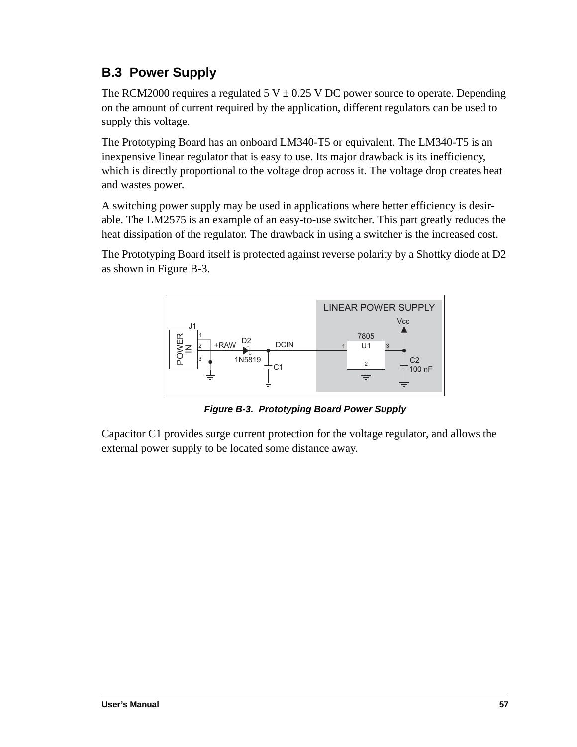## B.3 Power Supply

The RCM2000 requires a regulated 5 V ± 0.25 V DC power source to operate. Depending on the amount of current required by the application, different regulators can be used to supply this voltage.

The Prototyping Board has an onboard LM340-T5 or equivalent. The LM340-T5 is an inexpensive linear regulator that is easy to use. Its major drawback is its inefficiency, which is directly proportional to the voltage drop across it. The voltage drop creates heat and wastes power.

A switching power supply may be used in applications where better efficiency is desirable. The LM2575 is an example of an easy-to-use switcher. This part greatly reduces the heat dissipation of the regulator. The drawback in using a switcher is the increased cost.

The Prototyping Board itself is protected against reverse polarity by a Shottky diode at D2 as shown in Figure B-3.

***Figure B-3. Prototyping Board Power Supply***

Capacitor C1 provides surge current protection for the voltage regulator, and allows the external power supply to be located some distance away.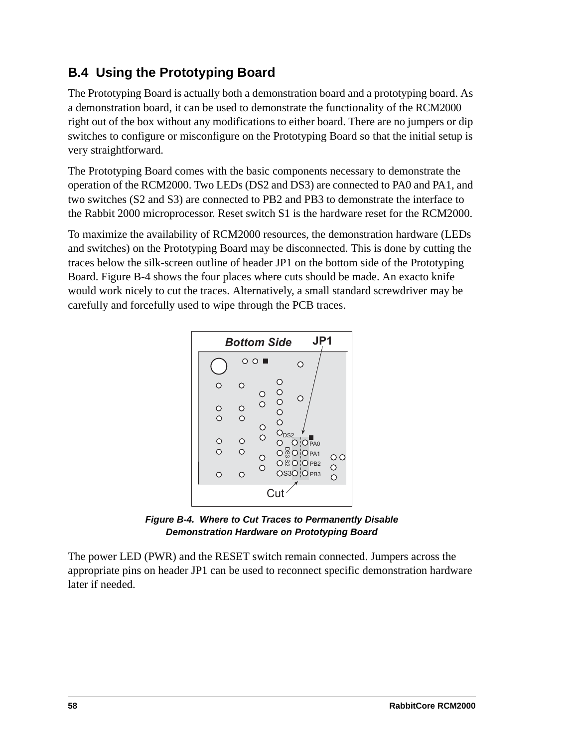## B.4 Using the Prototyping Board

The Prototyping Board is actually both a demonstration board and a prototyping board. As a demonstration board, it can be used to demonstrate the functionality of the RCM2000 right out of the box without any modifications to either board. There are no jumpers or dip switches to configure or misconfigure on the Prototyping Board so that the initial setup is very straightforward.

The Prototyping Board comes with the basic components necessary to demonstrate the operation of the RCM2000. Two LEDs (DS2 and DS3) are connected to PA0 and PA1, and two switches (S2 and S3) are connected to PB2 and PB3 to demonstrate the interface to the Rabbit 2000 microprocessor. Reset switch S1 is the hardware reset for the RCM2000.

To maximize the availability of RCM2000 resources, the demonstration hardware (LEDs and switches) on the Prototyping Board may be disconnected. This is done by cutting the traces below the silk-screen outline of header JP1 on the bottom side of the Prototyping Board. Figure B-4 shows the four places where cuts should be made. An exacto knife would work nicely to cut the traces. Alternatively, a small standard screwdriver may be carefully and forcefully used to wipe through the PCB traces.

*Figure B-4. Where to Cut Traces to Permanently Disable Demonstration Hardware on Prototyping Board*

The power LED (PWR) and the RESET switch remain connected. Jumpers across the appropriate pins on header JP1 can be used to reconnect specific demonstration hardware later if needed.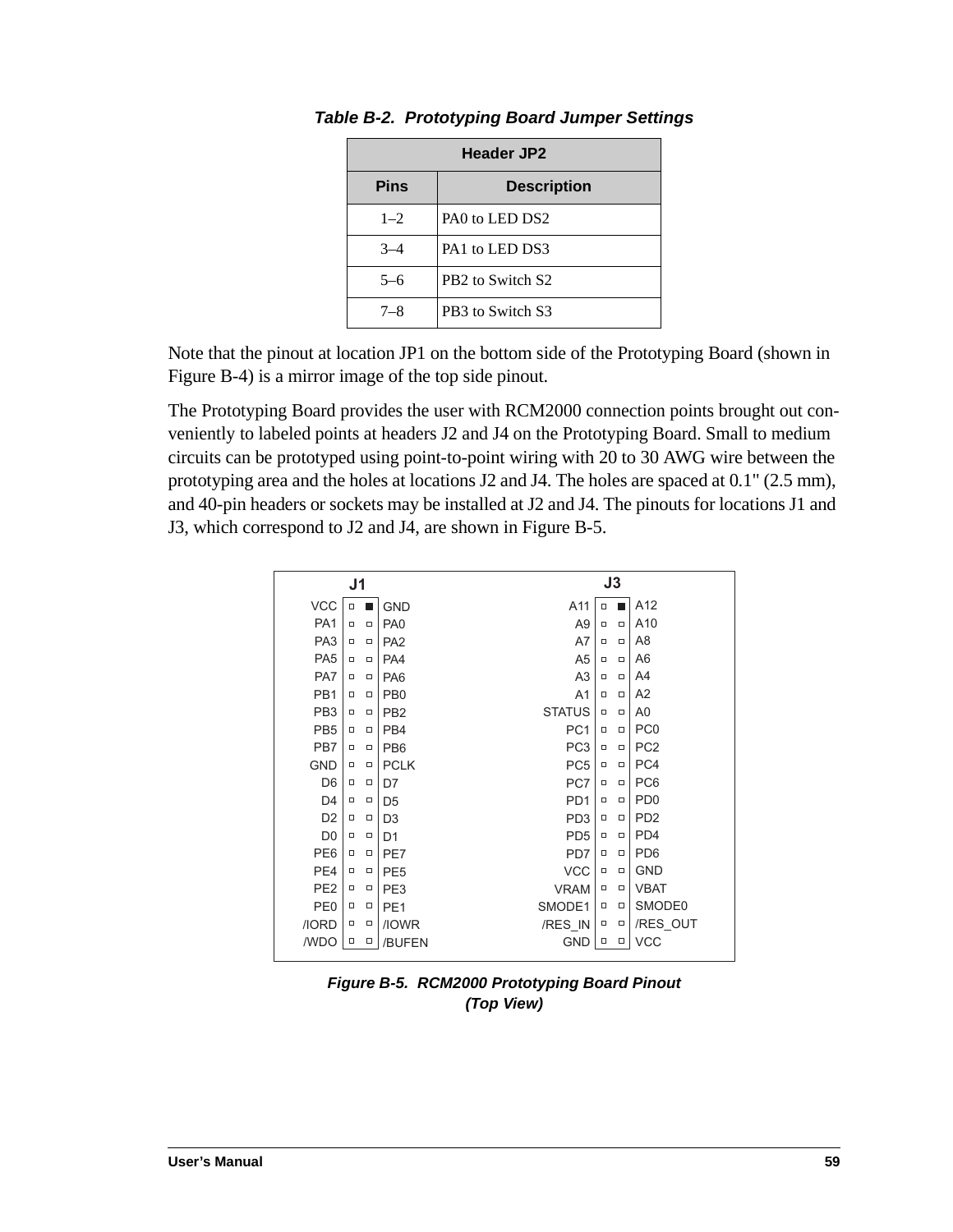*Table B-2. Prototyping Board Jumper Settings*

| Header JP2 | |
|---|---|
| **Pins** | **Description** |
| 1–2 | PA0 to LED DS2 |
| 3–4 | PA1 to LED DS3 |
| 5–6 | PB2 to Switch S2 |
| 7–8 | PB3 to Switch S3 |

Note that the pinout at location JP1 on the bottom side of the Prototyping Board (shown in Figure B-4) is a mirror image of the top side pinout.

The Prototyping Board provides the user with RCM2000 connection points brought out conveniently to labeled points at headers J2 and J4 on the Prototyping Board. Small to medium circuits can be prototyped using point-to-point wiring with 20 to 30 AWG wire between the prototyping area and the holes at locations J2 and J4. The holes are spaced at 0.1" (2.5 mm), and 40-pin headers or sockets may be installed at J2 and J4. The pinouts for locations J1 and J3, which correspond to J2 and J4, are shown in Figure B-5.

| J1 | | J3 | |
|---|---|---|---|
| VCC | GND | A11 | A12 |
| PA1 | PA0 | A9 | A10 |
| PA3 | PA2 | A7 | A8 |
| PA5 | PA4 | A5 | A6 |
| PA7 | PA6 | A3 | A4 |
| PB1 | PB0 | A1 | A2 |
| PB3 | PB2 | STATUS | A0 |
| PB5 | PB4 | PC1 | PC0 |
| PB7 | PB6 | PC3 | PC2 |
| GND | PCLK | PC5 | PC4 |
| D6 | D7 | PC7 | PC6 |
| D4 | D5 | PD1 | PD0 |
| D2 | D3 | PD3 | PD2 |
| D0 | D1 | PD5 | PD4 |
| PE6 | PE7 | PD7 | PD6 |
| PE4 | PE5 | VCC | GND |
| PE2 | PE3 | VRAM | VBAT |
| PE0 | PE1 | SMODE1 | SMODE0 |
| /IORD | /IOWR | /RES_IN | /RES_OUT |
| /WDO | /BUFEN | GND | VCC |

*Figure B-5. RCM2000 Prototyping Board Pinout (Top View)*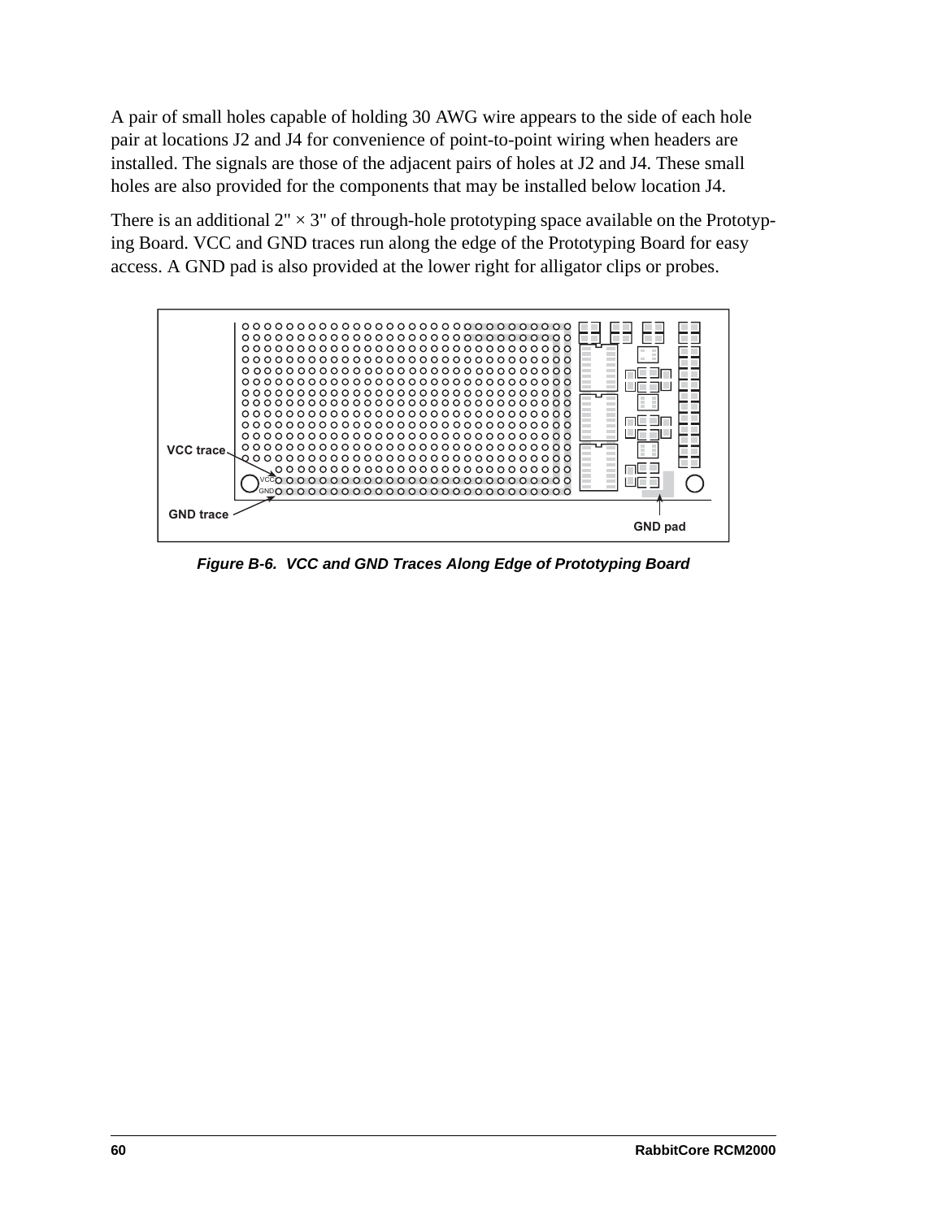A pair of small holes capable of holding 30 AWG wire appears to the side of each hole pair at locations J2 and J4 for convenience of point-to-point wiring when headers are installed. The signals are those of the adjacent pairs of holes at J2 and J4. These small holes are also provided for the components that may be installed below location J4.

There is an additional 2" × 3" of through-hole prototyping space available on the Prototyping Board. VCC and GND traces run along the edge of the Prototyping Board for easy access. A GND pad is also provided at the lower right for alligator clips or probes.

***Figure B-6. VCC and GND Traces Along Edge of Prototyping Board***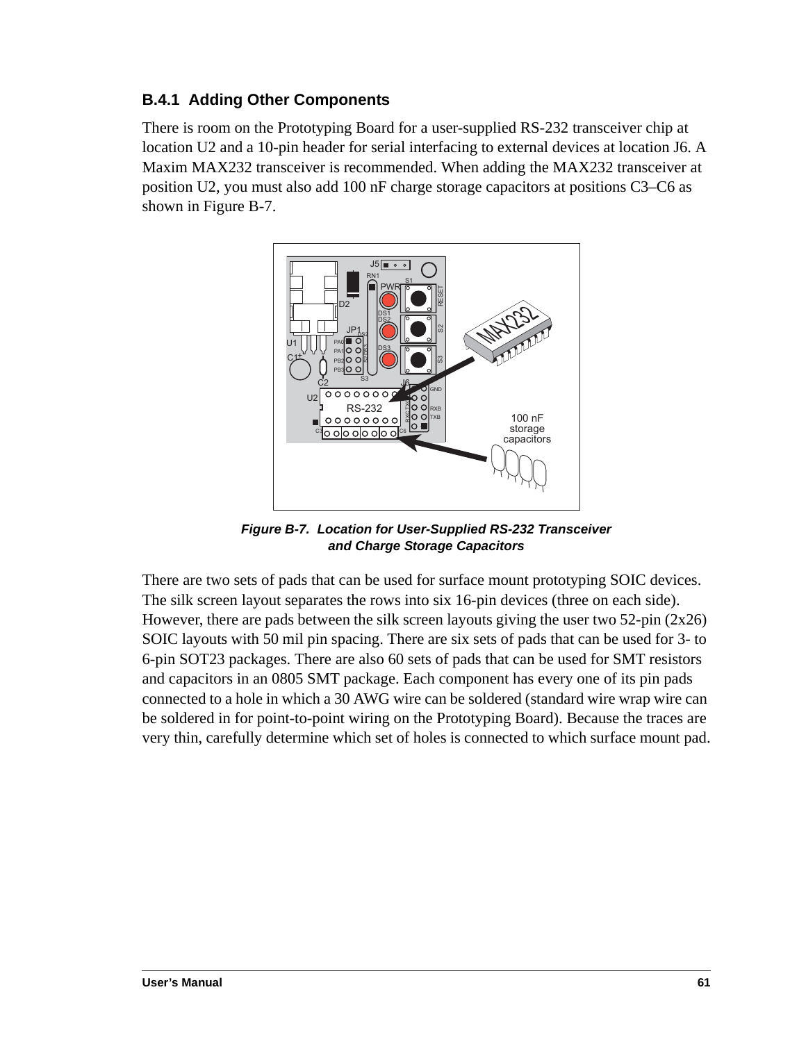### B.4.1 Adding Other Components

There is room on the Prototyping Board for a user-supplied RS-232 transceiver chip at location U2 and a 10-pin header for serial interfacing to external devices at location J6. A Maxim MAX232 transceiver is recommended. When adding the MAX232 transceiver at position U2, you must also add 100 nF charge storage capacitors at positions C3–C6 as shown in Figure B-7.

*Figure B-7. Location for User-Supplied RS-232 Transceiver and Charge Storage Capacitors*

There are two sets of pads that can be used for surface mount prototyping SOIC devices. The silk screen layout separates the rows into six 16-pin devices (three on each side). However, there are pads between the silk screen layouts giving the user two 52-pin (2x26) SOIC layouts with 50 mil pin spacing. There are six sets of pads that can be used for 3- to 6-pin SOT23 packages. There are also 60 sets of pads that can be used for SMT resistors and capacitors in an 0805 SMT package. Each component has every one of its pin pads connected to a hole in which a 30 AWG wire can be soldered (standard wire wrap wire can be soldered in for point-to-point wiring on the Prototyping Board). Because the traces are very thin, carefully determine which set of holes is connected to which surface mount pad.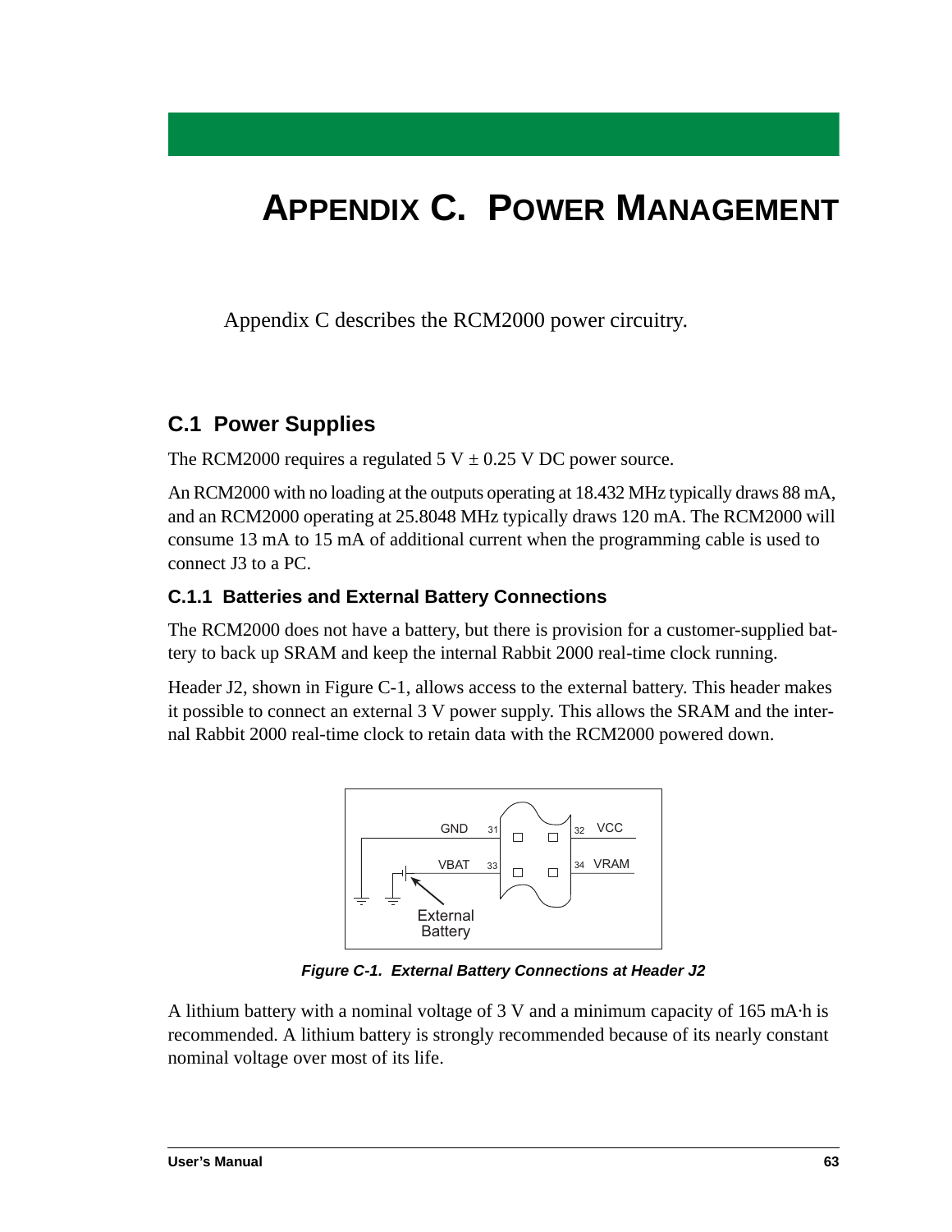// Appendix C. Power Management

Appendix C describes the RCM2000 power circuitry.

## C.1 Power Supplies

The RCM2000 requires a regulated 5 V ± 0.25 V DC power source.

An RCM2000 with no loading at the outputs operating at 18.432 MHz typically draws 88 mA, and an RCM2000 operating at 25.8048 MHz typically draws 120 mA. The RCM2000 will consume 13 mA to 15 mA of additional current when the programming cable is used to connect J3 to a PC.

### C.1.1 Batteries and External Battery Connections

The RCM2000 does not have a battery, but there is provision for a customer-supplied battery to back up SRAM and keep the internal Rabbit 2000 real-time clock running.

Header J2, shown in Figure C-1, allows access to the external battery. This header makes it possible to connect an external 3 V power supply. This allows the SRAM and the internal Rabbit 2000 real-time clock to retain data with the RCM2000 powered down.

GND 31 32 VCC
VBAT 33 34 VRAM
External Battery

***Figure C-1. External Battery Connections at Header J2***

A lithium battery with a nominal voltage of 3 V and a minimum capacity of 165 mA·h is recommended. A lithium battery is strongly recommended because of its nearly constant nominal voltage over most of its life.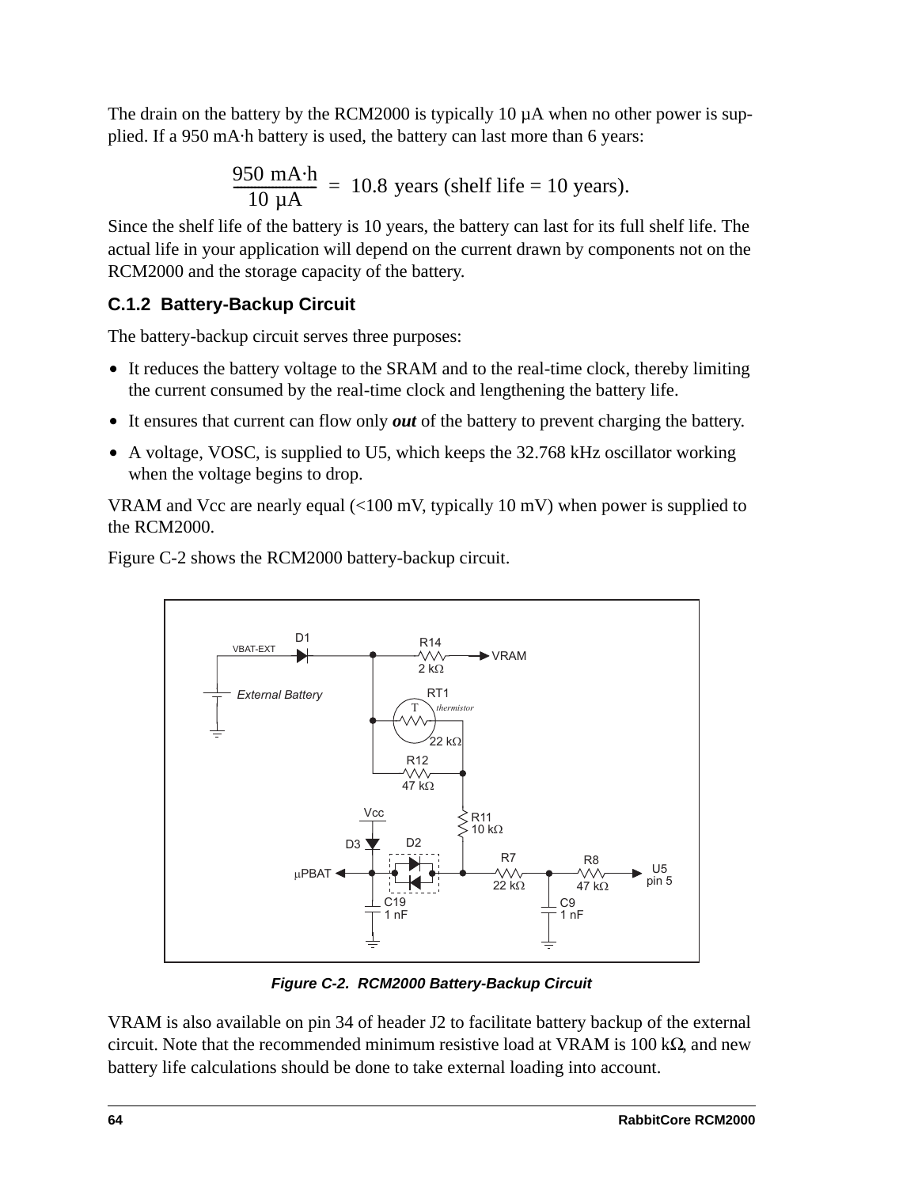The drain on the battery by the RCM2000 is typically 10 µA when no other power is supplied. If a 950 mA·h battery is used, the battery can last more than 6 years:

$$\frac{950 \text{ mA·h}}{10 \text{ µA}} = 10.8 \text{ years (shelf life = 10 years).}$$

Since the shelf life of the battery is 10 years, the battery can last for its full shelf life. The actual life in your application will depend on the current drawn by components not on the RCM2000 and the storage capacity of the battery.

### C.1.2 Battery-Backup Circuit

The battery-backup circuit serves three purposes:

- It reduces the battery voltage to the SRAM and to the real-time clock, thereby limiting the current consumed by the real-time clock and lengthening the battery life.
- It ensures that current can flow only ***out*** of the battery to prevent charging the battery.
- A voltage, VOSC, is supplied to U5, which keeps the 32.768 kHz oscillator working when the voltage begins to drop.

VRAM and Vcc are nearly equal (<100 mV, typically 10 mV) when power is supplied to the RCM2000.

Figure C-2 shows the RCM2000 battery-backup circuit.

***Figure C-2. RCM2000 Battery-Backup Circuit***

VRAM is also available on pin 34 of header J2 to facilitate battery backup of the external circuit. Note that the recommended minimum resistive load at VRAM is 100 kΩ, and new battery life calculations should be done to take external loading into account.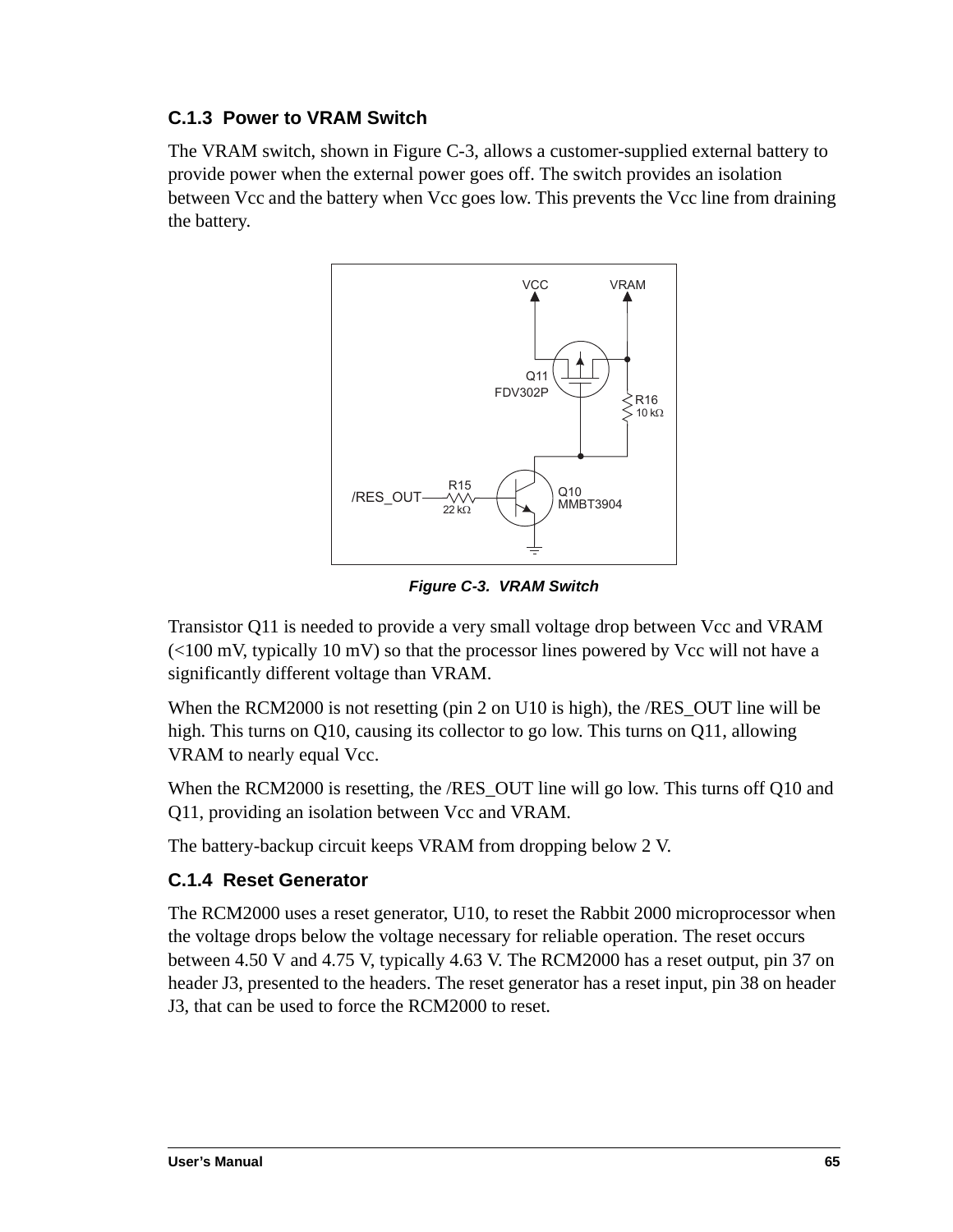### C.1.3 Power to VRAM Switch

The VRAM switch, shown in Figure C-3, allows a customer-supplied external battery to provide power when the external power goes off. The switch provides an isolation between Vcc and the battery when Vcc goes low. This prevents the Vcc line from draining the battery.

*Figure C-3. VRAM Switch*

Transistor Q11 is needed to provide a very small voltage drop between Vcc and VRAM (<100 mV, typically 10 mV) so that the processor lines powered by Vcc will not have a significantly different voltage than VRAM.

When the RCM2000 is not resetting (pin 2 on U10 is high), the /RES_OUT line will be high. This turns on Q10, causing its collector to go low. This turns on Q11, allowing VRAM to nearly equal Vcc.

When the RCM2000 is resetting, the /RES_OUT line will go low. This turns off Q10 and Q11, providing an isolation between Vcc and VRAM.

The battery-backup circuit keeps VRAM from dropping below 2 V.

### C.1.4 Reset Generator

The RCM2000 uses a reset generator, U10, to reset the Rabbit 2000 microprocessor when the voltage drops below the voltage necessary for reliable operation. The reset occurs between 4.50 V and 4.75 V, typically 4.63 V. The RCM2000 has a reset output, pin 37 on header J3, presented to the headers. The reset generator has a reset input, pin 38 on header J3, that can be used to force the RCM2000 to reset.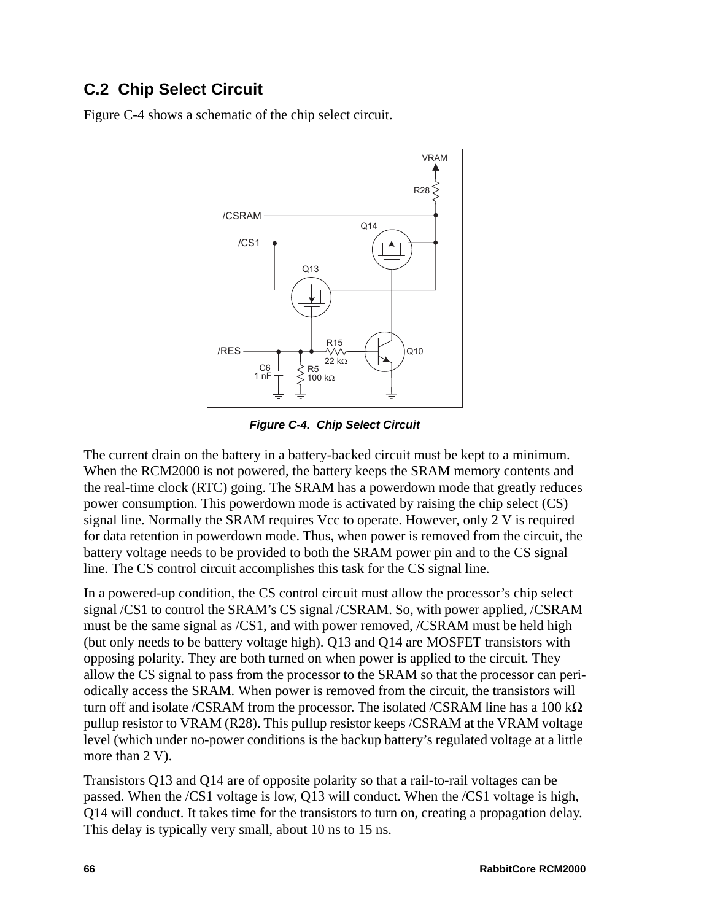## C.2 Chip Select Circuit

Figure C-4 shows a schematic of the chip select circuit.

*Figure C-4. Chip Select Circuit*

The current drain on the battery in a battery-backed circuit must be kept to a minimum. When the RCM2000 is not powered, the battery keeps the SRAM memory contents and the real-time clock (RTC) going. The SRAM has a powerdown mode that greatly reduces power consumption. This powerdown mode is activated by raising the chip select (CS) signal line. Normally the SRAM requires Vcc to operate. However, only 2 V is required for data retention in powerdown mode. Thus, when power is removed from the circuit, the battery voltage needs to be provided to both the SRAM power pin and to the CS signal line. The CS control circuit accomplishes this task for the CS signal line.

In a powered-up condition, the CS control circuit must allow the processor's chip select signal /CS1 to control the SRAM's CS signal /CSRAM. So, with power applied, /CSRAM must be the same signal as /CS1, and with power removed, /CSRAM must be held high (but only needs to be battery voltage high). Q13 and Q14 are MOSFET transistors with opposing polarity. They are both turned on when power is applied to the circuit. They allow the CS signal to pass from the processor to the SRAM so that the processor can periodically access the SRAM. When power is removed from the circuit, the transistors will turn off and isolate /CSRAM from the processor. The isolated /CSRAM line has a 100 kΩ pullup resistor to VRAM (R28). This pullup resistor keeps /CSRAM at the VRAM voltage level (which under no-power conditions is the backup battery's regulated voltage at a little more than 2 V).

Transistors Q13 and Q14 are of opposite polarity so that a rail-to-rail voltages can be passed. When the /CS1 voltage is low, Q13 will conduct. When the /CS1 voltage is high, Q14 will conduct. It takes time for the transistors to turn on, creating a propagation delay. This delay is typically very small, about 10 ns to 15 ns.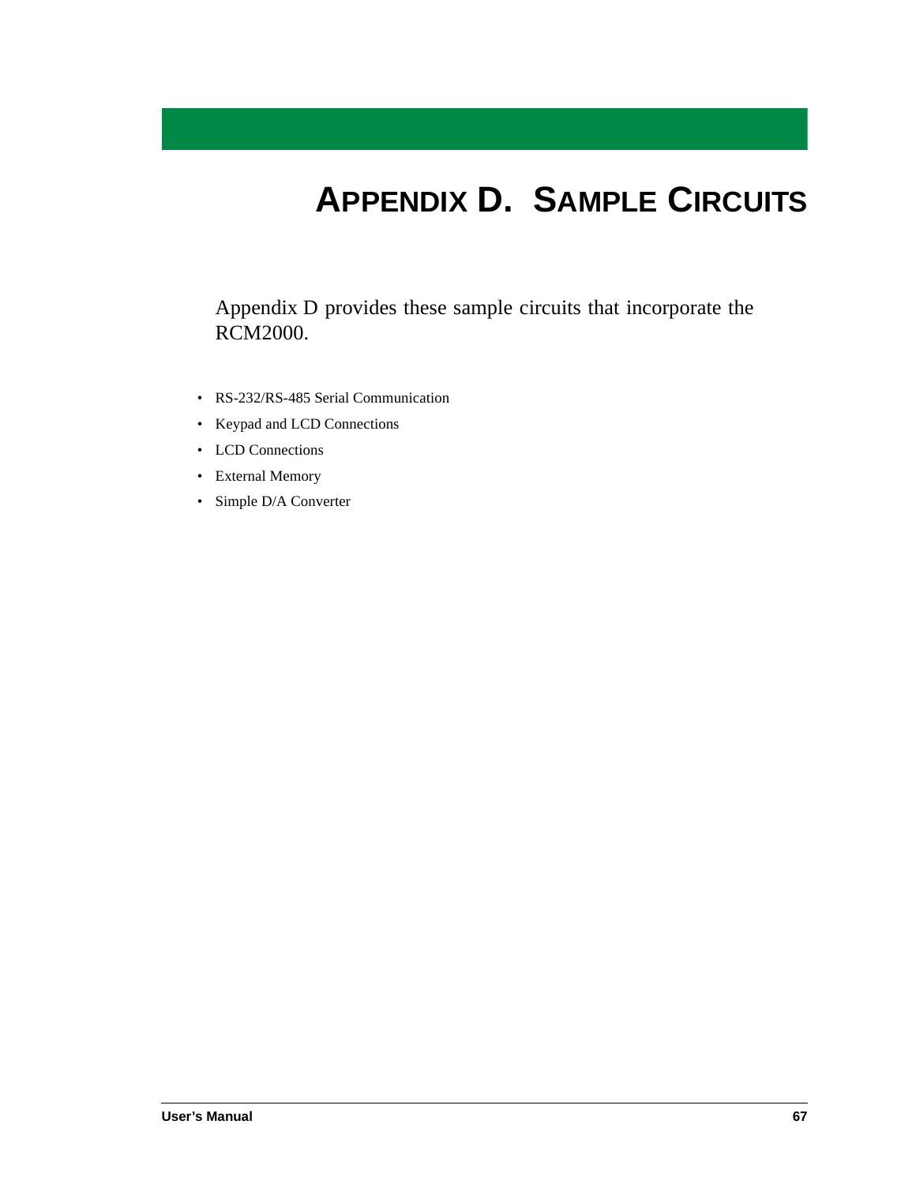# Appendix D. Sample Circuits

Appendix D provides these sample circuits that incorporate the RCM2000.

- RS-232/RS-485 Serial Communication
- Keypad and LCD Connections
- LCD Connections
- External Memory
- Simple D/A Converter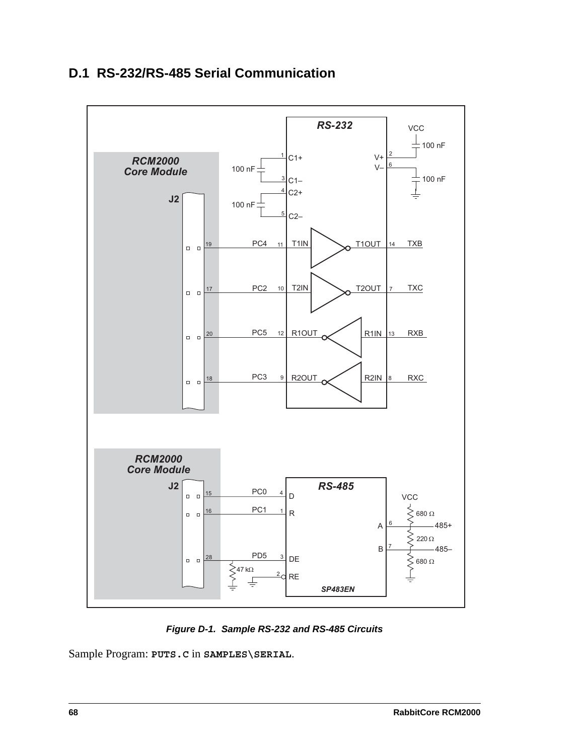## D.1 RS-232/RS-485 Serial Communication

*Figure D-1. Sample RS-232 and RS-485 Circuits*

Sample Program: **PUTS.C** in **SAMPLES\SERIAL**.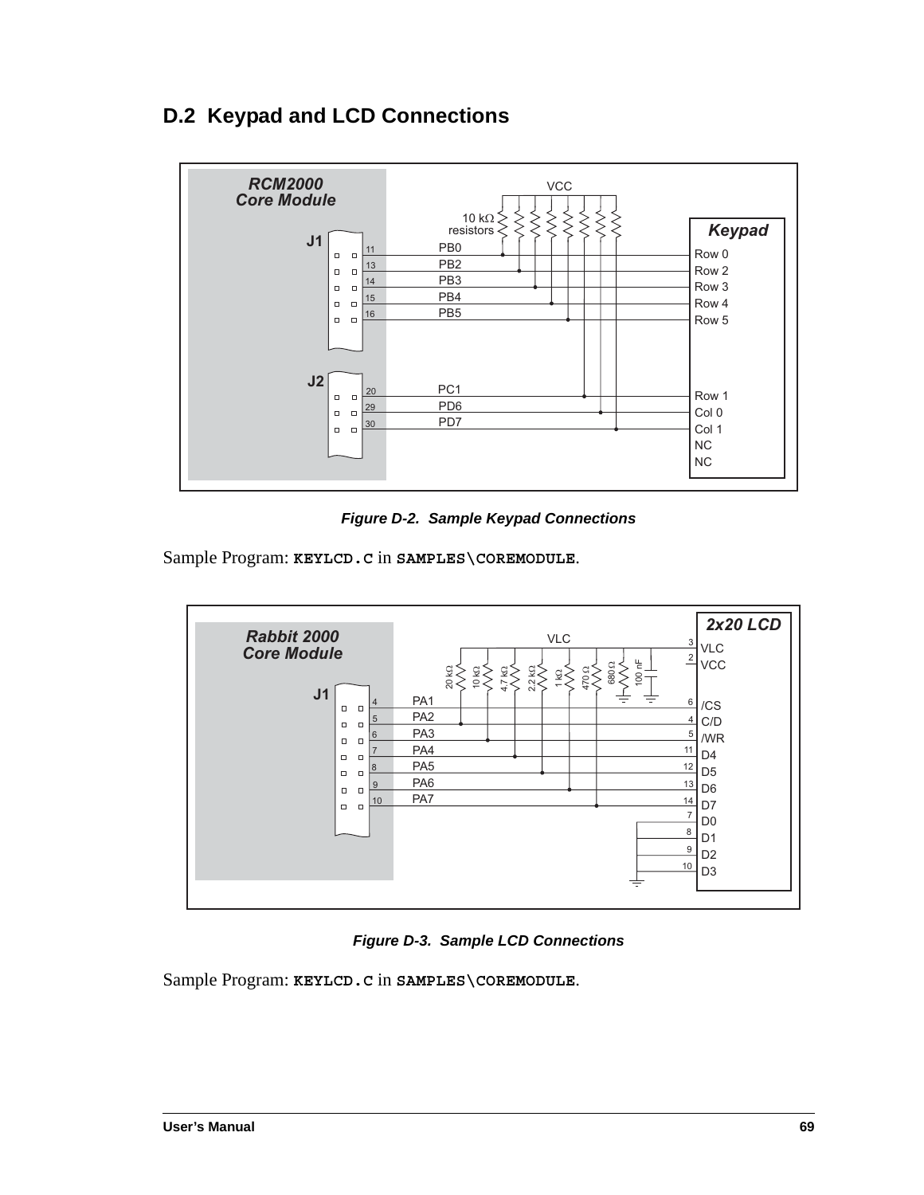## D.2 Keypad and LCD Connections

**Figure D-2. Sample Keypad Connections**

Sample Program: **KEYLCD.C** in **SAMPLES\COREMODULE**.

**Figure D-3. Sample LCD Connections**

Sample Program: **KEYLCD.C** in **SAMPLES\COREMODULE**.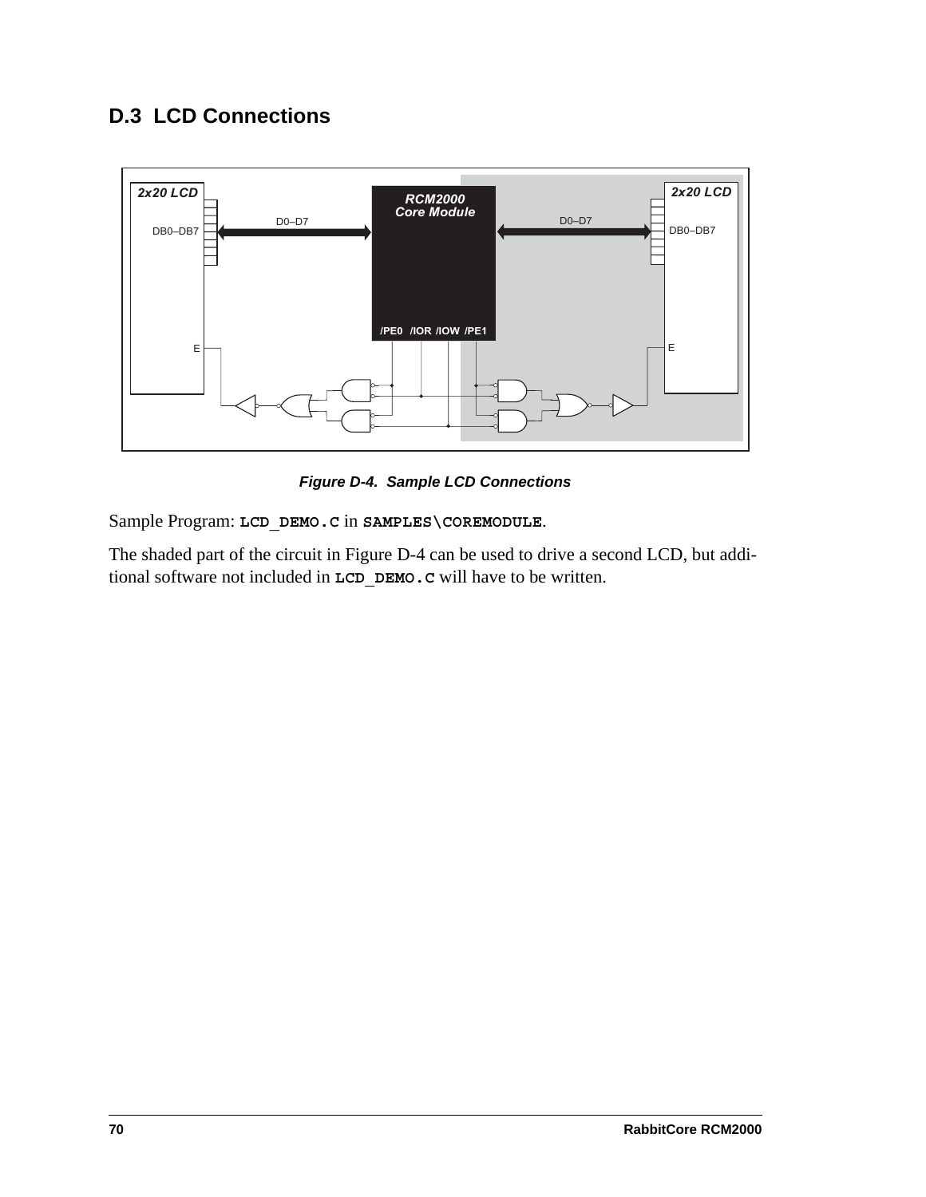## D.3 LCD Connections

*Figure D-4. Sample LCD Connections*

Sample Program: **LCD_DEMO.C** in **SAMPLES\COREMODULE**.

The shaded part of the circuit in Figure D-4 can be used to drive a second LCD, but additional software not included in **LCD_DEMO.C** will have to be written.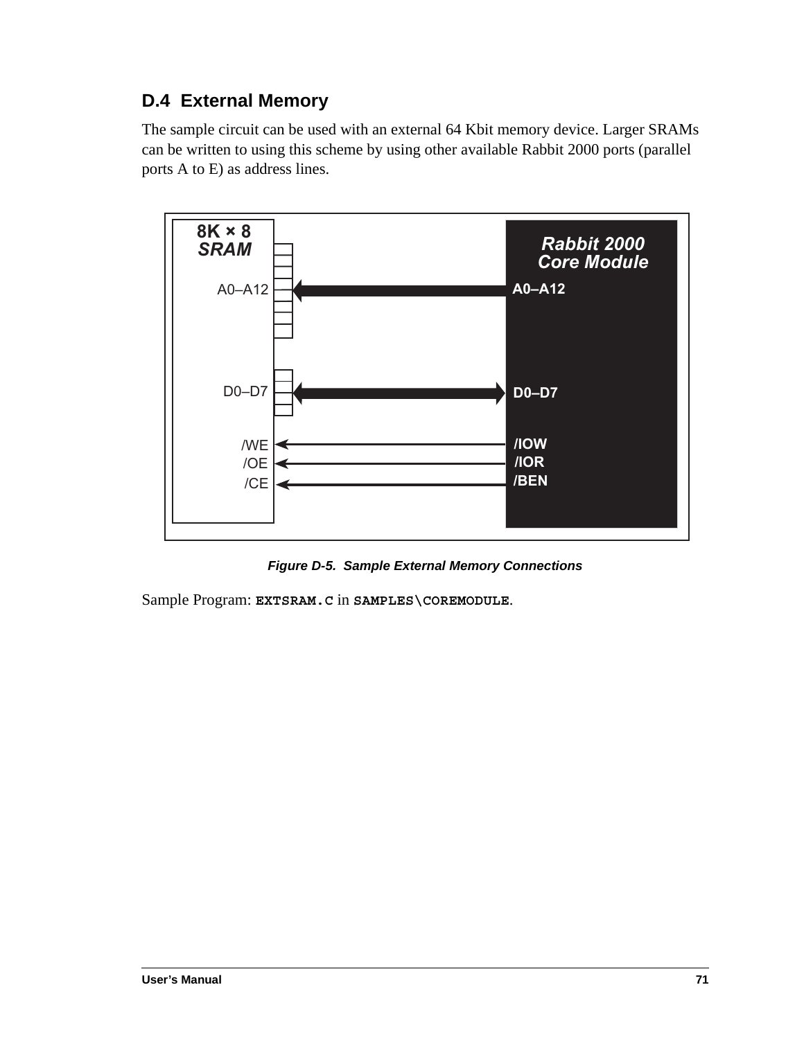## D.4 External Memory

The sample circuit can be used with an external 64 Kbit memory device. Larger SRAMs can be written to using this scheme by using other available Rabbit 2000 ports (parallel ports A to E) as address lines.

8K × 8 SRAM

A0–A12

D0–D7

/WE

/OE

/CE

Rabbit 2000 Core Module

A0–A12

D0–D7

/IOW

/IOR

/BEN

*Figure D-5. Sample External Memory Connections*

Sample Program: **EXTSRAM.C** in **SAMPLES\COREMODULE**.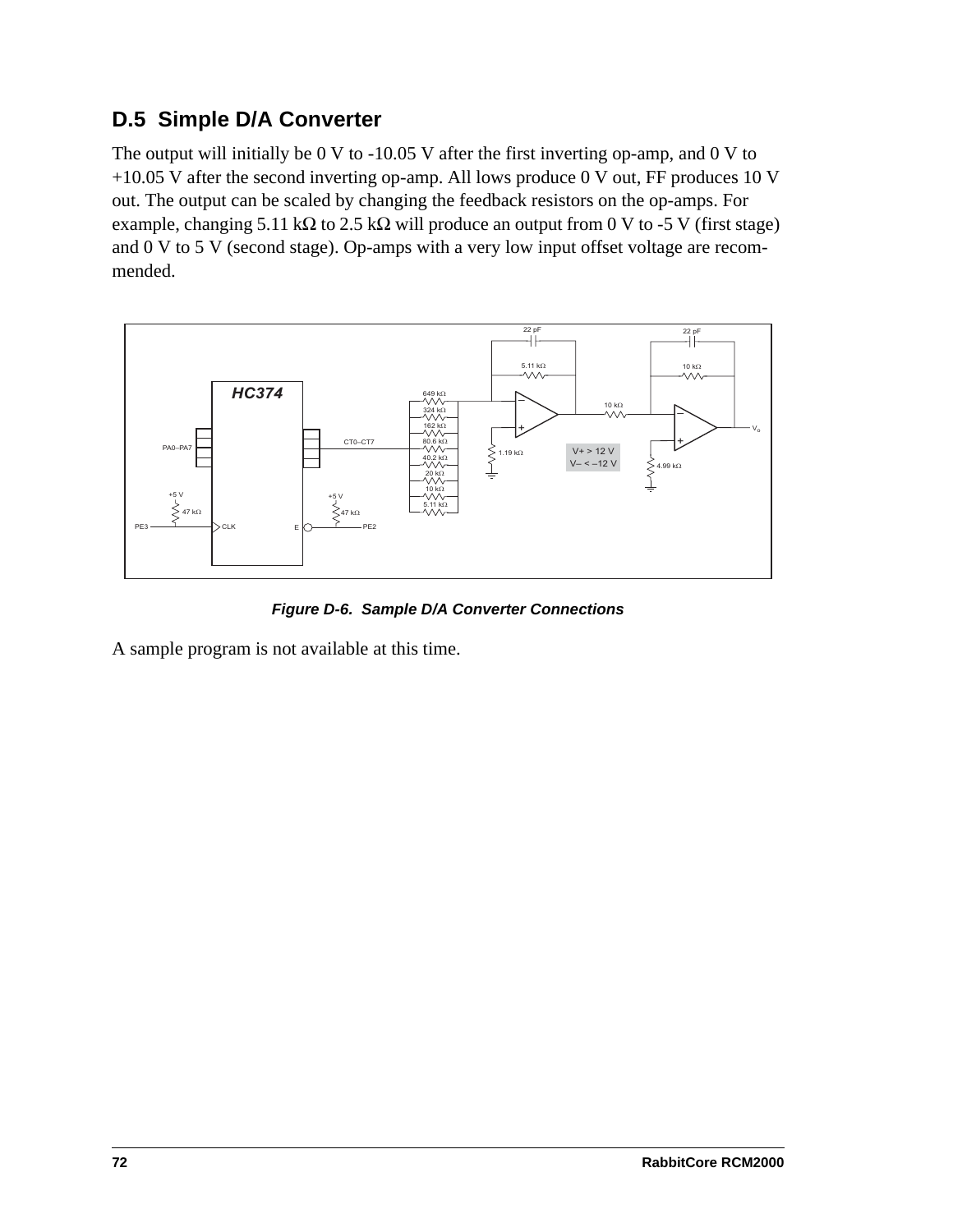## D.5 Simple D/A Converter

The output will initially be 0 V to -10.05 V after the first inverting op-amp, and 0 V to +10.05 V after the second inverting op-amp. All lows produce 0 V out, FF produces 10 V out. The output can be scaled by changing the feedback resistors on the op-amps. For example, changing 5.11 kΩ to 2.5 kΩ will produce an output from 0 V to -5 V (first stage) and 0 V to 5 V (second stage). Op-amps with a very low input offset voltage are recommended.

***Figure D-6. Sample D/A Converter Connections***

A sample program is not available at this time.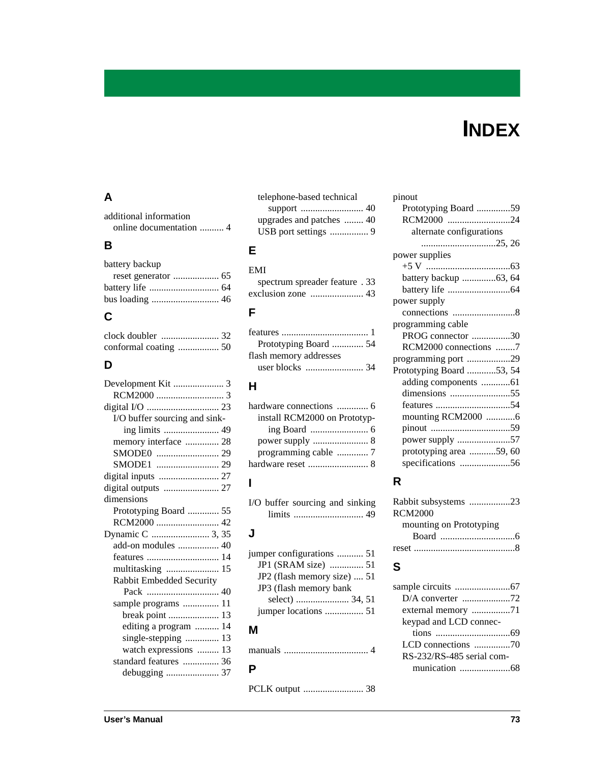# INDEX

## A

additional information
- online documentation .......... 4

## B

battery backup
- reset generator ................... 65

battery life ............................ 64

bus loading ............................ 46

## C

clock doubler ........................ 32

conformal coating ................. 50

## D

Development Kit ..................... 3
- RCM2000 ............................ 3

digital I/O .............................. 23
- I/O buffer sourcing and sinking limits ....................... 49
- memory interface .............. 28
- SMODE0 .......................... 29
- SMODE1 .......................... 29

digital inputs ......................... 27

digital outputs ....................... 27

dimensions
- Prototyping Board ............. 55
- RCM2000 .......................... 42

Dynamic C ........................ 3, 35
- add-on modules ................. 40
- features .............................. 14
- multitasking ...................... 15
- Rabbit Embedded Security Pack .............................. 40
- sample programs ............... 11
  - break point ..................... 13
  - editing a program .......... 14
  - single-stepping .............. 13
  - watch expressions ......... 13
- standard features ............... 36
  - debugging ...................... 37
- telephone-based technical support .......................... 40
- upgrades and patches ........ 40
- USB port settings ................ 9

## E

EMI
- spectrum spreader feature . 33

exclusion zone ...................... 43

## F

features .................................... 1
- Prototyping Board ............. 54

flash memory addresses
- user blocks ........................ 34

## H

hardware connections ............. 6
- install RCM2000 on Prototyping Board ........................ 6
- power supply ....................... 8
- programming cable ............. 7

hardware reset ......................... 8

## I

I/O buffer sourcing and sinking limits ............................. 49

## J

jumper configurations ........... 51
- JP1 (SRAM size) .............. 51
- JP2 (flash memory size) .... 51
- JP3 (flash memory bank select) ...................... 34, 51
- jumper locations ................ 51

## M

manuals ................................... 4

## P

PCLK output ......................... 38

pinout
- Prototyping Board ..............59
- RCM2000 ..........................24
  - alternate configurations ...............................25, 26

power supplies
- +5 V ...................................63
- battery backup .............63, 64
- battery life ..........................64

power supply
- connections ..........................8

programming cable
- PROG connector ................30
- RCM2000 connections ........7

programming port ..................29

Prototyping Board ............53, 54
- adding components ............61
- dimensions .........................55
- features ...............................54
- mounting RCM2000 ............6
- pinout .................................59
- power supply ......................57
- prototyping area ...........59, 60
- specifications .....................56

## R

Rabbit subsystems .................23

RCM2000
- mounting on Prototyping Board ...............................6

reset ..........................................8

## S

sample circuits .......................67
- D/A converter ....................72
- external memory ................71
- keypad and LCD connections ...............................69
- LCD connections ...............70
- RS-232/RS-485 serial communication .....................68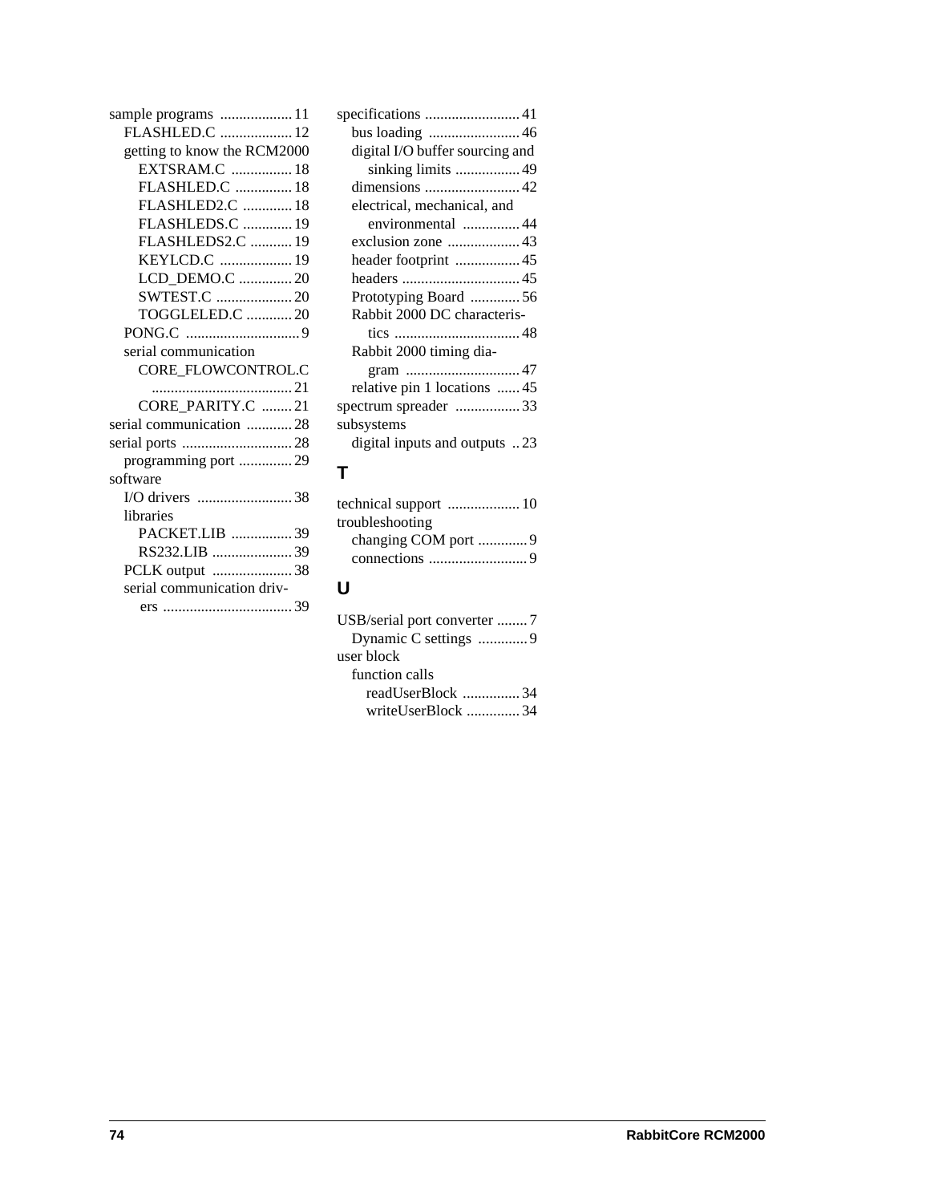sample programs ................... 11
- FLASHLED.C ................... 12
- getting to know the RCM2000
  - EXTSRAM.C ................ 18
  - FLASHLED.C ............... 18
  - FLASHLED2.C ............. 18
  - FLASHLEDS.C ............. 19
  - FLASHLEDS2.C ........... 19
  - KEYLCD.C ................... 19
  - LCD_DEMO.C .............. 20
  - SWTEST.C .................... 20
  - TOGGLELED.C ............ 20
- PONG.C .............................. 9
- serial communication
  - CORE_FLOWCONTROL.C ..................................... 21
  - CORE_PARITY.C ........ 21

serial communication ............ 28

serial ports ............................. 28
- programming port ............. 29

software
- I/O drivers ......................... 38
- libraries
  - PACKET.LIB ................ 39
  - RS232.LIB ..................... 39
- PCLK output ..................... 38
- serial communication drivers ................................. 39

specifications ......................... 41
- bus loading ........................ 46
- digital I/O buffer sourcing and sinking limits ................. 49
- dimensions ......................... 42
- electrical, mechanical, and environmental ............... 44
- exclusion zone ................... 43
- header footprint ................. 45
- headers ............................... 45
- Prototyping Board ............. 56
- Rabbit 2000 DC characteristics ................................. 48
- Rabbit 2000 timing diagram .............................. 47
- relative pin 1 locations ...... 45

spectrum spreader ................. 33

subsystems
- digital inputs and outputs .. 23

## T

technical support ................... 10

troubleshooting
- changing COM port ............. 9
- connections .......................... 9

## U

USB/serial port converter ........ 7
- Dynamic C settings ............. 9

user block
- function calls
  - readUserBlock ............... 34
  - writeUserBlock .............. 34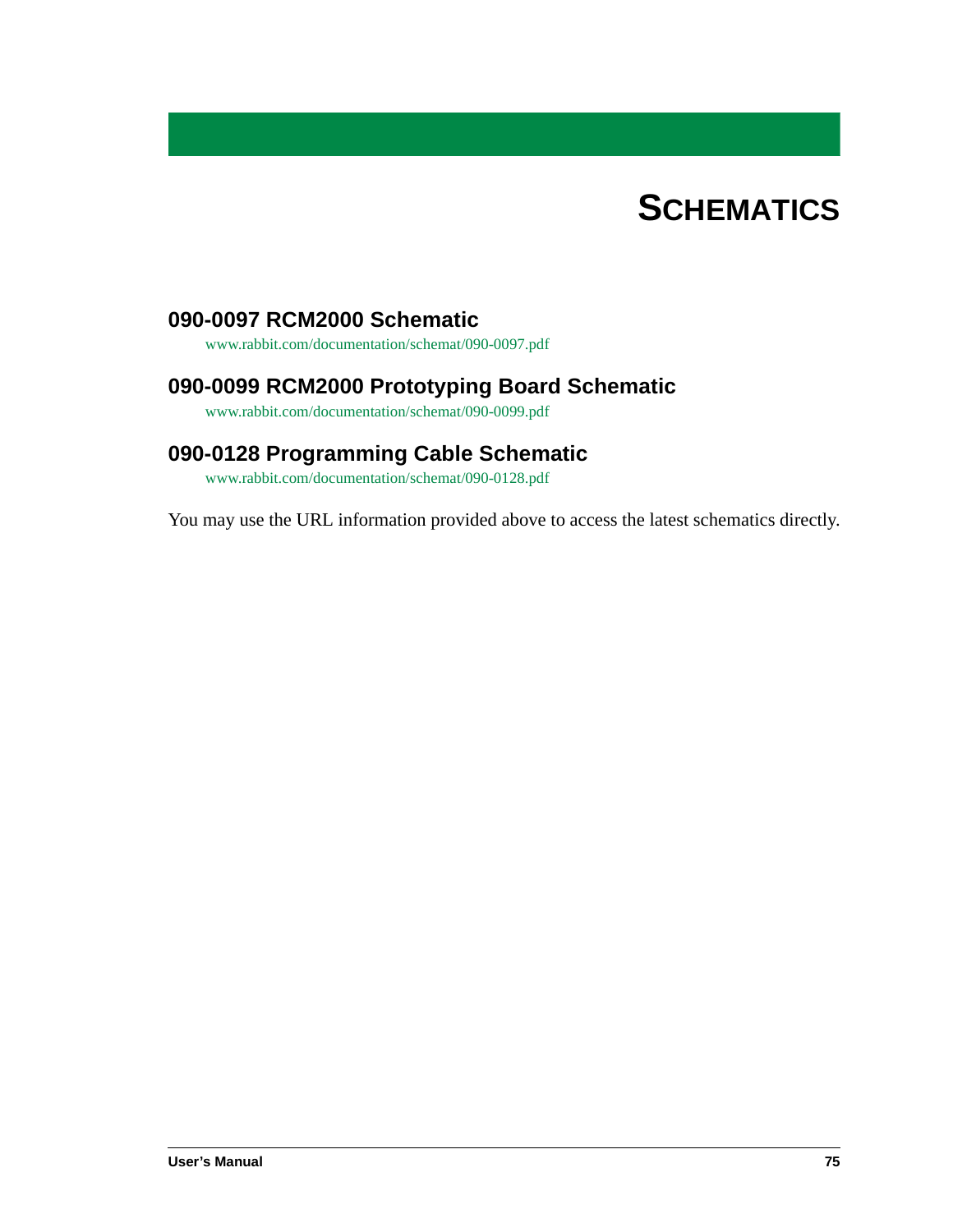# Schematics

## 090-0097 RCM2000 Schematic

www.rabbit.com/documentation/schemat/090-0097.pdf

## 090-0099 RCM2000 Prototyping Board Schematic

www.rabbit.com/documentation/schemat/090-0099.pdf

## 090-0128 Programming Cable Schematic

www.rabbit.com/documentation/schemat/090-0128.pdf

You may use the URL information provided above to access the latest schematics directly.